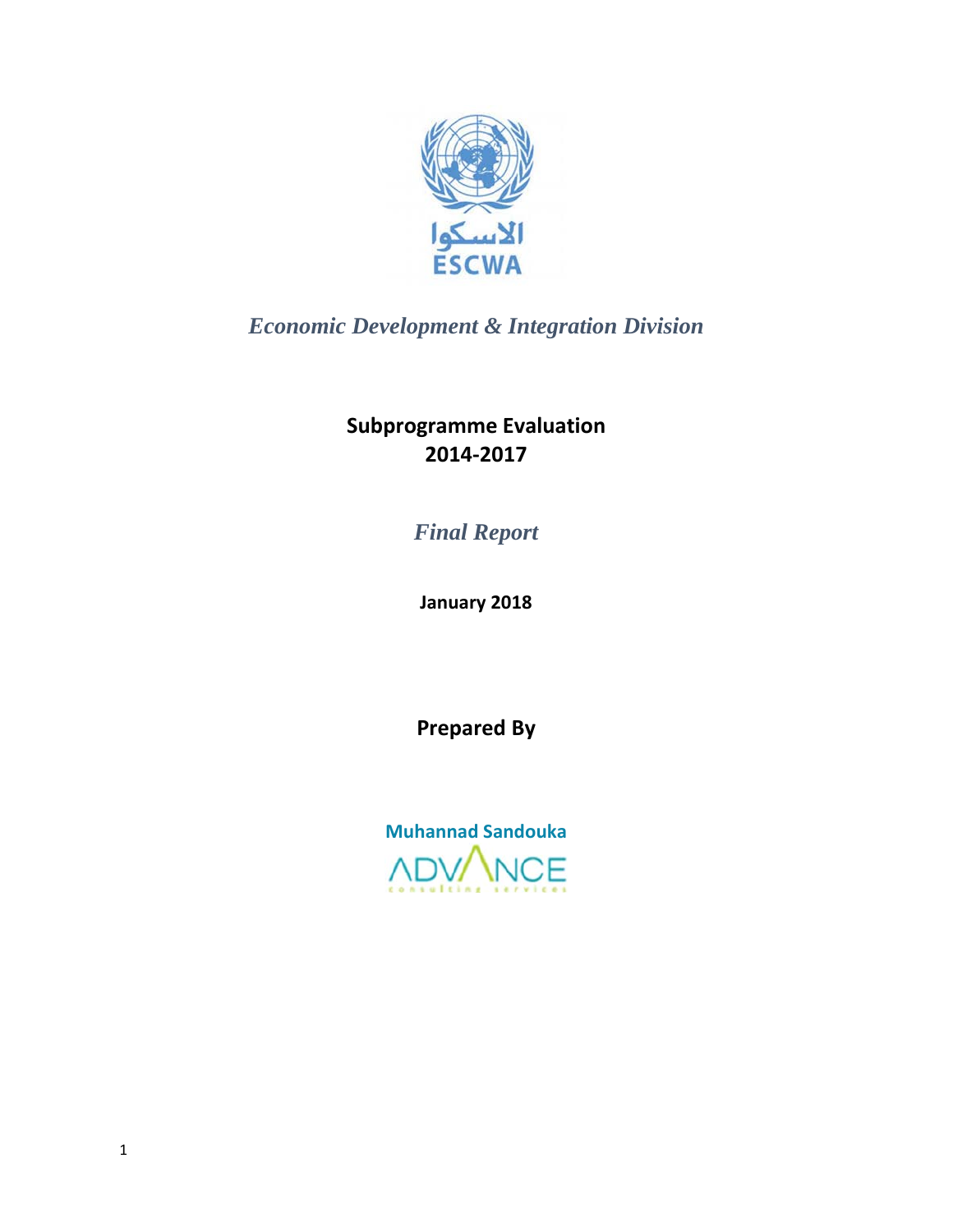الاسكوا
ESCWA

*Economic Development & Integration Division*

# Subprogramme Evaluation 2014-2017

*Final Report*

**January 2018**

**Prepared By**

**Muhannad Sandouka**

ADVANCE consulting services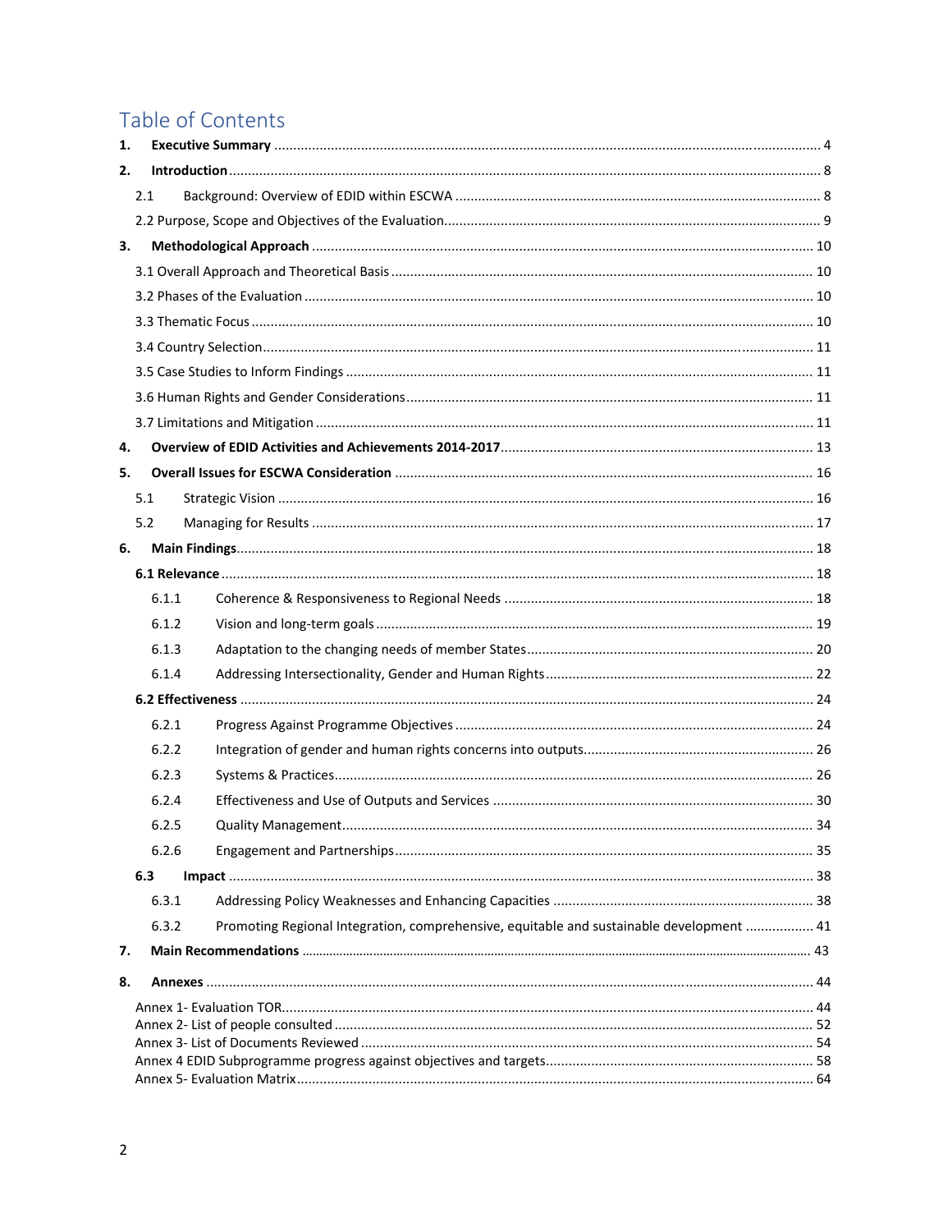# Table of Contents

1. **Executive Summary** ........ 4
2. **Introduction** ........ 8
   - 2.1 Background: Overview of EDID within ESCWA ........ 8
   - 2.2 Purpose, Scope and Objectives of the Evaluation ........ 9
3. **Methodological Approach** ........ 10
   - 3.1 Overall Approach and Theoretical Basis ........ 10
   - 3.2 Phases of the Evaluation ........ 10
   - 3.3 Thematic Focus ........ 10
   - 3.4 Country Selection ........ 11
   - 3.5 Case Studies to Inform Findings ........ 11
   - 3.6 Human Rights and Gender Considerations ........ 11
   - 3.7 Limitations and Mitigation ........ 11
4. **Overview of EDID Activities and Achievements 2014-2017** ........ 13
5. **Overall Issues for ESCWA Consideration** ........ 16
   - 5.1 Strategic Vision ........ 16
   - 5.2 Managing for Results ........ 17
6. **Main Findings** ........ 18
   - **6.1 Relevance** ........ 18
     - 6.1.1 Coherence & Responsiveness to Regional Needs ........ 18
     - 6.1.2 Vision and long-term goals ........ 19
     - 6.1.3 Adaptation to the changing needs of member States ........ 20
     - 6.1.4 Addressing Intersectionality, Gender and Human Rights ........ 22
   - **6.2 Effectiveness** ........ 24
     - 6.2.1 Progress Against Programme Objectives ........ 24
     - 6.2.2 Integration of gender and human rights concerns into outputs ........ 26
     - 6.2.3 Systems & Practices ........ 26
     - 6.2.4 Effectiveness and Use of Outputs and Services ........ 30
     - 6.2.5 Quality Management ........ 34
     - 6.2.6 Engagement and Partnerships ........ 35
   - **6.3 Impact** ........ 38
     - 6.3.1 Addressing Policy Weaknesses and Enhancing Capacities ........ 38
     - 6.3.2 Promoting Regional Integration, comprehensive, equitable and sustainable development ........ 41
7. **Main Recommendations** ........ 43
8. **Annexes** ........ 44
   - Annex 1- Evaluation TOR ........ 44
   - Annex 2- List of people consulted ........ 52
   - Annex 3- List of Documents Reviewed ........ 54
   - Annex 4 EDID Subprogramme progress against objectives and targets ........ 58
   - Annex 5- Evaluation Matrix ........ 64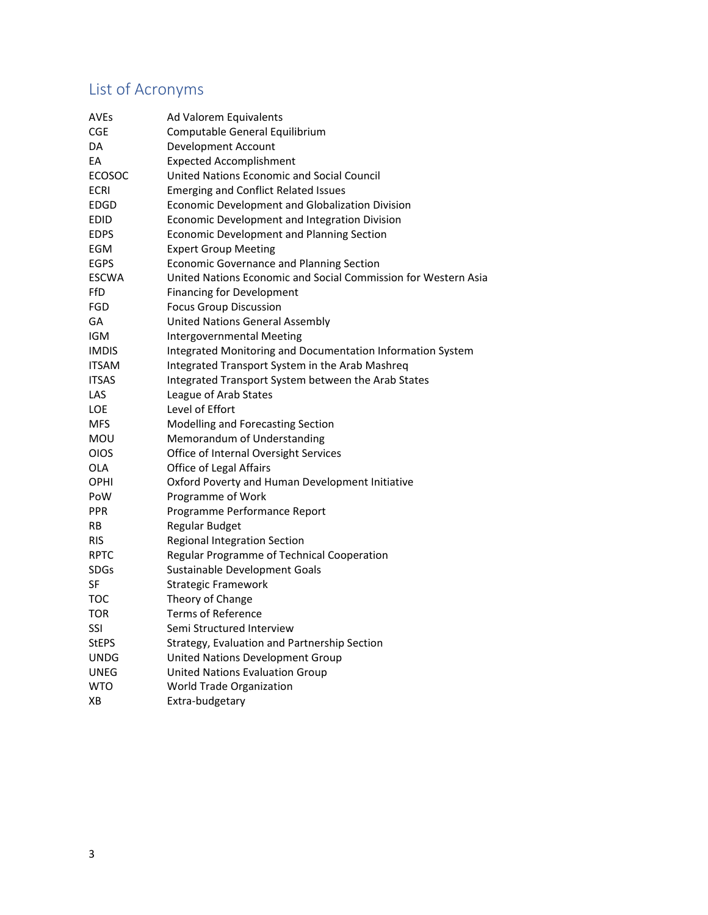## List of Acronyms

| | |
|---|---|
| AVEs | Ad Valorem Equivalents |
| CGE | Computable General Equilibrium |
| DA | Development Account |
| EA | Expected Accomplishment |
| ECOSOC | United Nations Economic and Social Council |
| ECRI | Emerging and Conflict Related Issues |
| EDGD | Economic Development and Globalization Division |
| EDID | Economic Development and Integration Division |
| EDPS | Economic Development and Planning Section |
| EGM | Expert Group Meeting |
| EGPS | Economic Governance and Planning Section |
| ESCWA | United Nations Economic and Social Commission for Western Asia |
| FfD | Financing for Development |
| FGD | Focus Group Discussion |
| GA | United Nations General Assembly |
| IGM | Intergovernmental Meeting |
| IMDIS | Integrated Monitoring and Documentation Information System |
| ITSAM | Integrated Transport System in the Arab Mashreq |
| ITSAS | Integrated Transport System between the Arab States |
| LAS | League of Arab States |
| LOE | Level of Effort |
| MFS | Modelling and Forecasting Section |
| MOU | Memorandum of Understanding |
| OIOS | Office of Internal Oversight Services |
| OLA | Office of Legal Affairs |
| OPHI | Oxford Poverty and Human Development Initiative |
| PoW | Programme of Work |
| PPR | Programme Performance Report |
| RB | Regular Budget |
| RIS | Regional Integration Section |
| RPTC | Regular Programme of Technical Cooperation |
| SDGs | Sustainable Development Goals |
| SF | Strategic Framework |
| TOC | Theory of Change |
| TOR | Terms of Reference |
| SSI | Semi Structured Interview |
| StEPS | Strategy, Evaluation and Partnership Section |
| UNDG | United Nations Development Group |
| UNEG | United Nations Evaluation Group |
| WTO | World Trade Organization |
| XB | Extra-budgetary |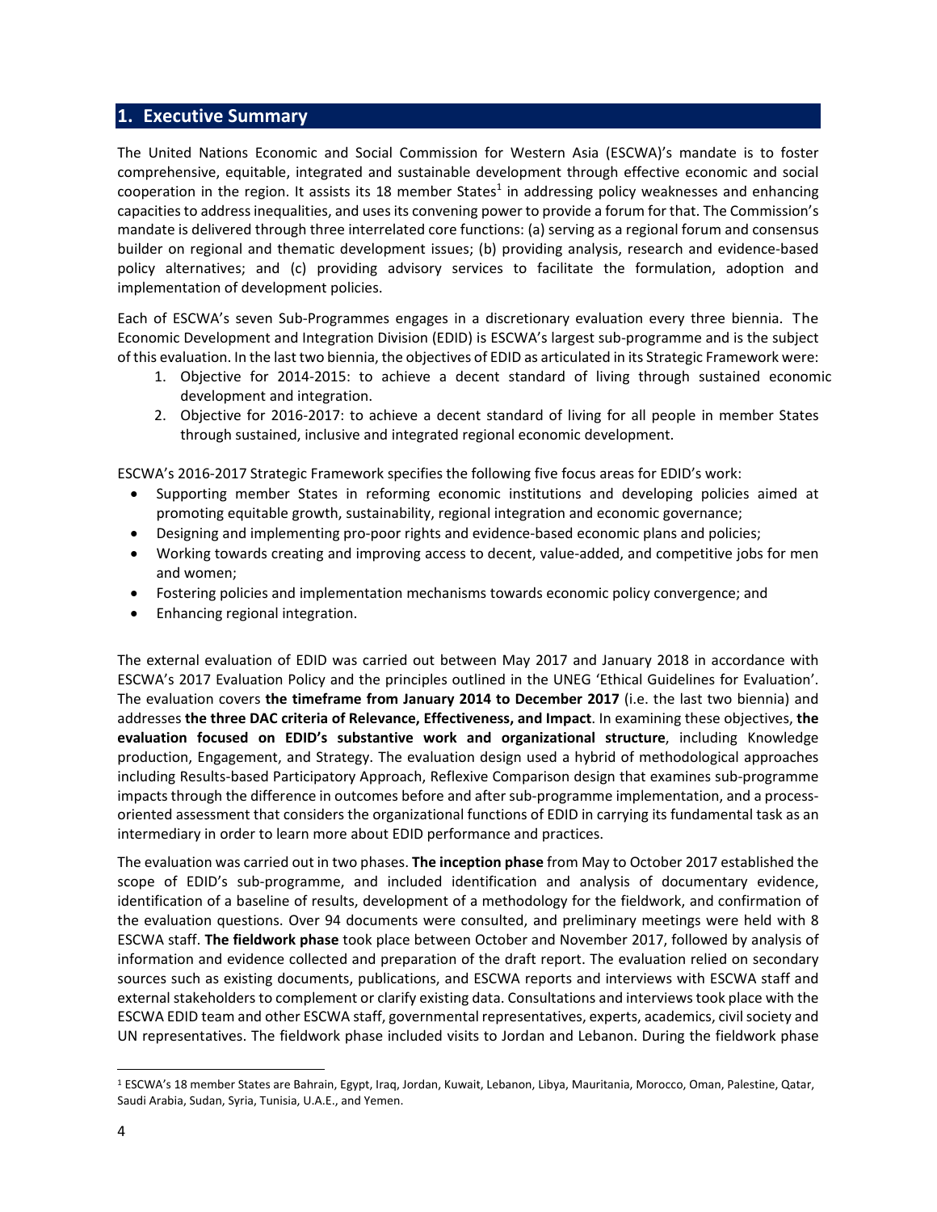## 1. Executive Summary

The United Nations Economic and Social Commission for Western Asia (ESCWA)'s mandate is to foster comprehensive, equitable, integrated and sustainable development through effective economic and social cooperation in the region. It assists its 18 member States[1] in addressing policy weaknesses and enhancing capacities to address inequalities, and uses its convening power to provide a forum for that. The Commission's mandate is delivered through three interrelated core functions: (a) serving as a regional forum and consensus builder on regional and thematic development issues; (b) providing analysis, research and evidence-based policy alternatives; and (c) providing advisory services to facilitate the formulation, adoption and implementation of development policies.

Each of ESCWA's seven Sub-Programmes engages in a discretionary evaluation every three biennia. The Economic Development and Integration Division (EDID) is ESCWA's largest sub-programme and is the subject of this evaluation. In the last two biennia, the objectives of EDID as articulated in its Strategic Framework were:

1. Objective for 2014-2015: to achieve a decent standard of living through sustained economic development and integration.
2. Objective for 2016-2017: to achieve a decent standard of living for all people in member States through sustained, inclusive and integrated regional economic development.

ESCWA's 2016-2017 Strategic Framework specifies the following five focus areas for EDID's work:

- Supporting member States in reforming economic institutions and developing policies aimed at promoting equitable growth, sustainability, regional integration and economic governance;
- Designing and implementing pro-poor rights and evidence-based economic plans and policies;
- Working towards creating and improving access to decent, value-added, and competitive jobs for men and women;
- Fostering policies and implementation mechanisms towards economic policy convergence; and
- Enhancing regional integration.

The external evaluation of EDID was carried out between May 2017 and January 2018 in accordance with ESCWA's 2017 Evaluation Policy and the principles outlined in the UNEG 'Ethical Guidelines for Evaluation'. The evaluation covers **the timeframe from January 2014 to December 2017** (i.e. the last two biennia) and addresses **the three DAC criteria of Relevance, Effectiveness, and Impact**. In examining these objectives, **the evaluation focused on EDID's substantive work and organizational structure**, including Knowledge production, Engagement, and Strategy. The evaluation design used a hybrid of methodological approaches including Results-based Participatory Approach, Reflexive Comparison design that examines sub-programme impacts through the difference in outcomes before and after sub-programme implementation, and a process-oriented assessment that considers the organizational functions of EDID in carrying its fundamental task as an intermediary in order to learn more about EDID performance and practices.

The evaluation was carried out in two phases. **The inception phase** from May to October 2017 established the scope of EDID's sub-programme, and included identification and analysis of documentary evidence, identification of a baseline of results, development of a methodology for the fieldwork, and confirmation of the evaluation questions. Over 94 documents were consulted, and preliminary meetings were held with 8 ESCWA staff. **The fieldwork phase** took place between October and November 2017, followed by analysis of information and evidence collected and preparation of the draft report. The evaluation relied on secondary sources such as existing documents, publications, and ESCWA reports and interviews with ESCWA staff and external stakeholders to complement or clarify existing data. Consultations and interviews took place with the ESCWA EDID team and other ESCWA staff, governmental representatives, experts, academics, civil society and UN representatives. The fieldwork phase included visits to Jordan and Lebanon. During the fieldwork phase

[1] ESCWA's 18 member States are Bahrain, Egypt, Iraq, Jordan, Kuwait, Lebanon, Libya, Mauritania, Morocco, Oman, Palestine, Qatar, Saudi Arabia, Sudan, Syria, Tunisia, U.A.E., and Yemen.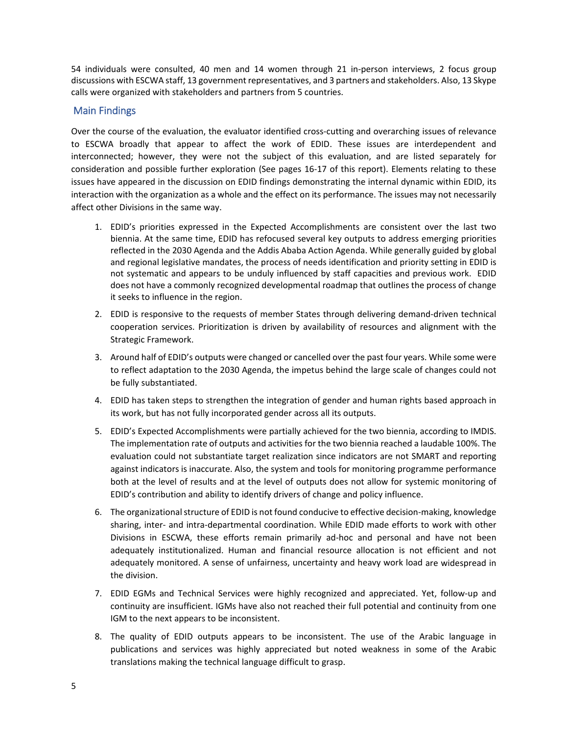54 individuals were consulted, 40 men and 14 women through 21 in-person interviews, 2 focus group discussions with ESCWA staff, 13 government representatives, and 3 partners and stakeholders. Also, 13 Skype calls were organized with stakeholders and partners from 5 countries.

## Main Findings

Over the course of the evaluation, the evaluator identified cross-cutting and overarching issues of relevance to ESCWA broadly that appear to affect the work of EDID. These issues are interdependent and interconnected; however, they were not the subject of this evaluation, and are listed separately for consideration and possible further exploration (See pages 16-17 of this report). Elements relating to these issues have appeared in the discussion on EDID findings demonstrating the internal dynamic within EDID, its interaction with the organization as a whole and the effect on its performance. The issues may not necessarily affect other Divisions in the same way.

1. EDID's priorities expressed in the Expected Accomplishments are consistent over the last two biennia. At the same time, EDID has refocused several key outputs to address emerging priorities reflected in the 2030 Agenda and the Addis Ababa Action Agenda. While generally guided by global and regional legislative mandates, the process of needs identification and priority setting in EDID is not systematic and appears to be unduly influenced by staff capacities and previous work. EDID does not have a commonly recognized developmental roadmap that outlines the process of change it seeks to influence in the region.
2. EDID is responsive to the requests of member States through delivering demand-driven technical cooperation services. Prioritization is driven by availability of resources and alignment with the Strategic Framework.
3. Around half of EDID's outputs were changed or cancelled over the past four years. While some were to reflect adaptation to the 2030 Agenda, the impetus behind the large scale of changes could not be fully substantiated.
4. EDID has taken steps to strengthen the integration of gender and human rights based approach in its work, but has not fully incorporated gender across all its outputs.
5. EDID's Expected Accomplishments were partially achieved for the two biennia, according to IMDIS. The implementation rate of outputs and activities for the two biennia reached a laudable 100%. The evaluation could not substantiate target realization since indicators are not SMART and reporting against indicators is inaccurate. Also, the system and tools for monitoring programme performance both at the level of results and at the level of outputs does not allow for systemic monitoring of EDID's contribution and ability to identify drivers of change and policy influence.
6. The organizational structure of EDID is not found conducive to effective decision-making, knowledge sharing, inter- and intra-departmental coordination. While EDID made efforts to work with other Divisions in ESCWA, these efforts remain primarily ad-hoc and personal and have not been adequately institutionalized. Human and financial resource allocation is not efficient and not adequately monitored. A sense of unfairness, uncertainty and heavy work load are widespread in the division.
7. EDID EGMs and Technical Services were highly recognized and appreciated. Yet, follow-up and continuity are insufficient. IGMs have also not reached their full potential and continuity from one IGM to the next appears to be inconsistent.
8. The quality of EDID outputs appears to be inconsistent. The use of the Arabic language in publications and services was highly appreciated but noted weakness in some of the Arabic translations making the technical language difficult to grasp.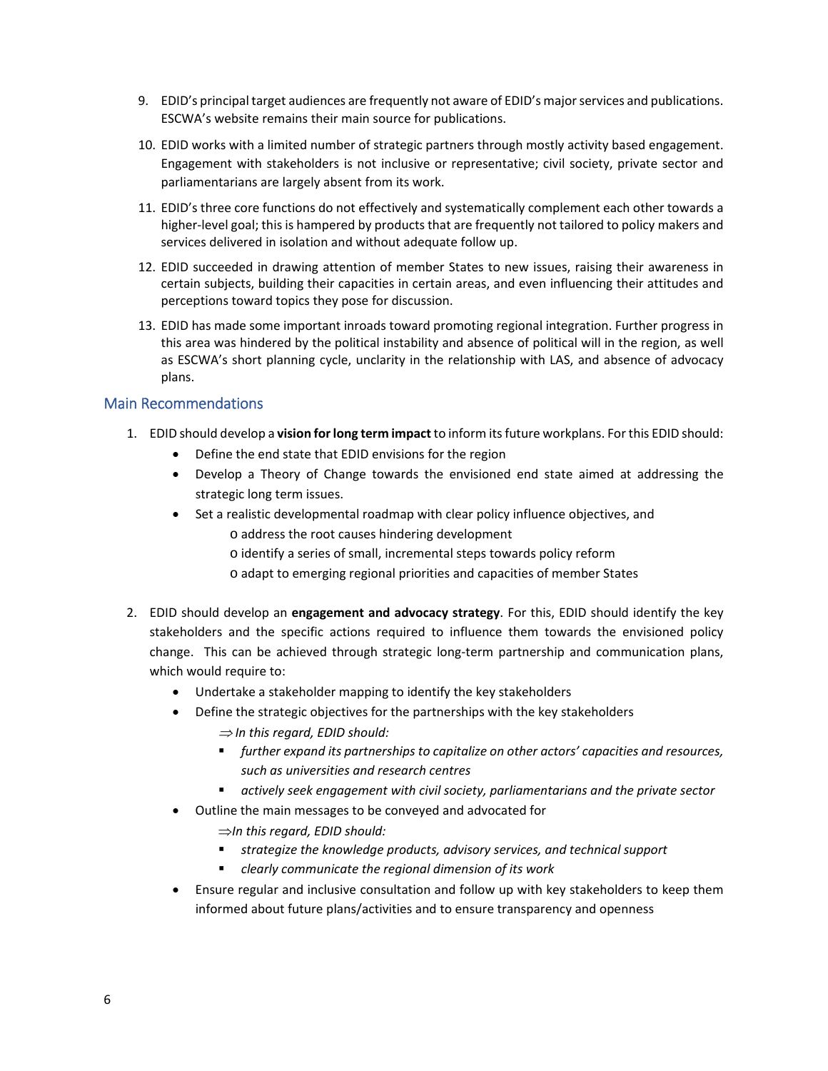9. EDID's principal target audiences are frequently not aware of EDID's major services and publications. ESCWA's website remains their main source for publications.

10. EDID works with a limited number of strategic partners through mostly activity based engagement. Engagement with stakeholders is not inclusive or representative; civil society, private sector and parliamentarians are largely absent from its work.

11. EDID's three core functions do not effectively and systematically complement each other towards a higher-level goal; this is hampered by products that are frequently not tailored to policy makers and services delivered in isolation and without adequate follow up.

12. EDID succeeded in drawing attention of member States to new issues, raising their awareness in certain subjects, building their capacities in certain areas, and even influencing their attitudes and perceptions toward topics they pose for discussion.

13. EDID has made some important inroads toward promoting regional integration. Further progress in this area was hindered by the political instability and absence of political will in the region, as well as ESCWA's short planning cycle, unclarity in the relationship with LAS, and absence of advocacy plans.

## Main Recommendations

1. EDID should develop a **vision for long term impact** to inform its future workplans. For this EDID should:
   - Define the end state that EDID envisions for the region
   - Develop a Theory of Change towards the envisioned end state aimed at addressing the strategic long term issues.
   - Set a realistic developmental roadmap with clear policy influence objectives, and
     - o address the root causes hindering development
     - o identify a series of small, incremental steps towards policy reform
     - o adapt to emerging regional priorities and capacities of member States

2. EDID should develop an **engagement and advocacy strategy**. For this, EDID should identify the key stakeholders and the specific actions required to influence them towards the envisioned policy change. This can be achieved through strategic long-term partnership and communication plans, which would require to:
   - Undertake a stakeholder mapping to identify the key stakeholders
   - Define the strategic objectives for the partnerships with the key stakeholders
     - ⇒ *In this regard, EDID should:*
       - *further expand its partnerships to capitalize on other actors' capacities and resources, such as universities and research centres*
       - *actively seek engagement with civil society, parliamentarians and the private sector*
   - Outline the main messages to be conveyed and advocated for
     - ⇒ *In this regard, EDID should:*
       - *strategize the knowledge products, advisory services, and technical support*
       - *clearly communicate the regional dimension of its work*
   - Ensure regular and inclusive consultation and follow up with key stakeholders to keep them informed about future plans/activities and to ensure transparency and openness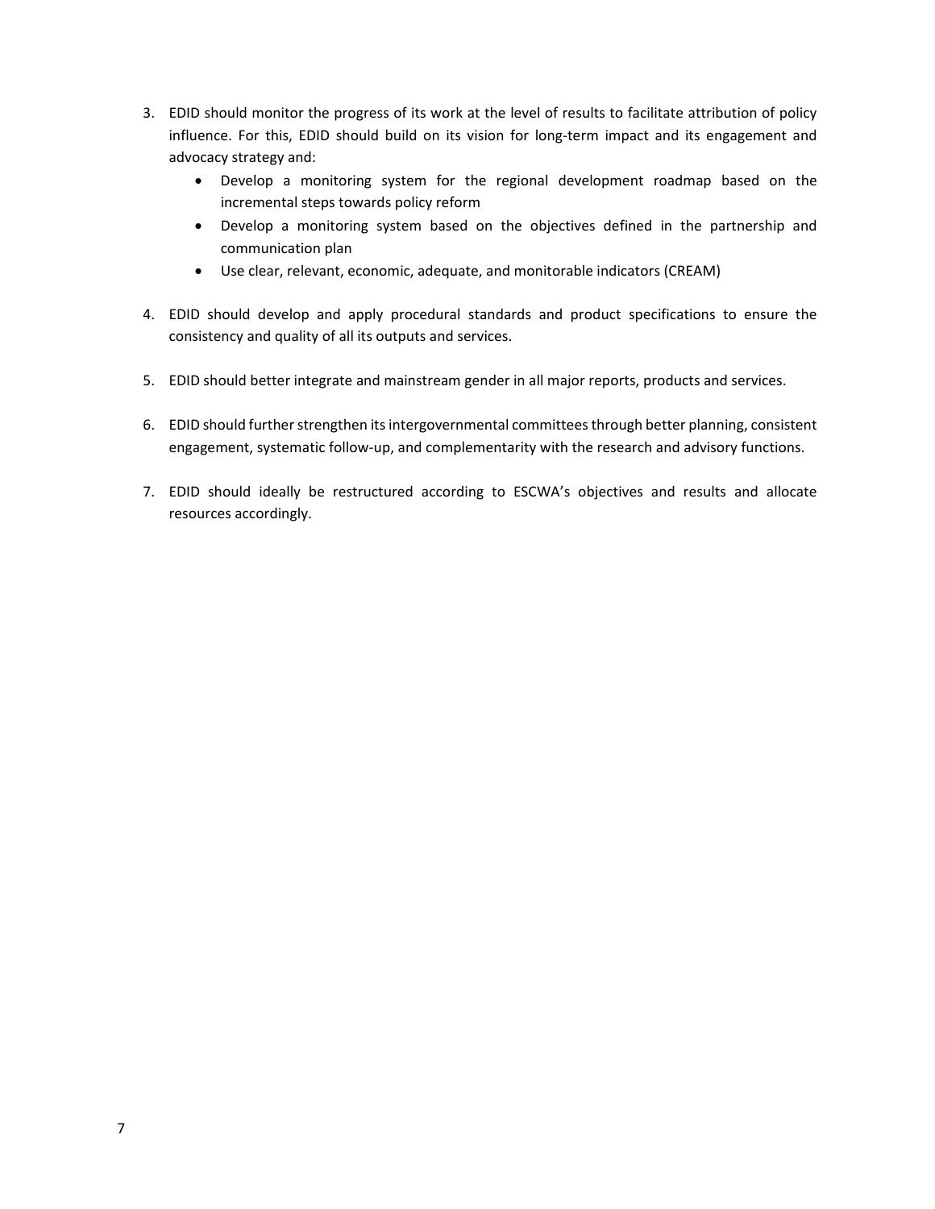3. EDID should monitor the progress of its work at the level of results to facilitate attribution of policy influence. For this, EDID should build on its vision for long-term impact and its engagement and advocacy strategy and:
    - Develop a monitoring system for the regional development roadmap based on the incremental steps towards policy reform
    - Develop a monitoring system based on the objectives defined in the partnership and communication plan
    - Use clear, relevant, economic, adequate, and monitorable indicators (CREAM)

4. EDID should develop and apply procedural standards and product specifications to ensure the consistency and quality of all its outputs and services.

5. EDID should better integrate and mainstream gender in all major reports, products and services.

6. EDID should further strengthen its intergovernmental committees through better planning, consistent engagement, systematic follow-up, and complementarity with the research and advisory functions.

7. EDID should ideally be restructured according to ESCWA's objectives and results and allocate resources accordingly.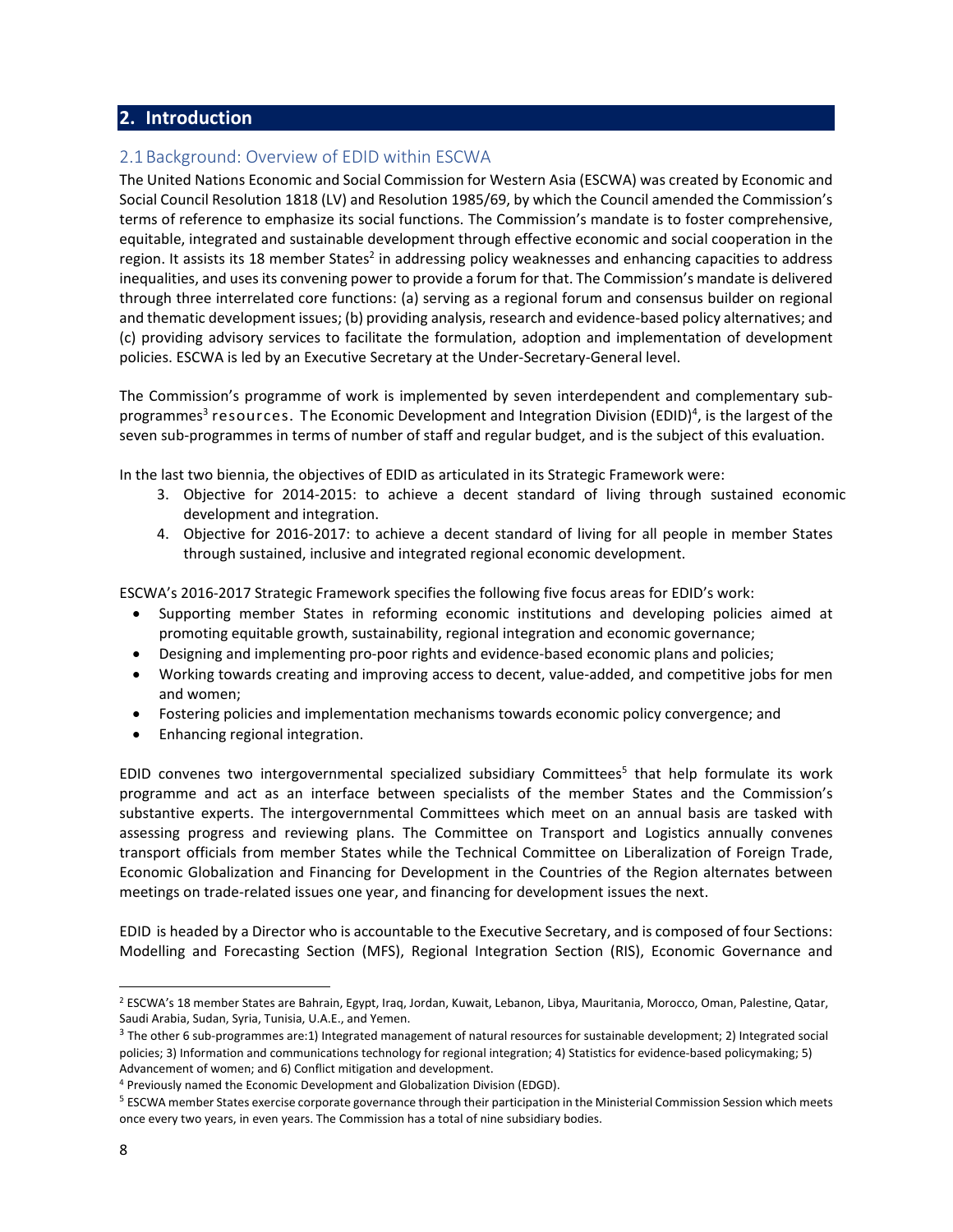## 2. Introduction

### 2.1 Background: Overview of EDID within ESCWA

The United Nations Economic and Social Commission for Western Asia (ESCWA) was created by Economic and Social Council Resolution 1818 (LV) and Resolution 1985/69, by which the Council amended the Commission's terms of reference to emphasize its social functions. The Commission's mandate is to foster comprehensive, equitable, integrated and sustainable development through effective economic and social cooperation in the region. It assists its 18 member States[2] in addressing policy weaknesses and enhancing capacities to address inequalities, and uses its convening power to provide a forum for that. The Commission's mandate is delivered through three interrelated core functions: (a) serving as a regional forum and consensus builder on regional and thematic development issues; (b) providing analysis, research and evidence-based policy alternatives; and (c) providing advisory services to facilitate the formulation, adoption and implementation of development policies. ESCWA is led by an Executive Secretary at the Under-Secretary-General level.

The Commission's programme of work is implemented by seven interdependent and complementary sub-programmes[3] resources. The Economic Development and Integration Division (EDID)[4], is the largest of the seven sub-programmes in terms of number of staff and regular budget, and is the subject of this evaluation.

In the last two biennia, the objectives of EDID as articulated in its Strategic Framework were:

3. Objective for 2014-2015: to achieve a decent standard of living through sustained economic development and integration.
4. Objective for 2016-2017: to achieve a decent standard of living for all people in member States through sustained, inclusive and integrated regional economic development.

ESCWA's 2016-2017 Strategic Framework specifies the following five focus areas for EDID's work:

- Supporting member States in reforming economic institutions and developing policies aimed at promoting equitable growth, sustainability, regional integration and economic governance;
- Designing and implementing pro-poor rights and evidence-based economic plans and policies;
- Working towards creating and improving access to decent, value-added, and competitive jobs for men and women;
- Fostering policies and implementation mechanisms towards economic policy convergence; and
- Enhancing regional integration.

EDID convenes two intergovernmental specialized subsidiary Committees[5] that help formulate its work programme and act as an interface between specialists of the member States and the Commission's substantive experts. The intergovernmental Committees which meet on an annual basis are tasked with assessing progress and reviewing plans. The Committee on Transport and Logistics annually convenes transport officials from member States while the Technical Committee on Liberalization of Foreign Trade, Economic Globalization and Financing for Development in the Countries of the Region alternates between meetings on trade-related issues one year, and financing for development issues the next.

EDID is headed by a Director who is accountable to the Executive Secretary, and is composed of four Sections: Modelling and Forecasting Section (MFS), Regional Integration Section (RIS), Economic Governance and

---

[2] ESCWA's 18 member States are Bahrain, Egypt, Iraq, Jordan, Kuwait, Lebanon, Libya, Mauritania, Morocco, Oman, Palestine, Qatar, Saudi Arabia, Sudan, Syria, Tunisia, U.A.E., and Yemen.

[3] The other 6 sub-programmes are:1) Integrated management of natural resources for sustainable development; 2) Integrated social policies; 3) Information and communications technology for regional integration; 4) Statistics for evidence-based policymaking; 5) Advancement of women; and 6) Conflict mitigation and development.

[4] Previously named the Economic Development and Globalization Division (EDGD).

[5] ESCWA member States exercise corporate governance through their participation in the Ministerial Commission Session which meets once every two years, in even years. The Commission has a total of nine subsidiary bodies.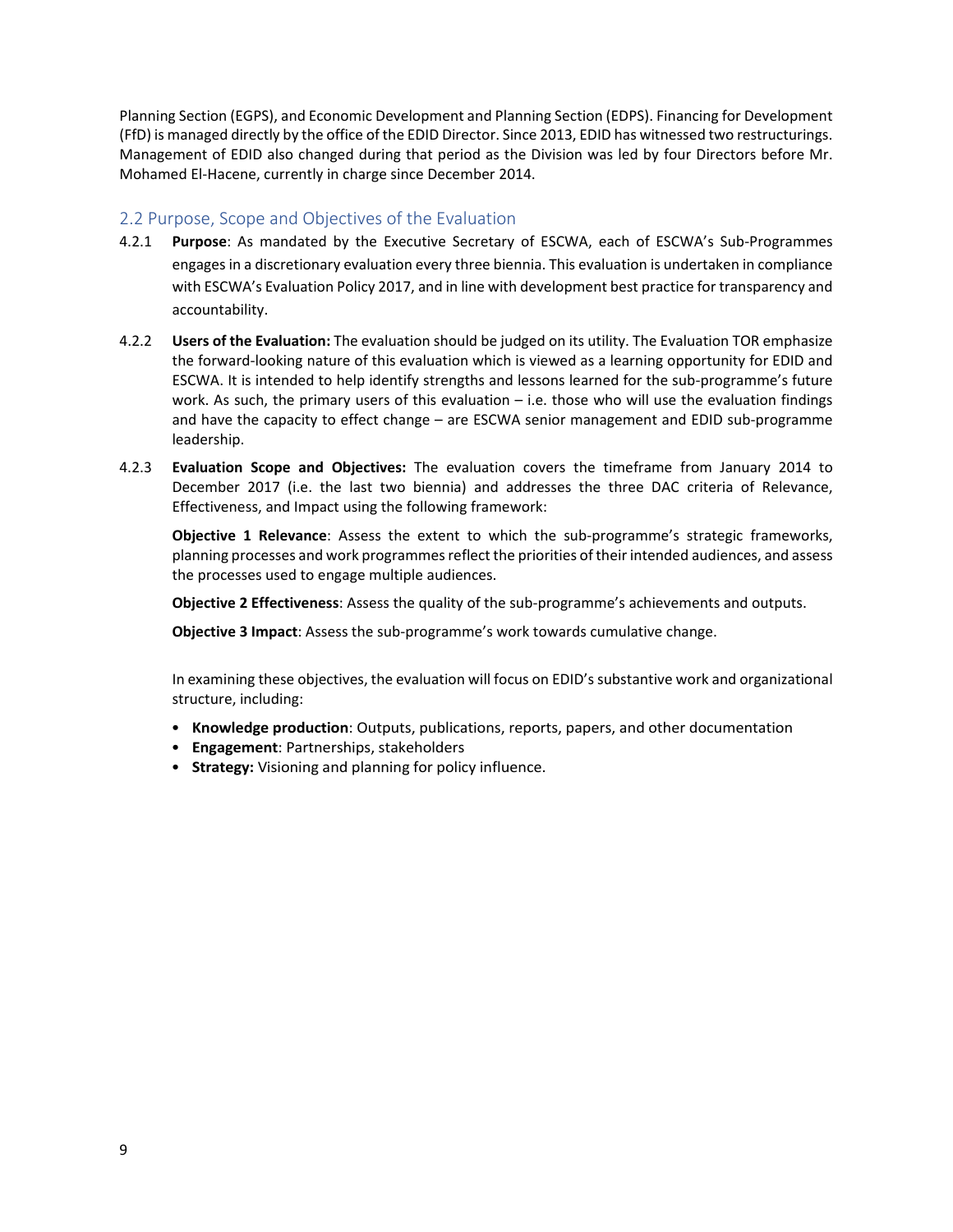Planning Section (EGPS), and Economic Development and Planning Section (EDPS). Financing for Development (FfD) is managed directly by the office of the EDID Director. Since 2013, EDID has witnessed two restructurings. Management of EDID also changed during that period as the Division was led by four Directors before Mr. Mohamed El-Hacene, currently in charge since December 2014.

## 2.2 Purpose, Scope and Objectives of the Evaluation

4.2.1 **Purpose**: As mandated by the Executive Secretary of ESCWA, each of ESCWA's Sub-Programmes engages in a discretionary evaluation every three biennia. This evaluation is undertaken in compliance with ESCWA's Evaluation Policy 2017, and in line with development best practice for transparency and accountability.

4.2.2 **Users of the Evaluation:** The evaluation should be judged on its utility. The Evaluation TOR emphasize the forward-looking nature of this evaluation which is viewed as a learning opportunity for EDID and ESCWA. It is intended to help identify strengths and lessons learned for the sub-programme's future work. As such, the primary users of this evaluation – i.e. those who will use the evaluation findings and have the capacity to effect change – are ESCWA senior management and EDID sub-programme leadership.

4.2.3 **Evaluation Scope and Objectives:** The evaluation covers the timeframe from January 2014 to December 2017 (i.e. the last two biennia) and addresses the three DAC criteria of Relevance, Effectiveness, and Impact using the following framework:

**Objective 1 Relevance**: Assess the extent to which the sub-programme's strategic frameworks, planning processes and work programmes reflect the priorities of their intended audiences, and assess the processes used to engage multiple audiences.

**Objective 2 Effectiveness**: Assess the quality of the sub-programme's achievements and outputs.

**Objective 3 Impact**: Assess the sub-programme's work towards cumulative change.

In examining these objectives, the evaluation will focus on EDID's substantive work and organizational structure, including:

- **Knowledge production**: Outputs, publications, reports, papers, and other documentation
- **Engagement**: Partnerships, stakeholders
- **Strategy:** Visioning and planning for policy influence.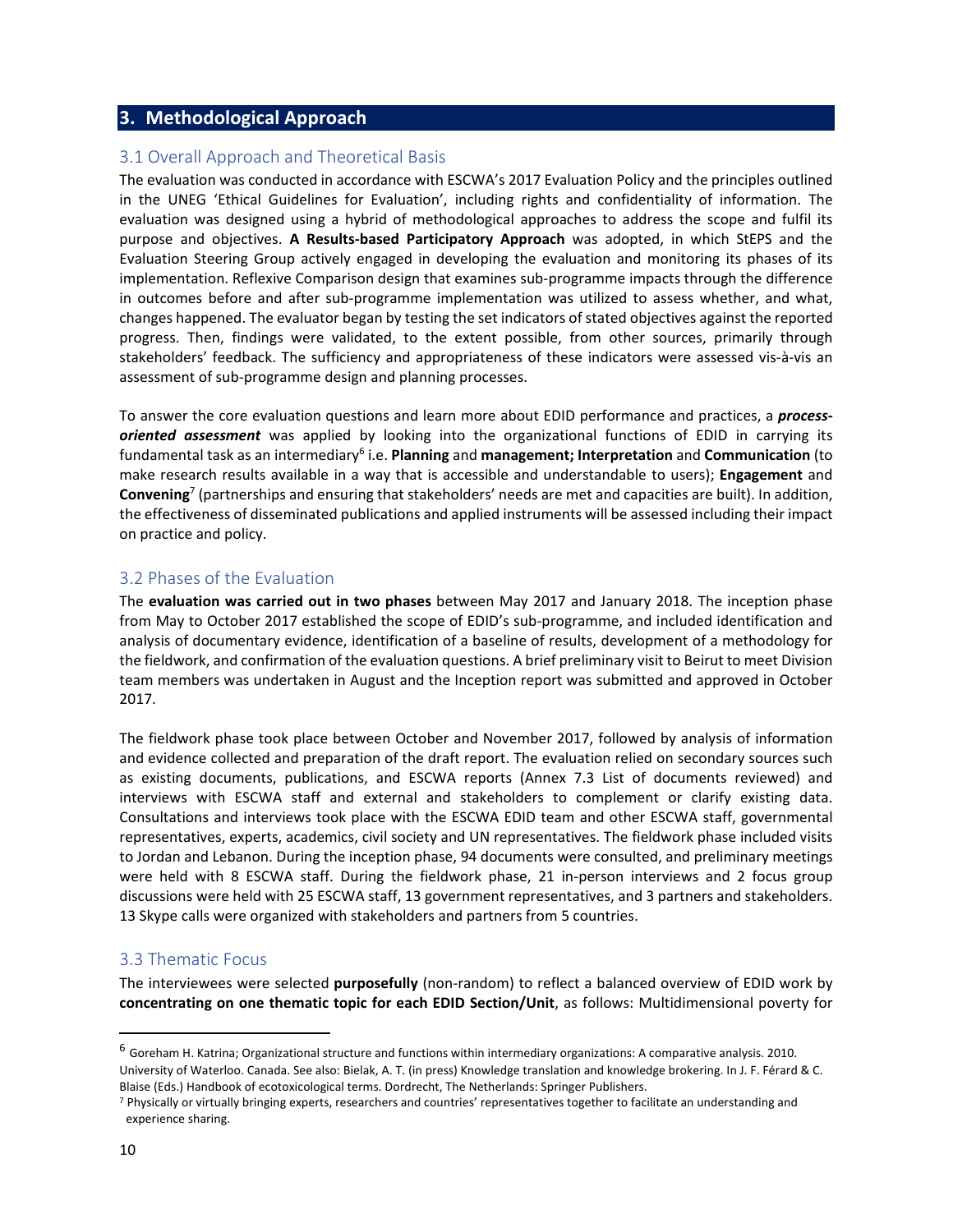## 3. Methodological Approach

### 3.1 Overall Approach and Theoretical Basis

The evaluation was conducted in accordance with ESCWA's 2017 Evaluation Policy and the principles outlined in the UNEG 'Ethical Guidelines for Evaluation', including rights and confidentiality of information. The evaluation was designed using a hybrid of methodological approaches to address the scope and fulfil its purpose and objectives. **A Results-based Participatory Approach** was adopted, in which StEPS and the Evaluation Steering Group actively engaged in developing the evaluation and monitoring its phases of its implementation. Reflexive Comparison design that examines sub-programme impacts through the difference in outcomes before and after sub-programme implementation was utilized to assess whether, and what, changes happened. The evaluator began by testing the set indicators of stated objectives against the reported progress. Then, findings were validated, to the extent possible, from other sources, primarily through stakeholders' feedback. The sufficiency and appropriateness of these indicators were assessed vis-à-vis an assessment of sub-programme design and planning processes.

To answer the core evaluation questions and learn more about EDID performance and practices, a ***process-oriented assessment*** was applied by looking into the organizational functions of EDID in carrying its fundamental task as an intermediary[6] i.e. **Planning** and **management; Interpretation** and **Communication** (to make research results available in a way that is accessible and understandable to users); **Engagement** and **Convening**[7] (partnerships and ensuring that stakeholders' needs are met and capacities are built). In addition, the effectiveness of disseminated publications and applied instruments will be assessed including their impact on practice and policy.

### 3.2 Phases of the Evaluation

The **evaluation was carried out in two phases** between May 2017 and January 2018. The inception phase from May to October 2017 established the scope of EDID's sub-programme, and included identification and analysis of documentary evidence, identification of a baseline of results, development of a methodology for the fieldwork, and confirmation of the evaluation questions. A brief preliminary visit to Beirut to meet Division team members was undertaken in August and the Inception report was submitted and approved in October 2017.

The fieldwork phase took place between October and November 2017, followed by analysis of information and evidence collected and preparation of the draft report. The evaluation relied on secondary sources such as existing documents, publications, and ESCWA reports (Annex 7.3 List of documents reviewed) and interviews with ESCWA staff and external and stakeholders to complement or clarify existing data. Consultations and interviews took place with the ESCWA EDID team and other ESCWA staff, governmental representatives, experts, academics, civil society and UN representatives. The fieldwork phase included visits to Jordan and Lebanon. During the inception phase, 94 documents were consulted, and preliminary meetings were held with 8 ESCWA staff. During the fieldwork phase, 21 in-person interviews and 2 focus group discussions were held with 25 ESCWA staff, 13 government representatives, and 3 partners and stakeholders. 13 Skype calls were organized with stakeholders and partners from 5 countries.

### 3.3 Thematic Focus

The interviewees were selected **purposefully** (non-random) to reflect a balanced overview of EDID work by **concentrating on one thematic topic for each EDID Section/Unit**, as follows: Multidimensional poverty for

---

[6] Goreham H. Katrina; Organizational structure and functions within intermediary organizations: A comparative analysis. 2010. University of Waterloo. Canada. See also: Bielak, A. T. (in press) Knowledge translation and knowledge brokering. In J. F. Férard & C. Blaise (Eds.) Handbook of ecotoxicological terms. Dordrecht, The Netherlands: Springer Publishers.

[7] Physically or virtually bringing experts, researchers and countries' representatives together to facilitate an understanding and experience sharing.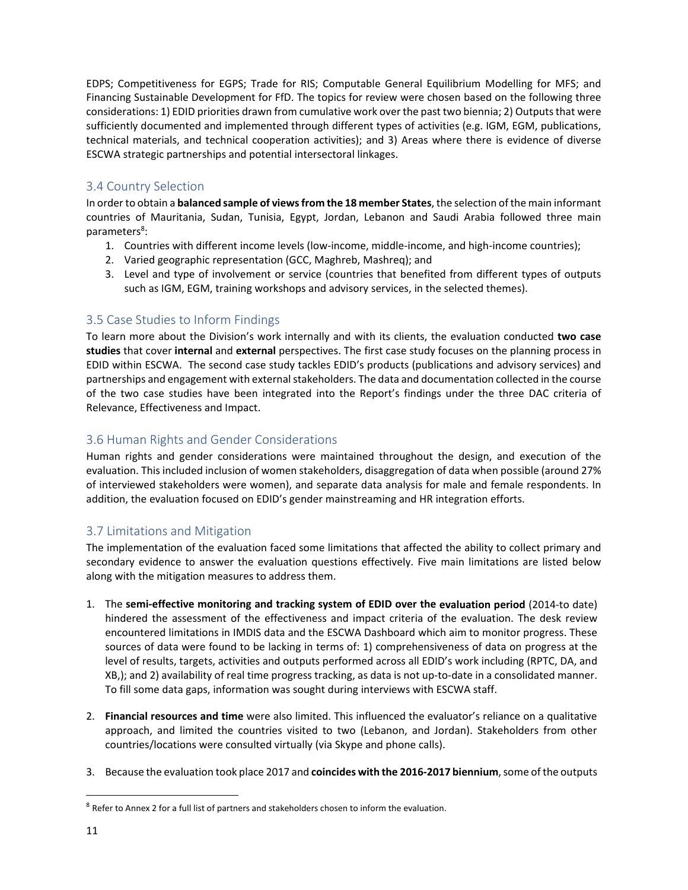EDPS; Competitiveness for EGPS; Trade for RIS; Computable General Equilibrium Modelling for MFS; and Financing Sustainable Development for FfD. The topics for review were chosen based on the following three considerations: 1) EDID priorities drawn from cumulative work over the past two biennia; 2) Outputs that were sufficiently documented and implemented through different types of activities (e.g. IGM, EGM, publications, technical materials, and technical cooperation activities); and 3) Areas where there is evidence of diverse ESCWA strategic partnerships and potential intersectoral linkages.

## 3.4 Country Selection

In order to obtain a **balanced sample of views from the 18 member States**, the selection of the main informant countries of Mauritania, Sudan, Tunisia, Egypt, Jordan, Lebanon and Saudi Arabia followed three main parameters[8]:

1. Countries with different income levels (low-income, middle-income, and high-income countries);
2. Varied geographic representation (GCC, Maghreb, Mashreq); and
3. Level and type of involvement or service (countries that benefited from different types of outputs such as IGM, EGM, training workshops and advisory services, in the selected themes).

## 3.5 Case Studies to Inform Findings

To learn more about the Division's work internally and with its clients, the evaluation conducted **two case studies** that cover **internal** and **external** perspectives. The first case study focuses on the planning process in EDID within ESCWA. The second case study tackles EDID's products (publications and advisory services) and partnerships and engagement with external stakeholders. The data and documentation collected in the course of the two case studies have been integrated into the Report's findings under the three DAC criteria of Relevance, Effectiveness and Impact.

## 3.6 Human Rights and Gender Considerations

Human rights and gender considerations were maintained throughout the design, and execution of the evaluation. This included inclusion of women stakeholders, disaggregation of data when possible (around 27% of interviewed stakeholders were women), and separate data analysis for male and female respondents. In addition, the evaluation focused on EDID's gender mainstreaming and HR integration efforts.

## 3.7 Limitations and Mitigation

The implementation of the evaluation faced some limitations that affected the ability to collect primary and secondary evidence to answer the evaluation questions effectively. Five main limitations are listed below along with the mitigation measures to address them.

1. The **semi-effective monitoring and tracking system of EDID over the evaluation period** (2014-to date) hindered the assessment of the effectiveness and impact criteria of the evaluation. The desk review encountered limitations in IMDIS data and the ESCWA Dashboard which aim to monitor progress. These sources of data were found to be lacking in terms of: 1) comprehensiveness of data on progress at the level of results, targets, activities and outputs performed across all EDID's work including (RPTC, DA, and XB,); and 2) availability of real time progress tracking, as data is not up-to-date in a consolidated manner. To fill some data gaps, information was sought during interviews with ESCWA staff.

2. **Financial resources and time** were also limited. This influenced the evaluator's reliance on a qualitative approach, and limited the countries visited to two (Lebanon, and Jordan). Stakeholders from other countries/locations were consulted virtually (via Skype and phone calls).

3. Because the evaluation took place 2017 and **coincides with the 2016-2017 biennium**, some of the outputs

---

[8] Refer to Annex 2 for a full list of partners and stakeholders chosen to inform the evaluation.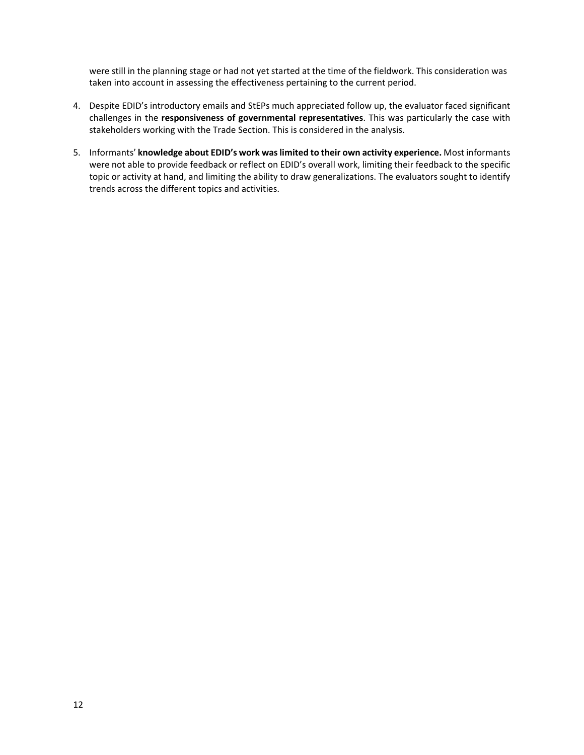were still in the planning stage or had not yet started at the time of the fieldwork. This consideration was taken into account in assessing the effectiveness pertaining to the current period.

4. Despite EDID's introductory emails and StEPs much appreciated follow up, the evaluator faced significant challenges in the **responsiveness of governmental representatives**. This was particularly the case with stakeholders working with the Trade Section. This is considered in the analysis.

5. Informants' **knowledge about EDID's work was limited to their own activity experience.** Most informants were not able to provide feedback or reflect on EDID's overall work, limiting their feedback to the specific topic or activity at hand, and limiting the ability to draw generalizations. The evaluators sought to identify trends across the different topics and activities.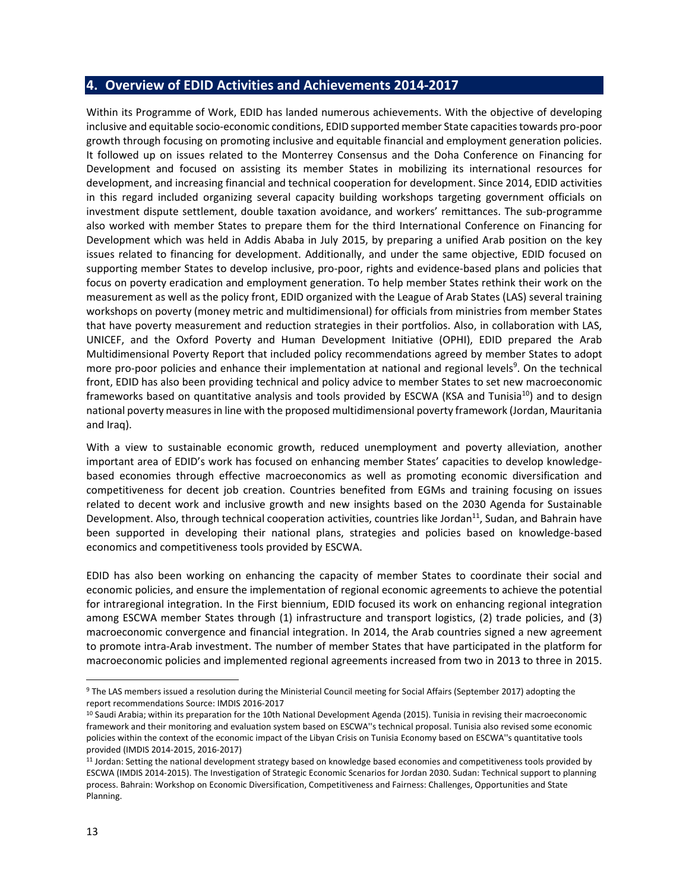## 4. Overview of EDID Activities and Achievements 2014-2017

Within its Programme of Work, EDID has landed numerous achievements. With the objective of developing inclusive and equitable socio-economic conditions, EDID supported member State capacities towards pro-poor growth through focusing on promoting inclusive and equitable financial and employment generation policies. It followed up on issues related to the Monterrey Consensus and the Doha Conference on Financing for Development and focused on assisting its member States in mobilizing its international resources for development, and increasing financial and technical cooperation for development. Since 2014, EDID activities in this regard included organizing several capacity building workshops targeting government officials on investment dispute settlement, double taxation avoidance, and workers' remittances. The sub-programme also worked with member States to prepare them for the third International Conference on Financing for Development which was held in Addis Ababa in July 2015, by preparing a unified Arab position on the key issues related to financing for development. Additionally, and under the same objective, EDID focused on supporting member States to develop inclusive, pro-poor, rights and evidence-based plans and policies that focus on poverty eradication and employment generation. To help member States rethink their work on the measurement as well as the policy front, EDID organized with the League of Arab States (LAS) several training workshops on poverty (money metric and multidimensional) for officials from ministries from member States that have poverty measurement and reduction strategies in their portfolios. Also, in collaboration with LAS, UNICEF, and the Oxford Poverty and Human Development Initiative (OPHI), EDID prepared the Arab Multidimensional Poverty Report that included policy recommendations agreed by member States to adopt more pro-poor policies and enhance their implementation at national and regional levels[9]. On the technical front, EDID has also been providing technical and policy advice to member States to set new macroeconomic frameworks based on quantitative analysis and tools provided by ESCWA (KSA and Tunisia[10]) and to design national poverty measures in line with the proposed multidimensional poverty framework (Jordan, Mauritania and Iraq).

With a view to sustainable economic growth, reduced unemployment and poverty alleviation, another important area of EDID's work has focused on enhancing member States' capacities to develop knowledge-based economies through effective macroeconomics as well as promoting economic diversification and competitiveness for decent job creation. Countries benefited from EGMs and training focusing on issues related to decent work and inclusive growth and new insights based on the 2030 Agenda for Sustainable Development. Also, through technical cooperation activities, countries like Jordan[11], Sudan, and Bahrain have been supported in developing their national plans, strategies and policies based on knowledge-based economics and competitiveness tools provided by ESCWA.

EDID has also been working on enhancing the capacity of member States to coordinate their social and economic policies, and ensure the implementation of regional economic agreements to achieve the potential for intraregional integration. In the First biennium, EDID focused its work on enhancing regional integration among ESCWA member States through (1) infrastructure and transport logistics, (2) trade policies, and (3) macroeconomic convergence and financial integration. In 2014, the Arab countries signed a new agreement to promote intra-Arab investment. The number of member States that have participated in the platform for macroeconomic policies and implemented regional agreements increased from two in 2013 to three in 2015.

---

[9] The LAS members issued a resolution during the Ministerial Council meeting for Social Affairs (September 2017) adopting the report recommendations Source: IMDIS 2016-2017

[10] Saudi Arabia; within its preparation for the 10th National Development Agenda (2015). Tunisia in revising their macroeconomic framework and their monitoring and evaluation system based on ESCWA''s technical proposal. Tunisia also revised some economic policies within the context of the economic impact of the Libyan Crisis on Tunisia Economy based on ESCWA''s quantitative tools provided (IMDIS 2014-2015, 2016-2017)

[11] Jordan: Setting the national development strategy based on knowledge based economies and competitiveness tools provided by ESCWA (IMDIS 2014-2015). The Investigation of Strategic Economic Scenarios for Jordan 2030. Sudan: Technical support to planning process. Bahrain: Workshop on Economic Diversification, Competitiveness and Fairness: Challenges, Opportunities and State Planning.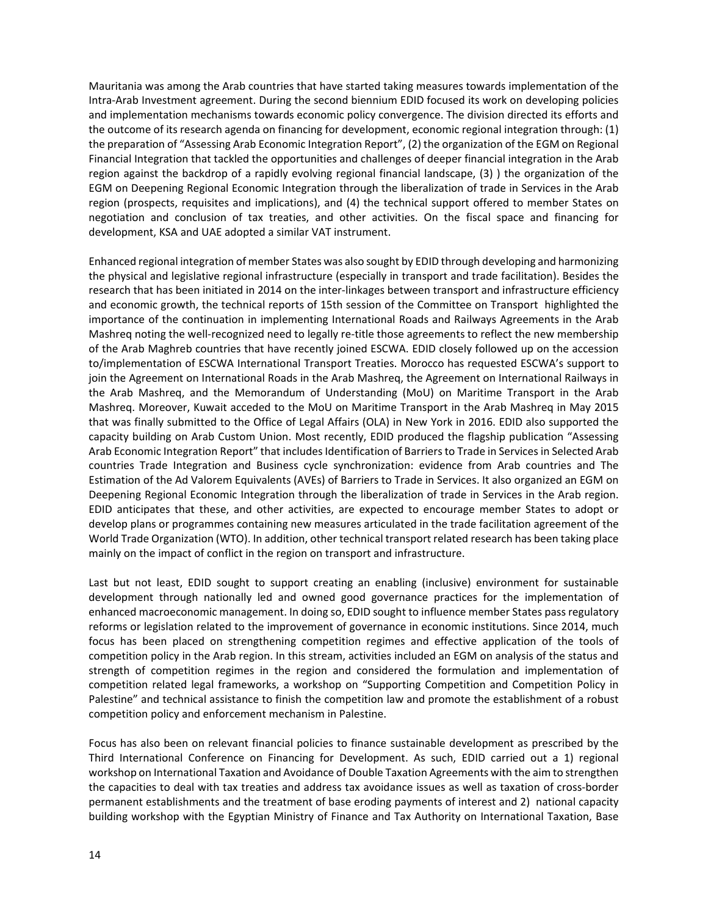Mauritania was among the Arab countries that have started taking measures towards implementation of the Intra-Arab Investment agreement. During the second biennium EDID focused its work on developing policies and implementation mechanisms towards economic policy convergence. The division directed its efforts and the outcome of its research agenda on financing for development, economic regional integration through: (1) the preparation of "Assessing Arab Economic Integration Report", (2) the organization of the EGM on Regional Financial Integration that tackled the opportunities and challenges of deeper financial integration in the Arab region against the backdrop of a rapidly evolving regional financial landscape, (3) ) the organization of the EGM on Deepening Regional Economic Integration through the liberalization of trade in Services in the Arab region (prospects, requisites and implications), and (4) the technical support offered to member States on negotiation and conclusion of tax treaties, and other activities. On the fiscal space and financing for development, KSA and UAE adopted a similar VAT instrument.

Enhanced regional integration of member States was also sought by EDID through developing and harmonizing the physical and legislative regional infrastructure (especially in transport and trade facilitation). Besides the research that has been initiated in 2014 on the inter-linkages between transport and infrastructure efficiency and economic growth, the technical reports of 15th session of the Committee on Transport highlighted the importance of the continuation in implementing International Roads and Railways Agreements in the Arab Mashreq noting the well-recognized need to legally re-title those agreements to reflect the new membership of the Arab Maghreb countries that have recently joined ESCWA. EDID closely followed up on the accession to/implementation of ESCWA International Transport Treaties. Morocco has requested ESCWA's support to join the Agreement on International Roads in the Arab Mashreq, the Agreement on International Railways in the Arab Mashreq, and the Memorandum of Understanding (MoU) on Maritime Transport in the Arab Mashreq. Moreover, Kuwait acceded to the MoU on Maritime Transport in the Arab Mashreq in May 2015 that was finally submitted to the Office of Legal Affairs (OLA) in New York in 2016. EDID also supported the capacity building on Arab Custom Union. Most recently, EDID produced the flagship publication "Assessing Arab Economic Integration Report" that includes Identification of Barriers to Trade in Services in Selected Arab countries Trade Integration and Business cycle synchronization: evidence from Arab countries and The Estimation of the Ad Valorem Equivalents (AVEs) of Barriers to Trade in Services. It also organized an EGM on Deepening Regional Economic Integration through the liberalization of trade in Services in the Arab region. EDID anticipates that these, and other activities, are expected to encourage member States to adopt or develop plans or programmes containing new measures articulated in the trade facilitation agreement of the World Trade Organization (WTO). In addition, other technical transport related research has been taking place mainly on the impact of conflict in the region on transport and infrastructure.

Last but not least, EDID sought to support creating an enabling (inclusive) environment for sustainable development through nationally led and owned good governance practices for the implementation of enhanced macroeconomic management. In doing so, EDID sought to influence member States pass regulatory reforms or legislation related to the improvement of governance in economic institutions. Since 2014, much focus has been placed on strengthening competition regimes and effective application of the tools of competition policy in the Arab region. In this stream, activities included an EGM on analysis of the status and strength of competition regimes in the region and considered the formulation and implementation of competition related legal frameworks, a workshop on "Supporting Competition and Competition Policy in Palestine" and technical assistance to finish the competition law and promote the establishment of a robust competition policy and enforcement mechanism in Palestine.

Focus has also been on relevant financial policies to finance sustainable development as prescribed by the Third International Conference on Financing for Development. As such, EDID carried out a 1) regional workshop on International Taxation and Avoidance of Double Taxation Agreements with the aim to strengthen the capacities to deal with tax treaties and address tax avoidance issues as well as taxation of cross-border permanent establishments and the treatment of base eroding payments of interest and 2) national capacity building workshop with the Egyptian Ministry of Finance and Tax Authority on International Taxation, Base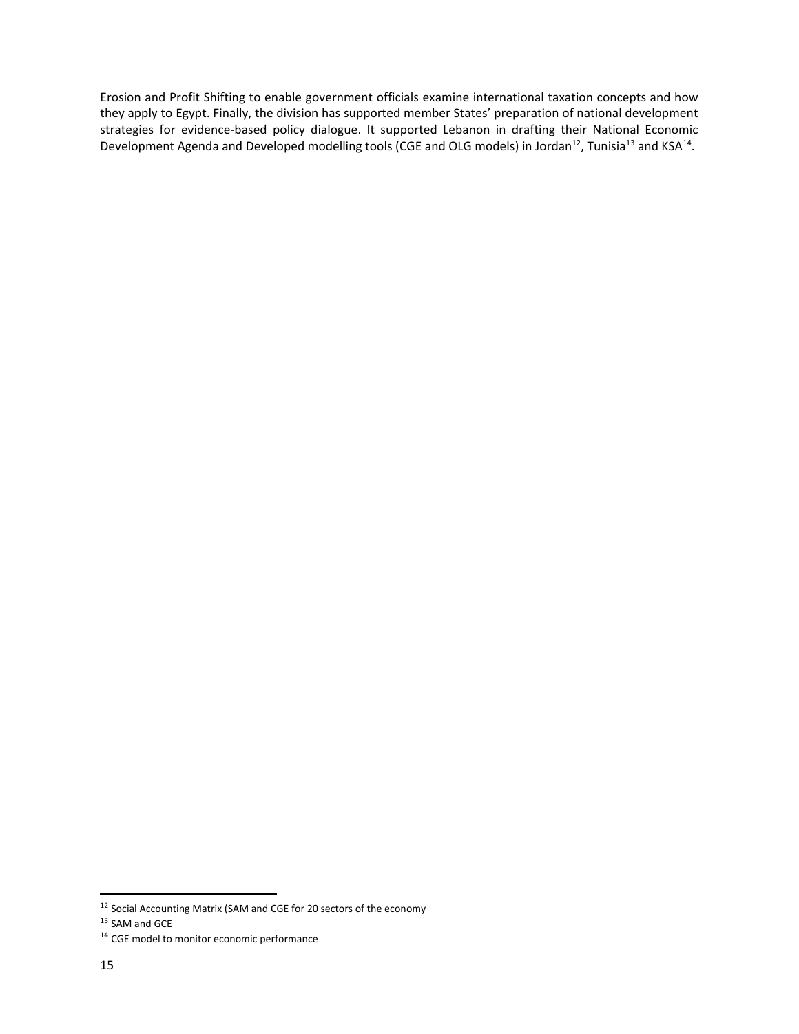Erosion and Profit Shifting to enable government officials examine international taxation concepts and how they apply to Egypt. Finally, the division has supported member States' preparation of national development strategies for evidence-based policy dialogue. It supported Lebanon in drafting their National Economic Development Agenda and Developed modelling tools (CGE and OLG models) in Jordan[12], Tunisia[13] and KSA[14].

---

[12] Social Accounting Matrix (SAM and CGE for 20 sectors of the economy

[13] SAM and GCE

[14] CGE model to monitor economic performance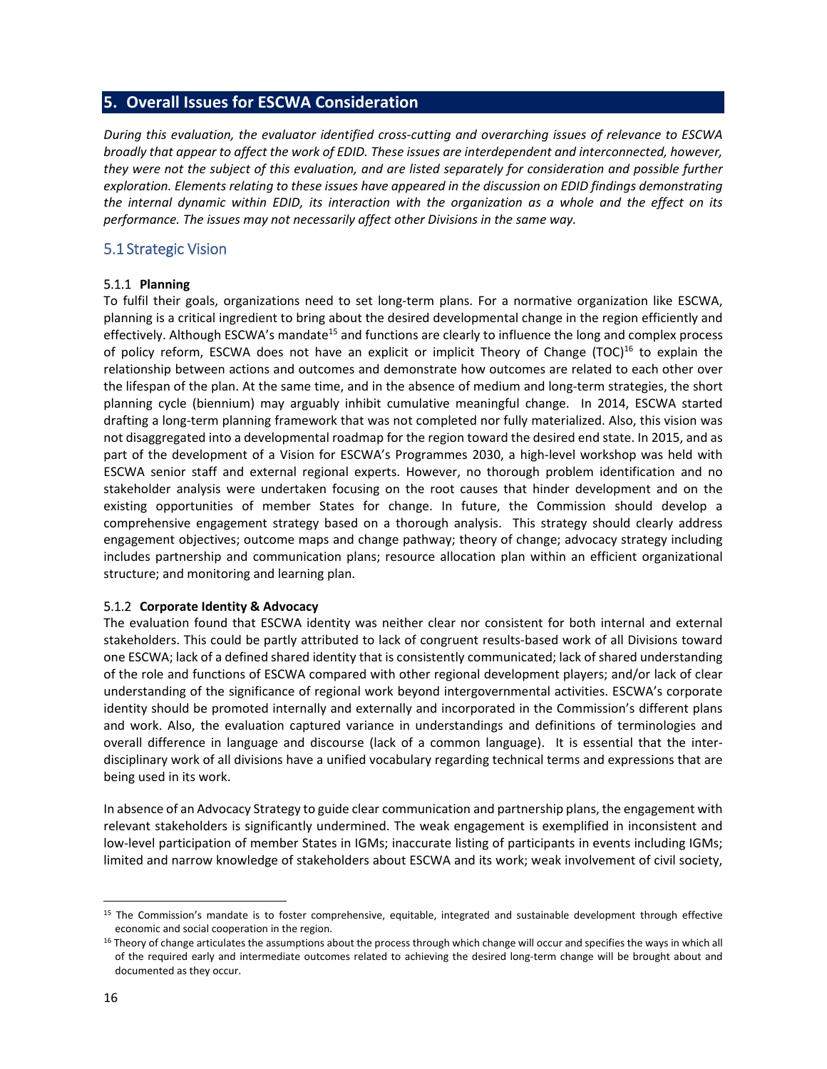## 5. Overall Issues for ESCWA Consideration

*During this evaluation, the evaluator identified cross-cutting and overarching issues of relevance to ESCWA broadly that appear to affect the work of EDID. These issues are interdependent and interconnected, however, they were not the subject of this evaluation, and are listed separately for consideration and possible further exploration. Elements relating to these issues have appeared in the discussion on EDID findings demonstrating the internal dynamic within EDID, its interaction with the organization as a whole and the effect on its performance. The issues may not necessarily affect other Divisions in the same way.*

### 5.1 Strategic Vision

#### 5.1.1 **Planning**

To fulfil their goals, organizations need to set long-term plans. For a normative organization like ESCWA, planning is a critical ingredient to bring about the desired developmental change in the region efficiently and effectively. Although ESCWA's mandate[15] and functions are clearly to influence the long and complex process of policy reform, ESCWA does not have an explicit or implicit Theory of Change (TOC)[16] to explain the relationship between actions and outcomes and demonstrate how outcomes are related to each other over the lifespan of the plan. At the same time, and in the absence of medium and long-term strategies, the short planning cycle (biennium) may arguably inhibit cumulative meaningful change. In 2014, ESCWA started drafting a long-term planning framework that was not completed nor fully materialized. Also, this vision was not disaggregated into a developmental roadmap for the region toward the desired end state. In 2015, and as part of the development of a Vision for ESCWA's Programmes 2030, a high-level workshop was held with ESCWA senior staff and external regional experts. However, no thorough problem identification and no stakeholder analysis were undertaken focusing on the root causes that hinder development and on the existing opportunities of member States for change. In future, the Commission should develop a comprehensive engagement strategy based on a thorough analysis. This strategy should clearly address engagement objectives; outcome maps and change pathway; theory of change; advocacy strategy including includes partnership and communication plans; resource allocation plan within an efficient organizational structure; and monitoring and learning plan.

#### 5.1.2 **Corporate Identity & Advocacy**

The evaluation found that ESCWA identity was neither clear nor consistent for both internal and external stakeholders. This could be partly attributed to lack of congruent results-based work of all Divisions toward one ESCWA; lack of a defined shared identity that is consistently communicated; lack of shared understanding of the role and functions of ESCWA compared with other regional development players; and/or lack of clear understanding of the significance of regional work beyond intergovernmental activities. ESCWA's corporate identity should be promoted internally and externally and incorporated in the Commission's different plans and work. Also, the evaluation captured variance in understandings and definitions of terminologies and overall difference in language and discourse (lack of a common language). It is essential that the inter-disciplinary work of all divisions have a unified vocabulary regarding technical terms and expressions that are being used in its work.

In absence of an Advocacy Strategy to guide clear communication and partnership plans, the engagement with relevant stakeholders is significantly undermined. The weak engagement is exemplified in inconsistent and low-level participation of member States in IGMs; inaccurate listing of participants in events including IGMs; limited and narrow knowledge of stakeholders about ESCWA and its work; weak involvement of civil society,

---

[15] The Commission's mandate is to foster comprehensive, equitable, integrated and sustainable development through effective economic and social cooperation in the region.

[16] Theory of change articulates the assumptions about the process through which change will occur and specifies the ways in which all of the required early and intermediate outcomes related to achieving the desired long-term change will be brought about and documented as they occur.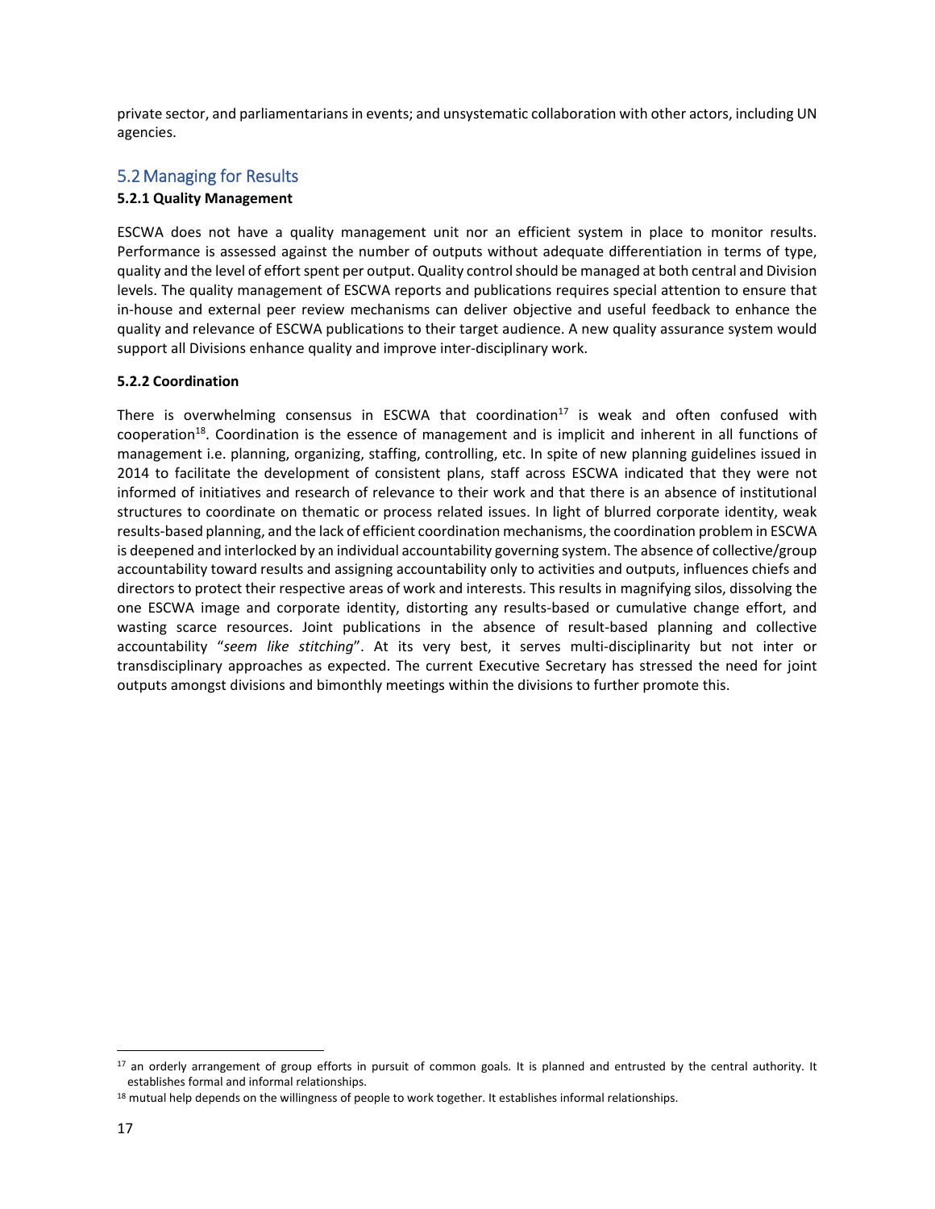private sector, and parliamentarians in events; and unsystematic collaboration with other actors, including UN agencies.

## 5.2 Managing for Results

### 5.2.1 Quality Management

ESCWA does not have a quality management unit nor an efficient system in place to monitor results. Performance is assessed against the number of outputs without adequate differentiation in terms of type, quality and the level of effort spent per output. Quality control should be managed at both central and Division levels. The quality management of ESCWA reports and publications requires special attention to ensure that in-house and external peer review mechanisms can deliver objective and useful feedback to enhance the quality and relevance of ESCWA publications to their target audience. A new quality assurance system would support all Divisions enhance quality and improve inter-disciplinary work.

### 5.2.2 Coordination

There is overwhelming consensus in ESCWA that coordination[17] is weak and often confused with cooperation[18]. Coordination is the essence of management and is implicit and inherent in all functions of management i.e. planning, organizing, staffing, controlling, etc. In spite of new planning guidelines issued in 2014 to facilitate the development of consistent plans, staff across ESCWA indicated that they were not informed of initiatives and research of relevance to their work and that there is an absence of institutional structures to coordinate on thematic or process related issues. In light of blurred corporate identity, weak results-based planning, and the lack of efficient coordination mechanisms, the coordination problem in ESCWA is deepened and interlocked by an individual accountability governing system. The absence of collective/group accountability toward results and assigning accountability only to activities and outputs, influences chiefs and directors to protect their respective areas of work and interests. This results in magnifying silos, dissolving the one ESCWA image and corporate identity, distorting any results-based or cumulative change effort, and wasting scarce resources. Joint publications in the absence of result-based planning and collective accountability "*seem like stitching*". At its very best, it serves multi-disciplinarity but not inter or transdisciplinary approaches as expected. The current Executive Secretary has stressed the need for joint outputs amongst divisions and bimonthly meetings within the divisions to further promote this.

---

[17] an orderly arrangement of group efforts in pursuit of common goals. It is planned and entrusted by the central authority. It establishes formal and informal relationships.

[18] mutual help depends on the willingness of people to work together. It establishes informal relationships.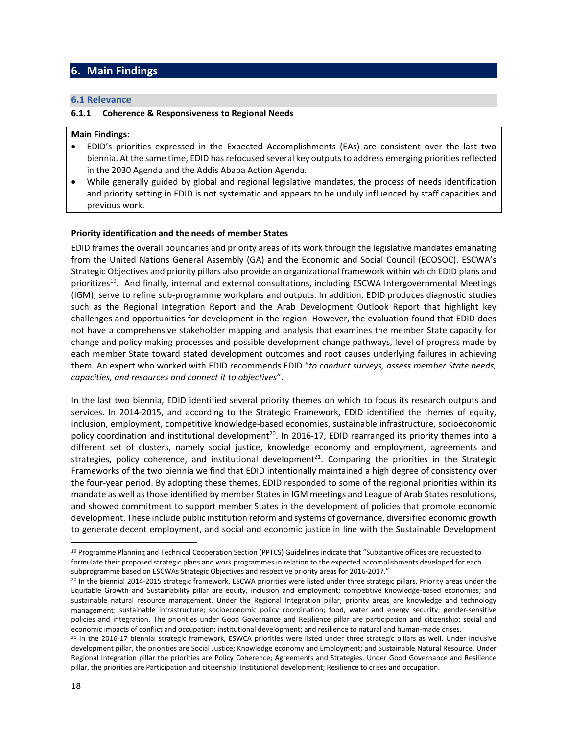# 6. Main Findings

## 6.1 Relevance

### 6.1.1 Coherence & Responsiveness to Regional Needs

**Main Findings**:

- EDID's priorities expressed in the Expected Accomplishments (EAs) are consistent over the last two biennia. At the same time, EDID has refocused several key outputs to address emerging priorities reflected in the 2030 Agenda and the Addis Ababa Action Agenda.
- While generally guided by global and regional legislative mandates, the process of needs identification and priority setting in EDID is not systematic and appears to be unduly influenced by staff capacities and previous work.

**Priority identification and the needs of member States**

EDID frames the overall boundaries and priority areas of its work through the legislative mandates emanating from the United Nations General Assembly (GA) and the Economic and Social Council (ECOSOC). ESCWA's Strategic Objectives and priority pillars also provide an organizational framework within which EDID plans and prioritizes[19]. And finally, internal and external consultations, including ESCWA Intergovernmental Meetings (IGM), serve to refine sub-programme workplans and outputs. In addition, EDID produces diagnostic studies such as the Regional Integration Report and the Arab Development Outlook Report that highlight key challenges and opportunities for development in the region. However, the evaluation found that EDID does not have a comprehensive stakeholder mapping and analysis that examines the member State capacity for change and policy making processes and possible development change pathways, level of progress made by each member State toward stated development outcomes and root causes underlying failures in achieving them. An expert who worked with EDID recommends EDID "*to conduct surveys, assess member State needs, capacities, and resources and connect it to objectives*".

In the last two biennia, EDID identified several priority themes on which to focus its research outputs and services. In 2014-2015, and according to the Strategic Framework, EDID identified the themes of equity, inclusion, employment, competitive knowledge-based economies, sustainable infrastructure, socioeconomic policy coordination and institutional development[20]. In 2016-17, EDID rearranged its priority themes into a different set of clusters, namely social justice, knowledge economy and employment, agreements and strategies, policy coherence, and institutional development[21]. Comparing the priorities in the Strategic Frameworks of the two biennia we find that EDID intentionally maintained a high degree of consistency over the four-year period. By adopting these themes, EDID responded to some of the regional priorities within its mandate as well as those identified by member States in IGM meetings and League of Arab States resolutions, and showed commitment to support member States in the development of policies that promote economic development. These include public institution reform and systems of governance, diversified economic growth to generate decent employment, and social and economic justice in line with the Sustainable Development

---

[19] Programme Planning and Technical Cooperation Section (PPTCS) Guidelines indicate that "Substantive offices are requested to formulate their proposed strategic plans and work programmes in relation to the expected accomplishments developed for each subprogramme based on ESCWAs Strategic Objectives and respective priority areas for 2016-2017."

[20] In the biennial 2014-2015 strategic framework, ESCWA priorities were listed under three strategic pillars. Priority areas under the Equitable Growth and Sustainability pillar are equity, inclusion and employment; competitive knowledge-based economies; and sustainable natural resource management. Under the Regional Integration pillar, priority areas are knowledge and technology management; sustainable infrastructure; socioeconomic policy coordination; food, water and energy security; gender-sensitive policies and integration. The priorities under Good Governance and Resilience pillar are participation and citizenship; social and economic impacts of conflict and occupation; institutional development; and resilience to natural and human-made crises.

[21] In the 2016-17 biennial strategic framework, ESWCA priorities were listed under three strategic pillars as well. Under Inclusive development pillar, the priorities are Social Justice; Knowledge economy and Employment; and Sustainable Natural Resource. Under Regional Integration pillar the priorities are Policy Coherence; Agreements and Strategies. Under Good Governance and Resilience pillar, the priorities are Participation and citizenship; Institutional development; Resilience to crises and occupation.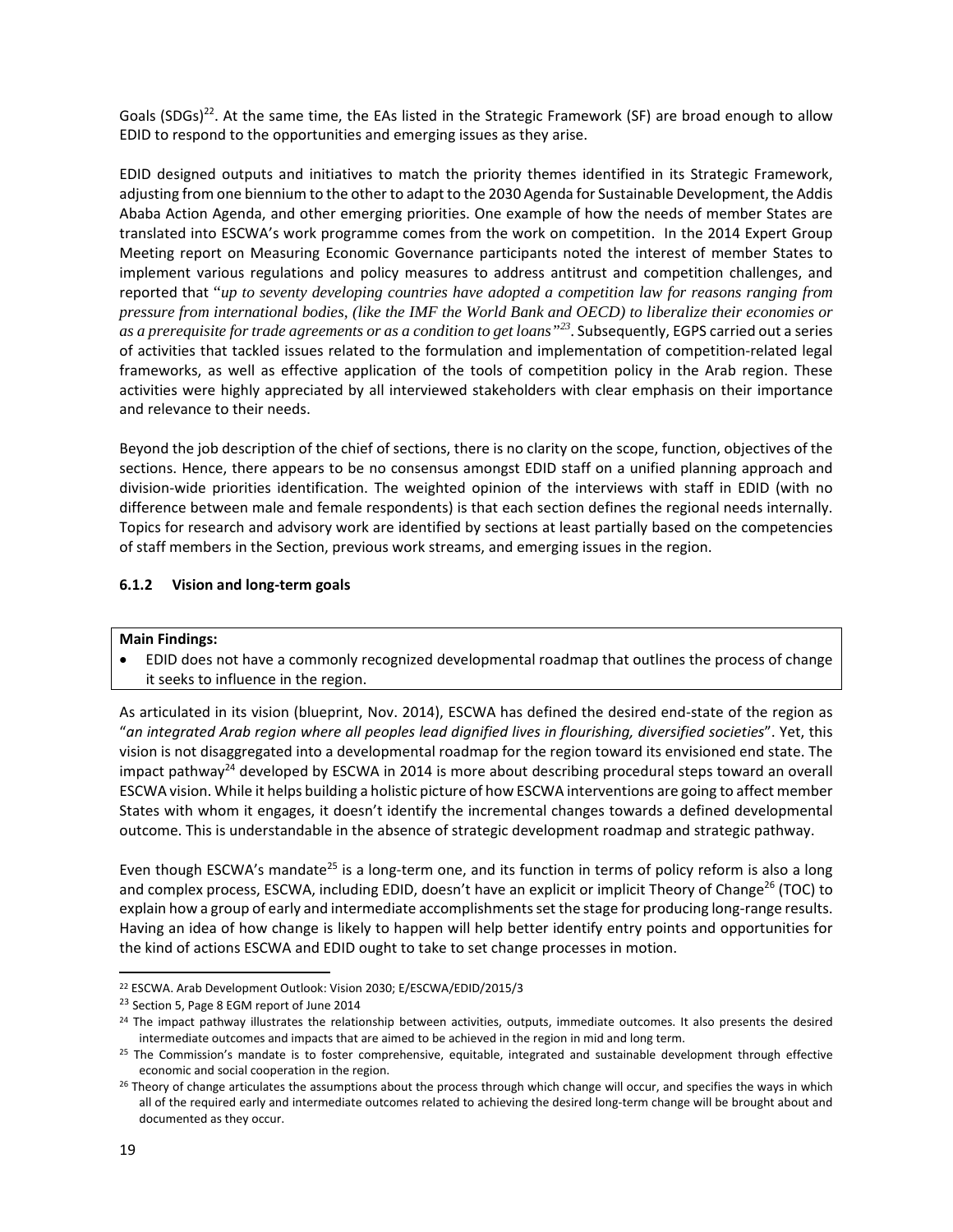Goals (SDGs)[22]. At the same time, the EAs listed in the Strategic Framework (SF) are broad enough to allow EDID to respond to the opportunities and emerging issues as they arise.

EDID designed outputs and initiatives to match the priority themes identified in its Strategic Framework, adjusting from one biennium to the other to adapt to the 2030 Agenda for Sustainable Development, the Addis Ababa Action Agenda, and other emerging priorities. One example of how the needs of member States are translated into ESCWA's work programme comes from the work on competition. In the 2014 Expert Group Meeting report on Measuring Economic Governance participants noted the interest of member States to implement various regulations and policy measures to address antitrust and competition challenges, and reported that "*up to seventy developing countries have adopted a competition law for reasons ranging from pressure from international bodies, (like the IMF the World Bank and OECD) to liberalize their economies or as a prerequisite for trade agreements or as a condition to get loans"*[23]. Subsequently, EGPS carried out a series of activities that tackled issues related to the formulation and implementation of competition-related legal frameworks, as well as effective application of the tools of competition policy in the Arab region. These activities were highly appreciated by all interviewed stakeholders with clear emphasis on their importance and relevance to their needs.

Beyond the job description of the chief of sections, there is no clarity on the scope, function, objectives of the sections. Hence, there appears to be no consensus amongst EDID staff on a unified planning approach and division-wide priorities identification. The weighted opinion of the interviews with staff in EDID (with no difference between male and female respondents) is that each section defines the regional needs internally. Topics for research and advisory work are identified by sections at least partially based on the competencies of staff members in the Section, previous work streams, and emerging issues in the region.

#### 6.1.2 Vision and long-term goals

**Main Findings:**

- EDID does not have a commonly recognized developmental roadmap that outlines the process of change it seeks to influence in the region.

As articulated in its vision (blueprint, Nov. 2014), ESCWA has defined the desired end-state of the region as "*an integrated Arab region where all peoples lead dignified lives in flourishing, diversified societies*". Yet, this vision is not disaggregated into a developmental roadmap for the region toward its envisioned end state. The impact pathway[24] developed by ESCWA in 2014 is more about describing procedural steps toward an overall ESCWA vision. While it helps building a holistic picture of how ESCWA interventions are going to affect member States with whom it engages, it doesn't identify the incremental changes towards a defined developmental outcome. This is understandable in the absence of strategic development roadmap and strategic pathway.

Even though ESCWA's mandate[25] is a long-term one, and its function in terms of policy reform is also a long and complex process, ESCWA, including EDID, doesn't have an explicit or implicit Theory of Change[26] (TOC) to explain how a group of early and intermediate accomplishments set the stage for producing long-range results. Having an idea of how change is likely to happen will help better identify entry points and opportunities for the kind of actions ESCWA and EDID ought to take to set change processes in motion.

---

[22] ESCWA. Arab Development Outlook: Vision 2030; E/ESCWA/EDID/2015/3

[23] Section 5, Page 8 EGM report of June 2014

[24] The impact pathway illustrates the relationship between activities, outputs, immediate outcomes. It also presents the desired intermediate outcomes and impacts that are aimed to be achieved in the region in mid and long term.

[25] The Commission's mandate is to foster comprehensive, equitable, integrated and sustainable development through effective economic and social cooperation in the region.

[26] Theory of change articulates the assumptions about the process through which change will occur, and specifies the ways in which all of the required early and intermediate outcomes related to achieving the desired long-term change will be brought about and documented as they occur.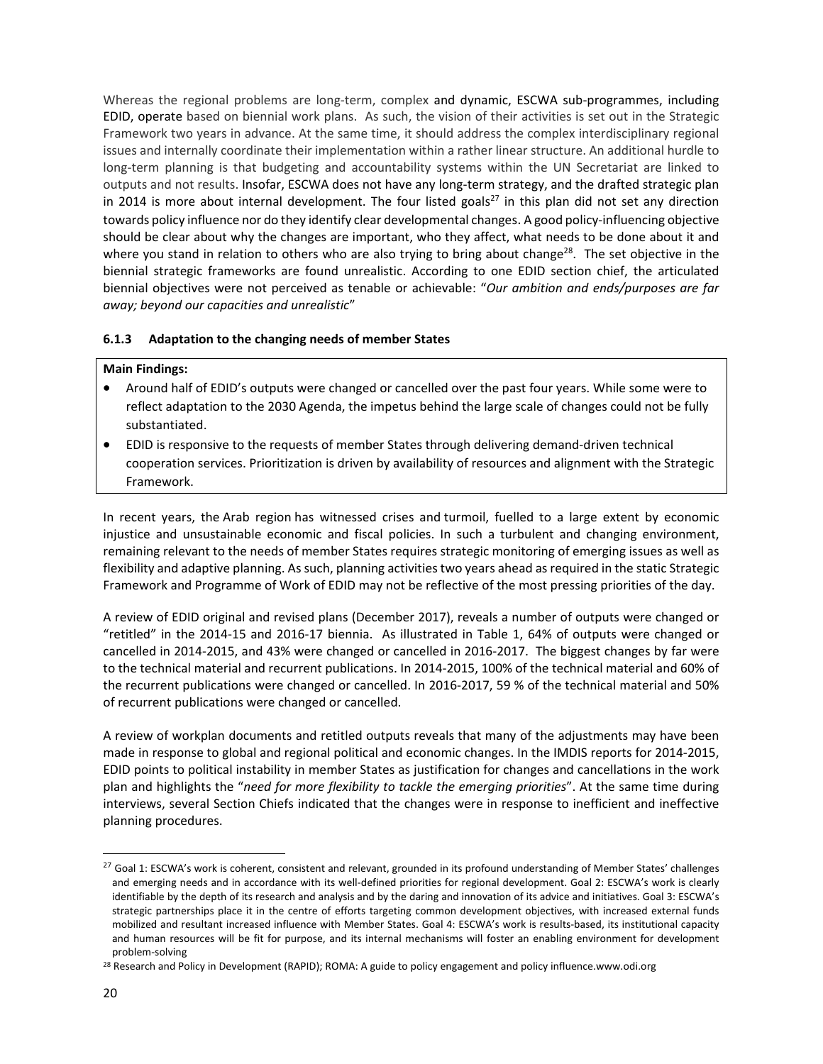Whereas the regional problems are long-term, complex and dynamic, ESCWA sub-programmes, including EDID, operate based on biennial work plans. As such, the vision of their activities is set out in the Strategic Framework two years in advance. At the same time, it should address the complex interdisciplinary regional issues and internally coordinate their implementation within a rather linear structure. An additional hurdle to long-term planning is that budgeting and accountability systems within the UN Secretariat are linked to outputs and not results. Insofar, ESCWA does not have any long-term strategy, and the drafted strategic plan in 2014 is more about internal development. The four listed goals[27] in this plan did not set any direction towards policy influence nor do they identify clear developmental changes. A good policy-influencing objective should be clear about why the changes are important, who they affect, what needs to be done about it and where you stand in relation to others who are also trying to bring about change[28]. The set objective in the biennial strategic frameworks are found unrealistic. According to one EDID section chief, the articulated biennial objectives were not perceived as tenable or achievable: "*Our ambition and ends/purposes are far away; beyond our capacities and unrealistic*"

### 6.1.3 Adaptation to the changing needs of member States

**Main Findings:**

- Around half of EDID's outputs were changed or cancelled over the past four years. While some were to reflect adaptation to the 2030 Agenda, the impetus behind the large scale of changes could not be fully substantiated.
- EDID is responsive to the requests of member States through delivering demand-driven technical cooperation services. Prioritization is driven by availability of resources and alignment with the Strategic Framework.

In recent years, the Arab region has witnessed crises and turmoil, fuelled to a large extent by economic injustice and unsustainable economic and fiscal policies. In such a turbulent and changing environment, remaining relevant to the needs of member States requires strategic monitoring of emerging issues as well as flexibility and adaptive planning. As such, planning activities two years ahead as required in the static Strategic Framework and Programme of Work of EDID may not be reflective of the most pressing priorities of the day.

A review of EDID original and revised plans (December 2017), reveals a number of outputs were changed or "retitled" in the 2014-15 and 2016-17 biennia. As illustrated in Table 1, 64% of outputs were changed or cancelled in 2014-2015, and 43% were changed or cancelled in 2016-2017. The biggest changes by far were to the technical material and recurrent publications. In 2014-2015, 100% of the technical material and 60% of the recurrent publications were changed or cancelled. In 2016-2017, 59 % of the technical material and 50% of recurrent publications were changed or cancelled.

A review of workplan documents and retitled outputs reveals that many of the adjustments may have been made in response to global and regional political and economic changes. In the IMDIS reports for 2014-2015, EDID points to political instability in member States as justification for changes and cancellations in the work plan and highlights the "*need for more flexibility to tackle the emerging priorities*". At the same time during interviews, several Section Chiefs indicated that the changes were in response to inefficient and ineffective planning procedures.

---

[27] Goal 1: ESCWA's work is coherent, consistent and relevant, grounded in its profound understanding of Member States' challenges and emerging needs and in accordance with its well-defined priorities for regional development. Goal 2: ESCWA's work is clearly identifiable by the depth of its research and analysis and by the daring and innovation of its advice and initiatives. Goal 3: ESCWA's strategic partnerships place it in the centre of efforts targeting common development objectives, with increased external funds mobilized and resultant increased influence with Member States. Goal 4: ESCWA's work is results-based, its institutional capacity and human resources will be fit for purpose, and its internal mechanisms will foster an enabling environment for development problem-solving

[28] Research and Policy in Development (RAPID); ROMA: A guide to policy engagement and policy influence.www.odi.org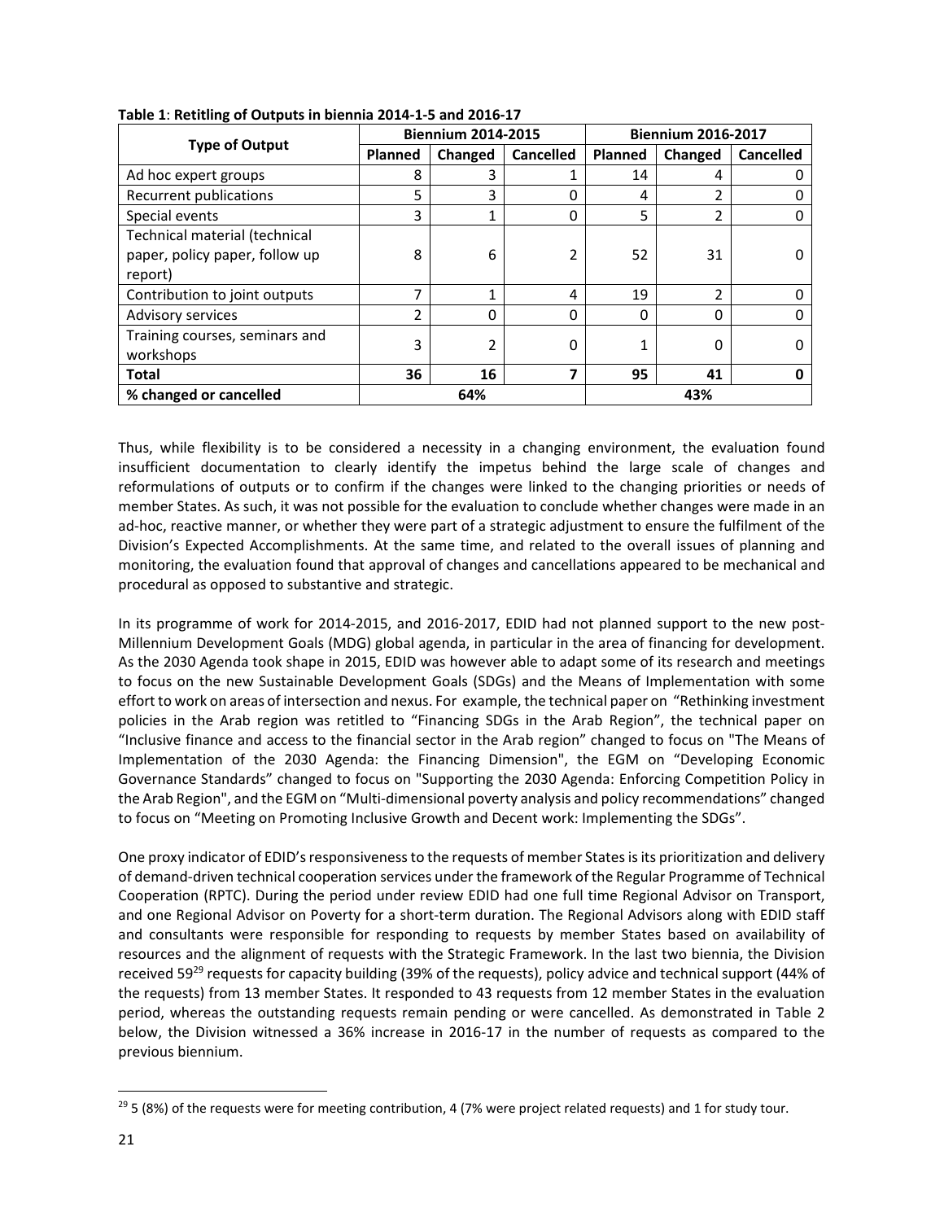**Table 1**: **Retitling of Outputs in biennia 2014-1-5 and 2016-17**

| Type of Output | Biennium 2014-2015 | | | Biennium 2016-2017 | | |
|---|---|---|---|---|---|---|
| | Planned | Changed | Cancelled | Planned | Changed | Cancelled |
| Ad hoc expert groups | 8 | 3 | 1 | 14 | 4 | 0 |
| Recurrent publications | 5 | 3 | 0 | 4 | 2 | 0 |
| Special events | 3 | 1 | 0 | 5 | 2 | 0 |
| Technical material (technical paper, policy paper, follow up report) | 8 | 6 | 2 | 52 | 31 | 0 |
| Contribution to joint outputs | 7 | 1 | 4 | 19 | 2 | 0 |
| Advisory services | 2 | 0 | 0 | 0 | 0 | 0 |
| Training courses, seminars and workshops | 3 | 2 | 0 | 1 | 0 | 0 |
| **Total** | **36** | **16** | **7** | **95** | **41** | **0** |
| **% changed or cancelled** | **64%** | | | **43%** | | |

Thus, while flexibility is to be considered a necessity in a changing environment, the evaluation found insufficient documentation to clearly identify the impetus behind the large scale of changes and reformulations of outputs or to confirm if the changes were linked to the changing priorities or needs of member States. As such, it was not possible for the evaluation to conclude whether changes were made in an ad-hoc, reactive manner, or whether they were part of a strategic adjustment to ensure the fulfilment of the Division's Expected Accomplishments. At the same time, and related to the overall issues of planning and monitoring, the evaluation found that approval of changes and cancellations appeared to be mechanical and procedural as opposed to substantive and strategic.

In its programme of work for 2014-2015, and 2016-2017, EDID had not planned support to the new post-Millennium Development Goals (MDG) global agenda, in particular in the area of financing for development. As the 2030 Agenda took shape in 2015, EDID was however able to adapt some of its research and meetings to focus on the new Sustainable Development Goals (SDGs) and the Means of Implementation with some effort to work on areas of intersection and nexus. For example, the technical paper on "Rethinking investment policies in the Arab region was retitled to "Financing SDGs in the Arab Region", the technical paper on "Inclusive finance and access to the financial sector in the Arab region" changed to focus on "The Means of Implementation of the 2030 Agenda: the Financing Dimension", the EGM on "Developing Economic Governance Standards" changed to focus on "Supporting the 2030 Agenda: Enforcing Competition Policy in the Arab Region", and the EGM on "Multi-dimensional poverty analysis and policy recommendations" changed to focus on "Meeting on Promoting Inclusive Growth and Decent work: Implementing the SDGs".

One proxy indicator of EDID's responsiveness to the requests of member States is its prioritization and delivery of demand-driven technical cooperation services under the framework of the Regular Programme of Technical Cooperation (RPTC). During the period under review EDID had one full time Regional Advisor on Transport, and one Regional Advisor on Poverty for a short-term duration. The Regional Advisors along with EDID staff and consultants were responsible for responding to requests by member States based on availability of resources and the alignment of requests with the Strategic Framework. In the last two biennia, the Division received 59[29] requests for capacity building (39% of the requests), policy advice and technical support (44% of the requests) from 13 member States. It responded to 43 requests from 12 member States in the evaluation period, whereas the outstanding requests remain pending or were cancelled. As demonstrated in Table 2 below, the Division witnessed a 36% increase in 2016-17 in the number of requests as compared to the previous biennium.

[29] 5 (8%) of the requests were for meeting contribution, 4 (7% were project related requests) and 1 for study tour.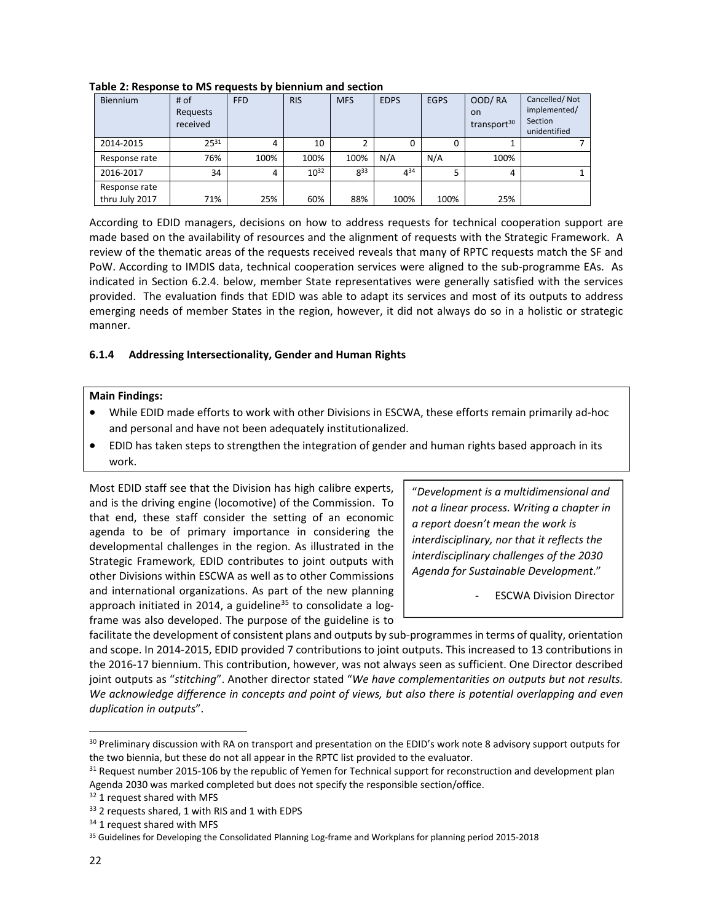**Table 2: Response to MS requests by biennium and section**

| Biennium | # of Requests received | FFD | RIS | MFS | EDPS | EGPS | OOD/ RA on transport[30] | Cancelled/ Not implemented/ Section unidentified |
|---|---|---|---|---|---|---|---|---|
| 2014-2015 | 25[31] | 4 | 10 | 2 | 0 | 0 | 1 | 7 |
| Response rate | 76% | 100% | 100% | 100% | N/A | N/A | 100% | |
| 2016-2017 | 34 | 4 | 10[32] | 8[33] | 4[34] | 5 | 4 | 1 |
| Response rate thru July 2017 | 71% | 25% | 60% | 88% | 100% | 100% | 25% | |

According to EDID managers, decisions on how to address requests for technical cooperation support are made based on the availability of resources and the alignment of requests with the Strategic Framework. A review of the thematic areas of the requests received reveals that many of RPTC requests match the SF and PoW. According to IMDIS data, technical cooperation services were aligned to the sub-programme EAs. As indicated in Section 6.2.4. below, member State representatives were generally satisfied with the services provided. The evaluation finds that EDID was able to adapt its services and most of its outputs to address emerging needs of member States in the region, however, it did not always do so in a holistic or strategic manner.

### 6.1.4 Addressing Intersectionality, Gender and Human Rights

**Main Findings:**

- While EDID made efforts to work with other Divisions in ESCWA, these efforts remain primarily ad-hoc and personal and have not been adequately institutionalized.
- EDID has taken steps to strengthen the integration of gender and human rights based approach in its work.

> "*Development is a multidimensional and not a linear process. Writing a chapter in a report doesn't mean the work is interdisciplinary, nor that it reflects the interdisciplinary challenges of the 2030 Agenda for Sustainable Development*."
>
> - ESCWA Division Director

Most EDID staff see that the Division has high calibre experts, and is the driving engine (locomotive) of the Commission. To that end, these staff consider the setting of an economic agenda to be of primary importance in considering the developmental challenges in the region. As illustrated in the Strategic Framework, EDID contributes to joint outputs with other Divisions within ESCWA as well as to other Commissions and international organizations. As part of the new planning approach initiated in 2014, a guideline[35] to consolidate a log-frame was also developed. The purpose of the guideline is to facilitate the development of consistent plans and outputs by sub-programmes in terms of quality, orientation and scope. In 2014-2015, EDID provided 7 contributions to joint outputs. This increased to 13 contributions in the 2016-17 biennium. This contribution, however, was not always seen as sufficient. One Director described joint outputs as "*stitching*". Another director stated "*We have complementarities on outputs but not results. We acknowledge difference in concepts and point of views, but also there is potential overlapping and even duplication in outputs*".

---

[30] Preliminary discussion with RA on transport and presentation on the EDID's work note 8 advisory support outputs for the two biennia, but these do not all appear in the RPTC list provided to the evaluator.

[31] Request number 2015-106 by the republic of Yemen for Technical support for reconstruction and development plan Agenda 2030 was marked completed but does not specify the responsible section/office.

[32] 1 request shared with MFS

[33] 2 requests shared, 1 with RIS and 1 with EDPS

[34] 1 request shared with MFS

[35] Guidelines for Developing the Consolidated Planning Log-frame and Workplans for planning period 2015-2018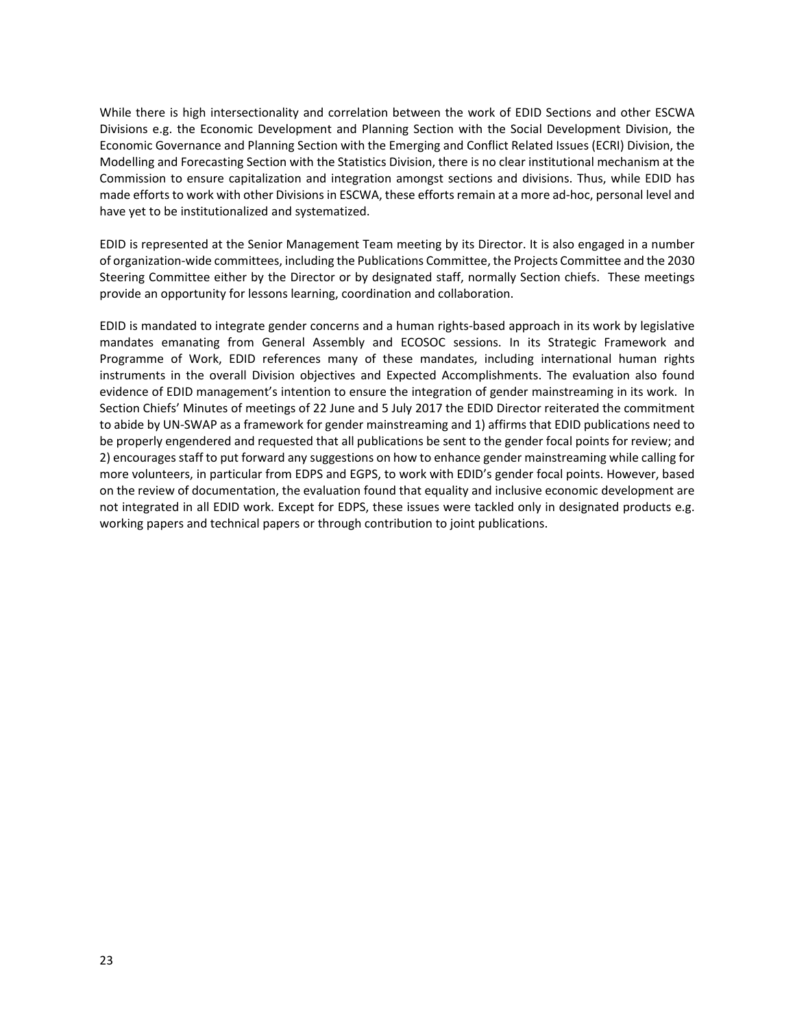While there is high intersectionality and correlation between the work of EDID Sections and other ESCWA Divisions e.g. the Economic Development and Planning Section with the Social Development Division, the Economic Governance and Planning Section with the Emerging and Conflict Related Issues (ECRI) Division, the Modelling and Forecasting Section with the Statistics Division, there is no clear institutional mechanism at the Commission to ensure capitalization and integration amongst sections and divisions. Thus, while EDID has made efforts to work with other Divisions in ESCWA, these efforts remain at a more ad-hoc, personal level and have yet to be institutionalized and systematized.

EDID is represented at the Senior Management Team meeting by its Director. It is also engaged in a number of organization-wide committees, including the Publications Committee, the Projects Committee and the 2030 Steering Committee either by the Director or by designated staff, normally Section chiefs. These meetings provide an opportunity for lessons learning, coordination and collaboration.

EDID is mandated to integrate gender concerns and a human rights-based approach in its work by legislative mandates emanating from General Assembly and ECOSOC sessions. In its Strategic Framework and Programme of Work, EDID references many of these mandates, including international human rights instruments in the overall Division objectives and Expected Accomplishments. The evaluation also found evidence of EDID management's intention to ensure the integration of gender mainstreaming in its work. In Section Chiefs' Minutes of meetings of 22 June and 5 July 2017 the EDID Director reiterated the commitment to abide by UN-SWAP as a framework for gender mainstreaming and 1) affirms that EDID publications need to be properly engendered and requested that all publications be sent to the gender focal points for review; and 2) encourages staff to put forward any suggestions on how to enhance gender mainstreaming while calling for more volunteers, in particular from EDPS and EGPS, to work with EDID's gender focal points. However, based on the review of documentation, the evaluation found that equality and inclusive economic development are not integrated in all EDID work. Except for EDPS, these issues were tackled only in designated products e.g. working papers and technical papers or through contribution to joint publications.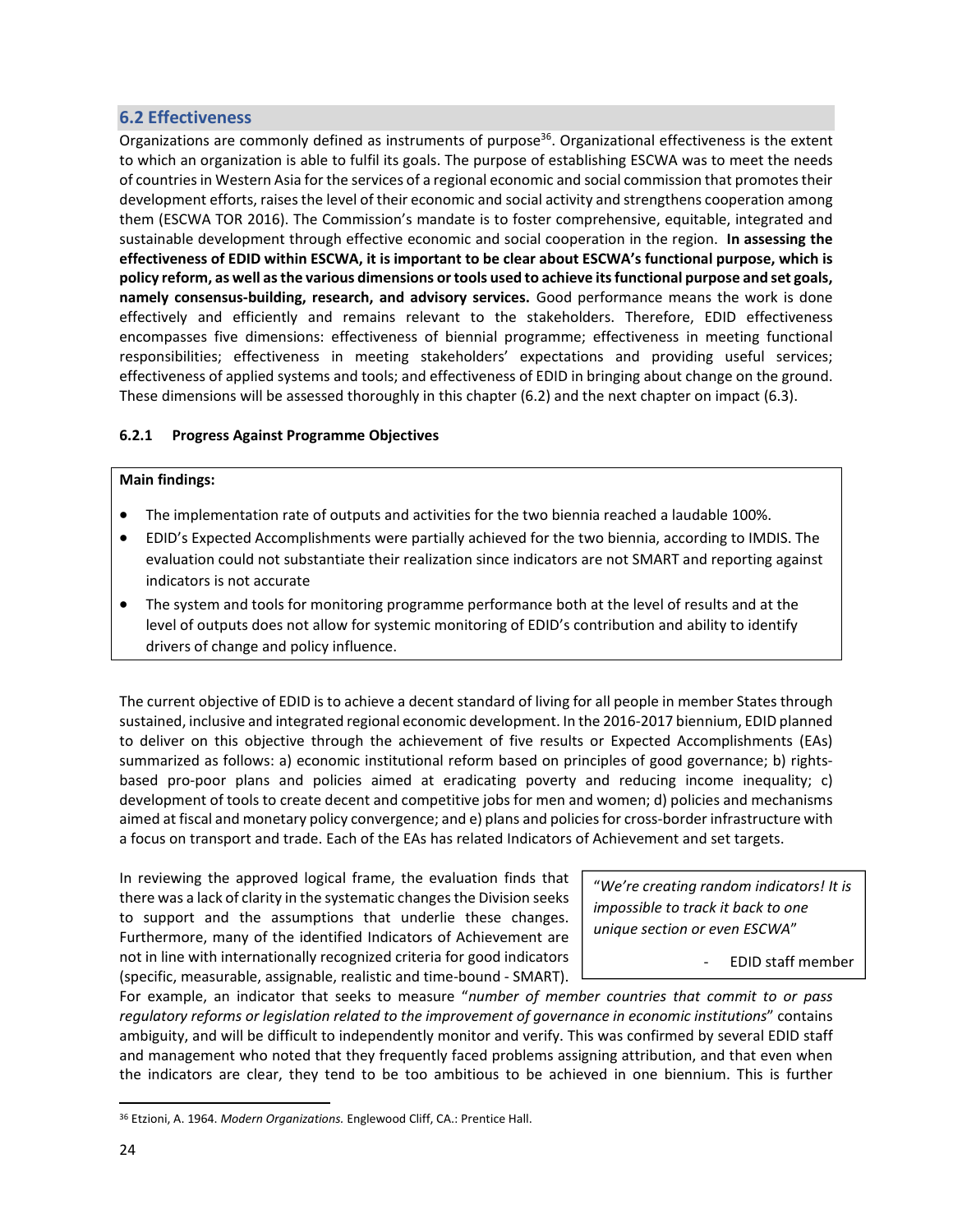## 6.2 Effectiveness

Organizations are commonly defined as instruments of purpose[36]. Organizational effectiveness is the extent to which an organization is able to fulfil its goals. The purpose of establishing ESCWA was to meet the needs of countries in Western Asia for the services of a regional economic and social commission that promotes their development efforts, raises the level of their economic and social activity and strengthens cooperation among them (ESCWA TOR 2016). The Commission's mandate is to foster comprehensive, equitable, integrated and sustainable development through effective economic and social cooperation in the region. **In assessing the effectiveness of EDID within ESCWA, it is important to be clear about ESCWA's functional purpose, which is policy reform, as well as the various dimensions or tools used to achieve its functional purpose and set goals, namely consensus-building, research, and advisory services.** Good performance means the work is done effectively and efficiently and remains relevant to the stakeholders. Therefore, EDID effectiveness encompasses five dimensions: effectiveness of biennial programme; effectiveness in meeting functional responsibilities; effectiveness in meeting stakeholders' expectations and providing useful services; effectiveness of applied systems and tools; and effectiveness of EDID in bringing about change on the ground. These dimensions will be assessed thoroughly in this chapter (6.2) and the next chapter on impact (6.3).

### 6.2.1 Progress Against Programme Objectives

**Main findings:**

- The implementation rate of outputs and activities for the two biennia reached a laudable 100%.
- EDID's Expected Accomplishments were partially achieved for the two biennia, according to IMDIS. The evaluation could not substantiate their realization since indicators are not SMART and reporting against indicators is not accurate
- The system and tools for monitoring programme performance both at the level of results and at the level of outputs does not allow for systemic monitoring of EDID's contribution and ability to identify drivers of change and policy influence.

The current objective of EDID is to achieve a decent standard of living for all people in member States through sustained, inclusive and integrated regional economic development. In the 2016-2017 biennium, EDID planned to deliver on this objective through the achievement of five results or Expected Accomplishments (EAs) summarized as follows: a) economic institutional reform based on principles of good governance; b) rights-based pro-poor plans and policies aimed at eradicating poverty and reducing income inequality; c) development of tools to create decent and competitive jobs for men and women; d) policies and mechanisms aimed at fiscal and monetary policy convergence; and e) plans and policies for cross-border infrastructure with a focus on transport and trade. Each of the EAs has related Indicators of Achievement and set targets.

> "*We're creating random indicators! It is impossible to track it back to one unique section or even ESCWA*"
>
> - EDID staff member

In reviewing the approved logical frame, the evaluation finds that there was a lack of clarity in the systematic changes the Division seeks to support and the assumptions that underlie these changes. Furthermore, many of the identified Indicators of Achievement are not in line with internationally recognized criteria for good indicators (specific, measurable, assignable, realistic and time-bound - SMART). For example, an indicator that seeks to measure "*number of member countries that commit to or pass regulatory reforms or legislation related to the improvement of governance in economic institutions*" contains ambiguity, and will be difficult to independently monitor and verify. This was confirmed by several EDID staff and management who noted that they frequently faced problems assigning attribution, and that even when the indicators are clear, they tend to be too ambitious to be achieved in one biennium. This is further

---

[36] Etzioni, A. 1964. *Modern Organizations.* Englewood Cliff, CA.: Prentice Hall.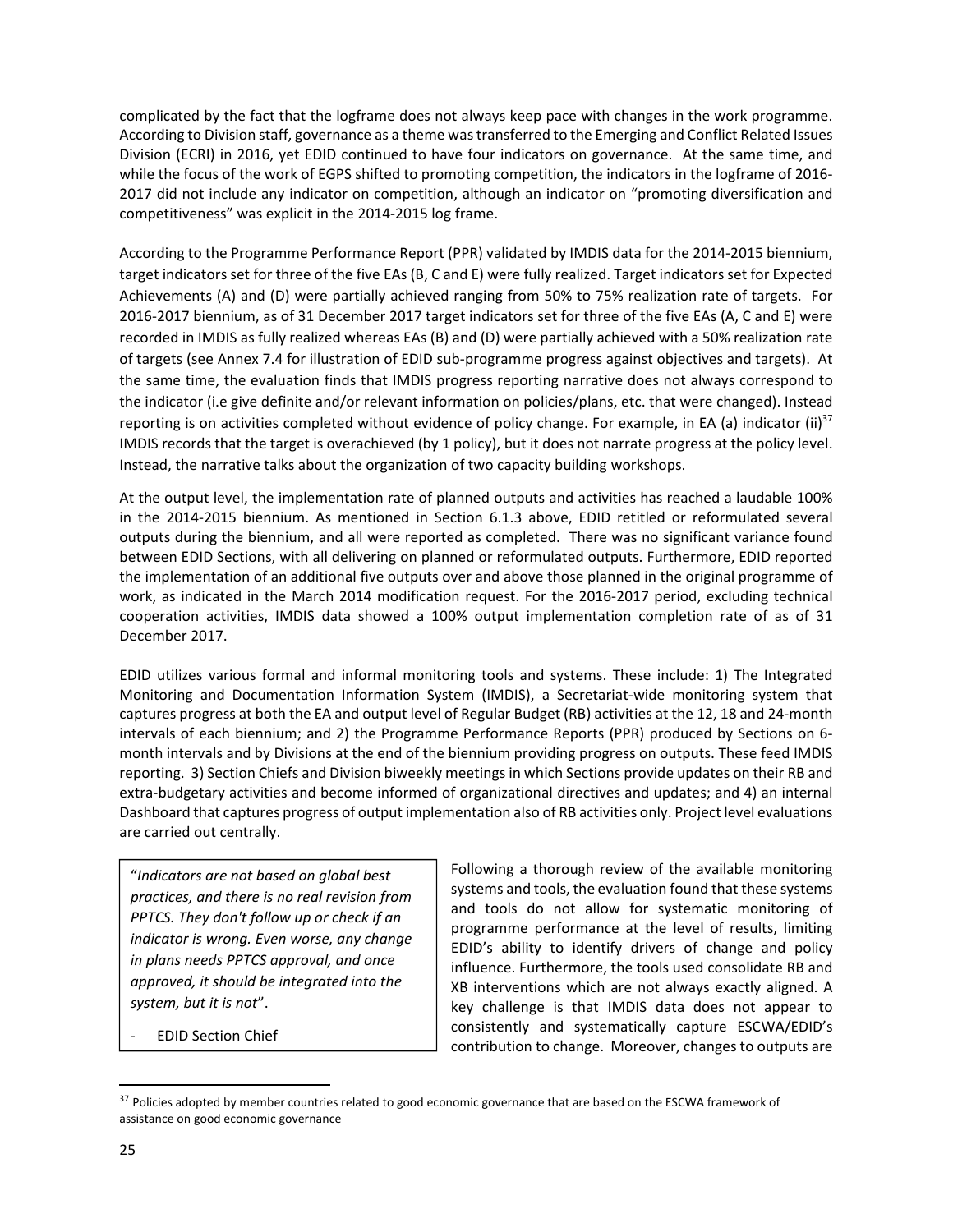complicated by the fact that the logframe does not always keep pace with changes in the work programme. According to Division staff, governance as a theme was transferred to the Emerging and Conflict Related Issues Division (ECRI) in 2016, yet EDID continued to have four indicators on governance. At the same time, and while the focus of the work of EGPS shifted to promoting competition, the indicators in the logframe of 2016-2017 did not include any indicator on competition, although an indicator on "promoting diversification and competitiveness" was explicit in the 2014-2015 log frame.

According to the Programme Performance Report (PPR) validated by IMDIS data for the 2014-2015 biennium, target indicators set for three of the five EAs (B, C and E) were fully realized. Target indicators set for Expected Achievements (A) and (D) were partially achieved ranging from 50% to 75% realization rate of targets. For 2016-2017 biennium, as of 31 December 2017 target indicators set for three of the five EAs (A, C and E) were recorded in IMDIS as fully realized whereas EAs (B) and (D) were partially achieved with a 50% realization rate of targets (see Annex 7.4 for illustration of EDID sub-programme progress against objectives and targets). At the same time, the evaluation finds that IMDIS progress reporting narrative does not always correspond to the indicator (i.e give definite and/or relevant information on policies/plans, etc. that were changed). Instead reporting is on activities completed without evidence of policy change. For example, in EA (a) indicator (ii)[37] IMDIS records that the target is overachieved (by 1 policy), but it does not narrate progress at the policy level. Instead, the narrative talks about the organization of two capacity building workshops.

At the output level, the implementation rate of planned outputs and activities has reached a laudable 100% in the 2014-2015 biennium. As mentioned in Section 6.1.3 above, EDID retitled or reformulated several outputs during the biennium, and all were reported as completed. There was no significant variance found between EDID Sections, with all delivering on planned or reformulated outputs. Furthermore, EDID reported the implementation of an additional five outputs over and above those planned in the original programme of work, as indicated in the March 2014 modification request. For the 2016-2017 period, excluding technical cooperation activities, IMDIS data showed a 100% output implementation completion rate of as of 31 December 2017.

EDID utilizes various formal and informal monitoring tools and systems. These include: 1) The Integrated Monitoring and Documentation Information System (IMDIS), a Secretariat-wide monitoring system that captures progress at both the EA and output level of Regular Budget (RB) activities at the 12, 18 and 24-month intervals of each biennium; and 2) the Programme Performance Reports (PPR) produced by Sections on 6-month intervals and by Divisions at the end of the biennium providing progress on outputs. These feed IMDIS reporting. 3) Section Chiefs and Division biweekly meetings in which Sections provide updates on their RB and extra-budgetary activities and become informed of organizational directives and updates; and 4) an internal Dashboard that captures progress of output implementation also of RB activities only. Project level evaluations are carried out centrally.

> "*Indicators are not based on global best practices, and there is no real revision from PPTCS. They don't follow up or check if an indicator is wrong. Even worse, any change in plans needs PPTCS approval, and once approved, it should be integrated into the system, but it is not*".
>
> - EDID Section Chief

Following a thorough review of the available monitoring systems and tools, the evaluation found that these systems and tools do not allow for systematic monitoring of programme performance at the level of results, limiting EDID's ability to identify drivers of change and policy influence. Furthermore, the tools used consolidate RB and XB interventions which are not always exactly aligned. A key challenge is that IMDIS data does not appear to consistently and systematically capture ESCWA/EDID's contribution to change. Moreover, changes to outputs are

---

[37] Policies adopted by member countries related to good economic governance that are based on the ESCWA framework of assistance on good economic governance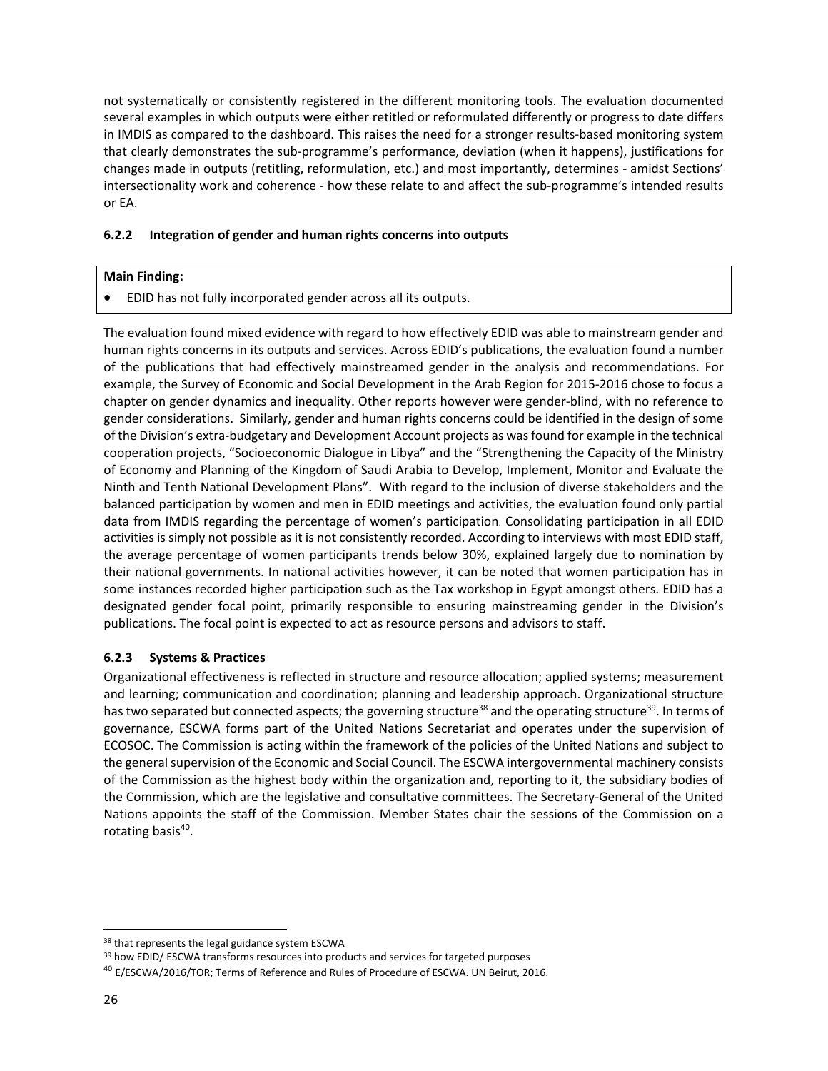not systematically or consistently registered in the different monitoring tools. The evaluation documented several examples in which outputs were either retitled or reformulated differently or progress to date differs in IMDIS as compared to the dashboard. This raises the need for a stronger results-based monitoring system that clearly demonstrates the sub-programme's performance, deviation (when it happens), justifications for changes made in outputs (retitling, reformulation, etc.) and most importantly, determines - amidst Sections' intersectionality work and coherence - how these relate to and affect the sub-programme's intended results or EA.

### 6.2.2 Integration of gender and human rights concerns into outputs

**Main Finding:**

- EDID has not fully incorporated gender across all its outputs.

The evaluation found mixed evidence with regard to how effectively EDID was able to mainstream gender and human rights concerns in its outputs and services. Across EDID's publications, the evaluation found a number of the publications that had effectively mainstreamed gender in the analysis and recommendations. For example, the Survey of Economic and Social Development in the Arab Region for 2015-2016 chose to focus a chapter on gender dynamics and inequality. Other reports however were gender-blind, with no reference to gender considerations. Similarly, gender and human rights concerns could be identified in the design of some of the Division's extra-budgetary and Development Account projects as was found for example in the technical cooperation projects, "Socioeconomic Dialogue in Libya" and the "Strengthening the Capacity of the Ministry of Economy and Planning of the Kingdom of Saudi Arabia to Develop, Implement, Monitor and Evaluate the Ninth and Tenth National Development Plans". With regard to the inclusion of diverse stakeholders and the balanced participation by women and men in EDID meetings and activities, the evaluation found only partial data from IMDIS regarding the percentage of women's participation. Consolidating participation in all EDID activities is simply not possible as it is not consistently recorded. According to interviews with most EDID staff, the average percentage of women participants trends below 30%, explained largely due to nomination by their national governments. In national activities however, it can be noted that women participation has in some instances recorded higher participation such as the Tax workshop in Egypt amongst others. EDID has a designated gender focal point, primarily responsible to ensuring mainstreaming gender in the Division's publications. The focal point is expected to act as resource persons and advisors to staff.

### 6.2.3 Systems & Practices

Organizational effectiveness is reflected in structure and resource allocation; applied systems; measurement and learning; communication and coordination; planning and leadership approach. Organizational structure has two separated but connected aspects; the governing structure[38] and the operating structure[39]. In terms of governance, ESCWA forms part of the United Nations Secretariat and operates under the supervision of ECOSOC. The Commission is acting within the framework of the policies of the United Nations and subject to the general supervision of the Economic and Social Council. The ESCWA intergovernmental machinery consists of the Commission as the highest body within the organization and, reporting to it, the subsidiary bodies of the Commission, which are the legislative and consultative committees. The Secretary-General of the United Nations appoints the staff of the Commission. Member States chair the sessions of the Commission on a rotating basis[40].

[38] that represents the legal guidance system ESCWA

[39] how EDID/ ESCWA transforms resources into products and services for targeted purposes

[40] E/ESCWA/2016/TOR; Terms of Reference and Rules of Procedure of ESCWA. UN Beirut, 2016.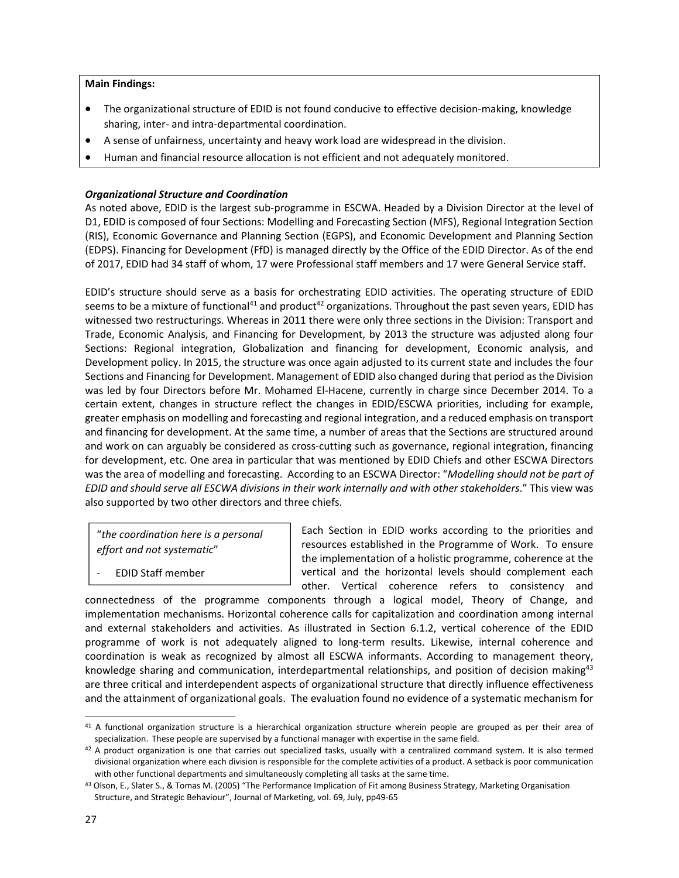**Main Findings:**

- The organizational structure of EDID is not found conducive to effective decision-making, knowledge sharing, inter- and intra-departmental coordination.
- A sense of unfairness, uncertainty and heavy work load are widespread in the division.
- Human and financial resource allocation is not efficient and not adequately monitored.

***Organizational Structure and Coordination***

As noted above, EDID is the largest sub-programme in ESCWA. Headed by a Division Director at the level of D1, EDID is composed of four Sections: Modelling and Forecasting Section (MFS), Regional Integration Section (RIS), Economic Governance and Planning Section (EGPS), and Economic Development and Planning Section (EDPS). Financing for Development (FfD) is managed directly by the Office of the EDID Director. As of the end of 2017, EDID had 34 staff of whom, 17 were Professional staff members and 17 were General Service staff.

EDID's structure should serve as a basis for orchestrating EDID activities. The operating structure of EDID seems to be a mixture of functional[41] and product[42] organizations. Throughout the past seven years, EDID has witnessed two restructurings. Whereas in 2011 there were only three sections in the Division: Transport and Trade, Economic Analysis, and Financing for Development, by 2013 the structure was adjusted along four Sections: Regional integration, Globalization and financing for development, Economic analysis, and Development policy. In 2015, the structure was once again adjusted to its current state and includes the four Sections and Financing for Development. Management of EDID also changed during that period as the Division was led by four Directors before Mr. Mohamed El-Hacene, currently in charge since December 2014. To a certain extent, changes in structure reflect the changes in EDID/ESCWA priorities, including for example, greater emphasis on modelling and forecasting and regional integration, and a reduced emphasis on transport and financing for development. At the same time, a number of areas that the Sections are structured around and work on can arguably be considered as cross-cutting such as governance, regional integration, financing for development, etc. One area in particular that was mentioned by EDID Chiefs and other ESCWA Directors was the area of modelling and forecasting. According to an ESCWA Director: "*Modelling should not be part of EDID and should serve all ESCWA divisions in their work internally and with other stakeholders*." This view was also supported by two other directors and three chiefs.

> "*the coordination here is a personal effort and not systematic*"
>
> - EDID Staff member

Each Section in EDID works according to the priorities and resources established in the Programme of Work. To ensure the implementation of a holistic programme, coherence at the vertical and the horizontal levels should complement each other. Vertical coherence refers to consistency and connectedness of the programme components through a logical model, Theory of Change, and implementation mechanisms. Horizontal coherence calls for capitalization and coordination among internal and external stakeholders and activities. As illustrated in Section 6.1.2, vertical coherence of the EDID programme of work is not adequately aligned to long-term results. Likewise, internal coherence and coordination is weak as recognized by almost all ESCWA informants. According to management theory, knowledge sharing and communication, interdepartmental relationships, and position of decision making[43] are three critical and interdependent aspects of organizational structure that directly influence effectiveness and the attainment of organizational goals. The evaluation found no evidence of a systematic mechanism for

---

[41] A functional organization structure is a hierarchical organization structure wherein people are grouped as per their area of specialization. These people are supervised by a functional manager with expertise in the same field.

[42] A product organization is one that carries out specialized tasks, usually with a centralized command system. It is also termed divisional organization where each division is responsible for the complete activities of a product. A setback is poor communication with other functional departments and simultaneously completing all tasks at the same time.

[43] Olson, E., Slater S., & Tomas M. (2005) "The Performance Implication of Fit among Business Strategy, Marketing Organisation Structure, and Strategic Behaviour", Journal of Marketing, vol. 69, July, pp49-65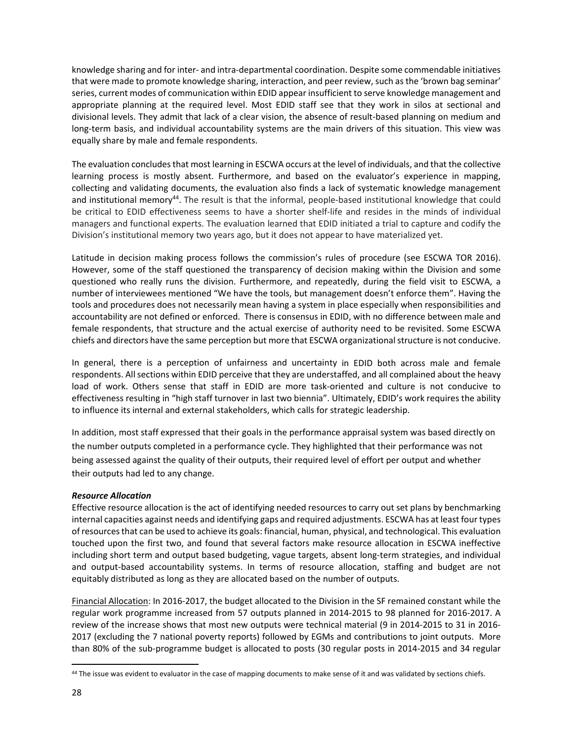knowledge sharing and for inter- and intra-departmental coordination. Despite some commendable initiatives that were made to promote knowledge sharing, interaction, and peer review, such as the 'brown bag seminar' series, current modes of communication within EDID appear insufficient to serve knowledge management and appropriate planning at the required level. Most EDID staff see that they work in silos at sectional and divisional levels. They admit that lack of a clear vision, the absence of result-based planning on medium and long-term basis, and individual accountability systems are the main drivers of this situation. This view was equally share by male and female respondents.

The evaluation concludes that most learning in ESCWA occurs at the level of individuals, and that the collective learning process is mostly absent. Furthermore, and based on the evaluator's experience in mapping, collecting and validating documents, the evaluation also finds a lack of systematic knowledge management and institutional memory[44]. The result is that the informal, people-based institutional knowledge that could be critical to EDID effectiveness seems to have a shorter shelf-life and resides in the minds of individual managers and functional experts. The evaluation learned that EDID initiated a trial to capture and codify the Division's institutional memory two years ago, but it does not appear to have materialized yet.

Latitude in decision making process follows the commission's rules of procedure (see ESCWA TOR 2016). However, some of the staff questioned the transparency of decision making within the Division and some questioned who really runs the division. Furthermore, and repeatedly, during the field visit to ESCWA, a number of interviewees mentioned "We have the tools, but management doesn't enforce them". Having the tools and procedures does not necessarily mean having a system in place especially when responsibilities and accountability are not defined or enforced. There is consensus in EDID, with no difference between male and female respondents, that structure and the actual exercise of authority need to be revisited. Some ESCWA chiefs and directors have the same perception but more that ESCWA organizational structure is not conducive.

In general, there is a perception of unfairness and uncertainty in EDID both across male and female respondents. All sections within EDID perceive that they are understaffed, and all complained about the heavy load of work. Others sense that staff in EDID are more task-oriented and culture is not conducive to effectiveness resulting in "high staff turnover in last two biennia". Ultimately, EDID's work requires the ability to influence its internal and external stakeholders, which calls for strategic leadership.

In addition, most staff expressed that their goals in the performance appraisal system was based directly on the number outputs completed in a performance cycle. They highlighted that their performance was not being assessed against the quality of their outputs, their required level of effort per output and whether their outputs had led to any change.

***Resource Allocation***

Effective resource allocation is the act of identifying needed resources to carry out set plans by benchmarking internal capacities against needs and identifying gaps and required adjustments. ESCWA has at least four types of resources that can be used to achieve its goals: financial, human, physical, and technological. This evaluation touched upon the first two, and found that several factors make resource allocation in ESCWA ineffective including short term and output based budgeting, vague targets, absent long-term strategies, and individual and output-based accountability systems. In terms of resource allocation, staffing and budget are not equitably distributed as long as they are allocated based on the number of outputs.

Financial Allocation: In 2016-2017, the budget allocated to the Division in the SF remained constant while the regular work programme increased from 57 outputs planned in 2014-2015 to 98 planned for 2016-2017. A review of the increase shows that most new outputs were technical material (9 in 2014-2015 to 31 in 2016-2017 (excluding the 7 national poverty reports) followed by EGMs and contributions to joint outputs. More than 80% of the sub-programme budget is allocated to posts (30 regular posts in 2014-2015 and 34 regular

[44] The issue was evident to evaluator in the case of mapping documents to make sense of it and was validated by sections chiefs.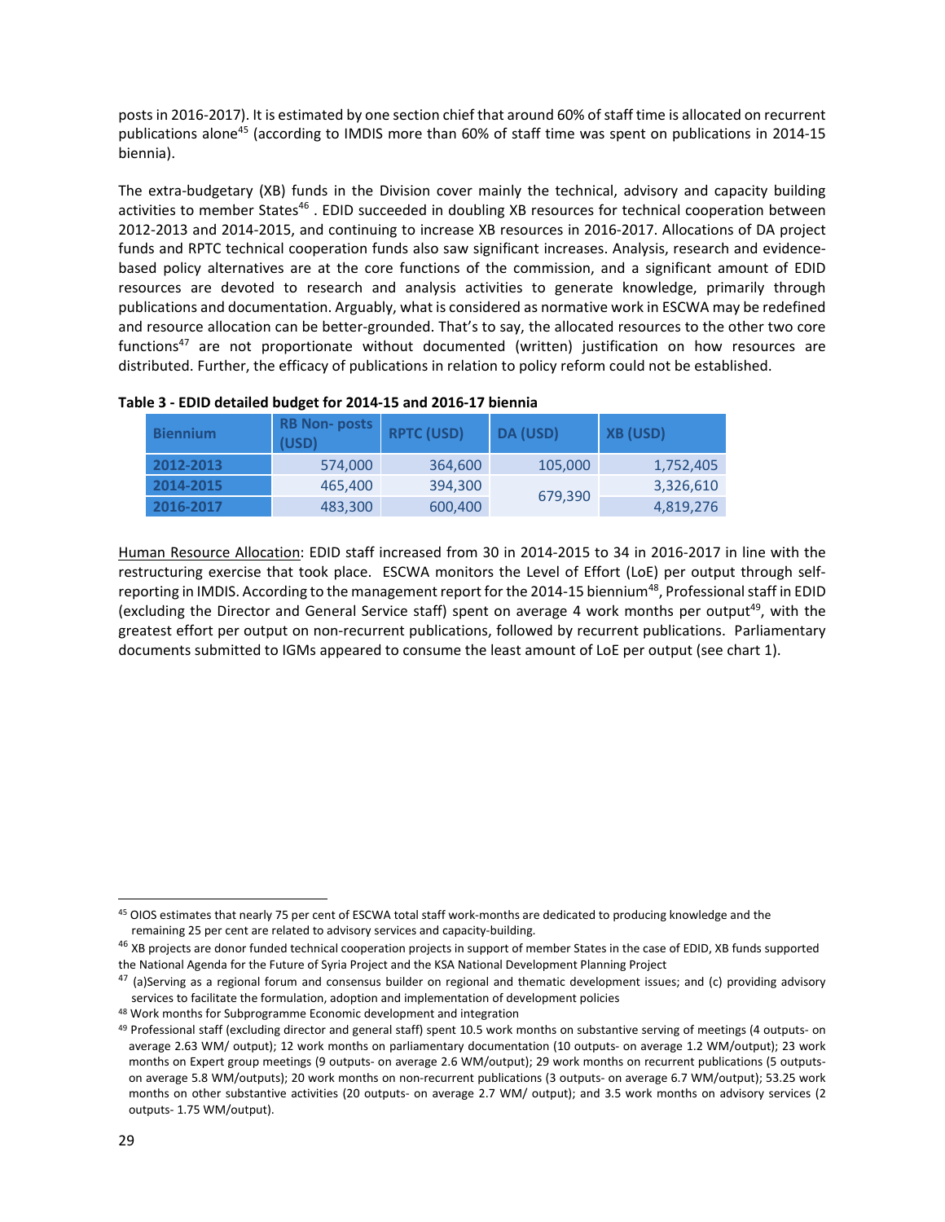posts in 2016-2017). It is estimated by one section chief that around 60% of staff time is allocated on recurrent publications alone[45] (according to IMDIS more than 60% of staff time was spent on publications in 2014-15 biennia).

The extra-budgetary (XB) funds in the Division cover mainly the technical, advisory and capacity building activities to member States[46] . EDID succeeded in doubling XB resources for technical cooperation between 2012-2013 and 2014-2015, and continuing to increase XB resources in 2016-2017. Allocations of DA project funds and RPTC technical cooperation funds also saw significant increases. Analysis, research and evidence-based policy alternatives are at the core functions of the commission, and a significant amount of EDID resources are devoted to research and analysis activities to generate knowledge, primarily through publications and documentation. Arguably, what is considered as normative work in ESCWA may be redefined and resource allocation can be better-grounded. That's to say, the allocated resources to the other two core functions[47] are not proportionate without documented (written) justification on how resources are distributed. Further, the efficacy of publications in relation to policy reform could not be established.

**Table 3 - EDID detailed budget for 2014-15 and 2016-17 biennia**

| Biennium | RB Non- posts (USD) | RPTC (USD) | DA (USD) | XB (USD) |
|---|---|---|---|---|
| 2012-2013 | 574,000 | 364,600 | 105,000 | 1,752,405 |
| 2014-2015 | 465,400 | 394,300 | 679,390 | 3,326,610 |
| 2016-2017 | 483,300 | 600,400 | | 4,819,276 |

Human Resource Allocation: EDID staff increased from 30 in 2014-2015 to 34 in 2016-2017 in line with the restructuring exercise that took place. ESCWA monitors the Level of Effort (LoE) per output through self-reporting in IMDIS. According to the management report for the 2014-15 biennium[48], Professional staff in EDID (excluding the Director and General Service staff) spent on average 4 work months per output[49], with the greatest effort per output on non-recurrent publications, followed by recurrent publications. Parliamentary documents submitted to IGMs appeared to consume the least amount of LoE per output (see chart 1).

---

[45] OIOS estimates that nearly 75 per cent of ESCWA total staff work-months are dedicated to producing knowledge and the remaining 25 per cent are related to advisory services and capacity-building.

[46] XB projects are donor funded technical cooperation projects in support of member States in the case of EDID, XB funds supported the National Agenda for the Future of Syria Project and the KSA National Development Planning Project

[47] (a)Serving as a regional forum and consensus builder on regional and thematic development issues; and (c) providing advisory services to facilitate the formulation, adoption and implementation of development policies

[48] Work months for Subprogramme Economic development and integration

[49] Professional staff (excluding director and general staff) spent 10.5 work months on substantive serving of meetings (4 outputs- on average 2.63 WM/ output); 12 work months on parliamentary documentation (10 outputs- on average 1.2 WM/output); 23 work months on Expert group meetings (9 outputs- on average 2.6 WM/output); 29 work months on recurrent publications (5 outputs- on average 5.8 WM/outputs); 20 work months on non-recurrent publications (3 outputs- on average 6.7 WM/output); 53.25 work months on other substantive activities (20 outputs- on average 2.7 WM/ output); and 3.5 work months on advisory services (2 outputs- 1.75 WM/output).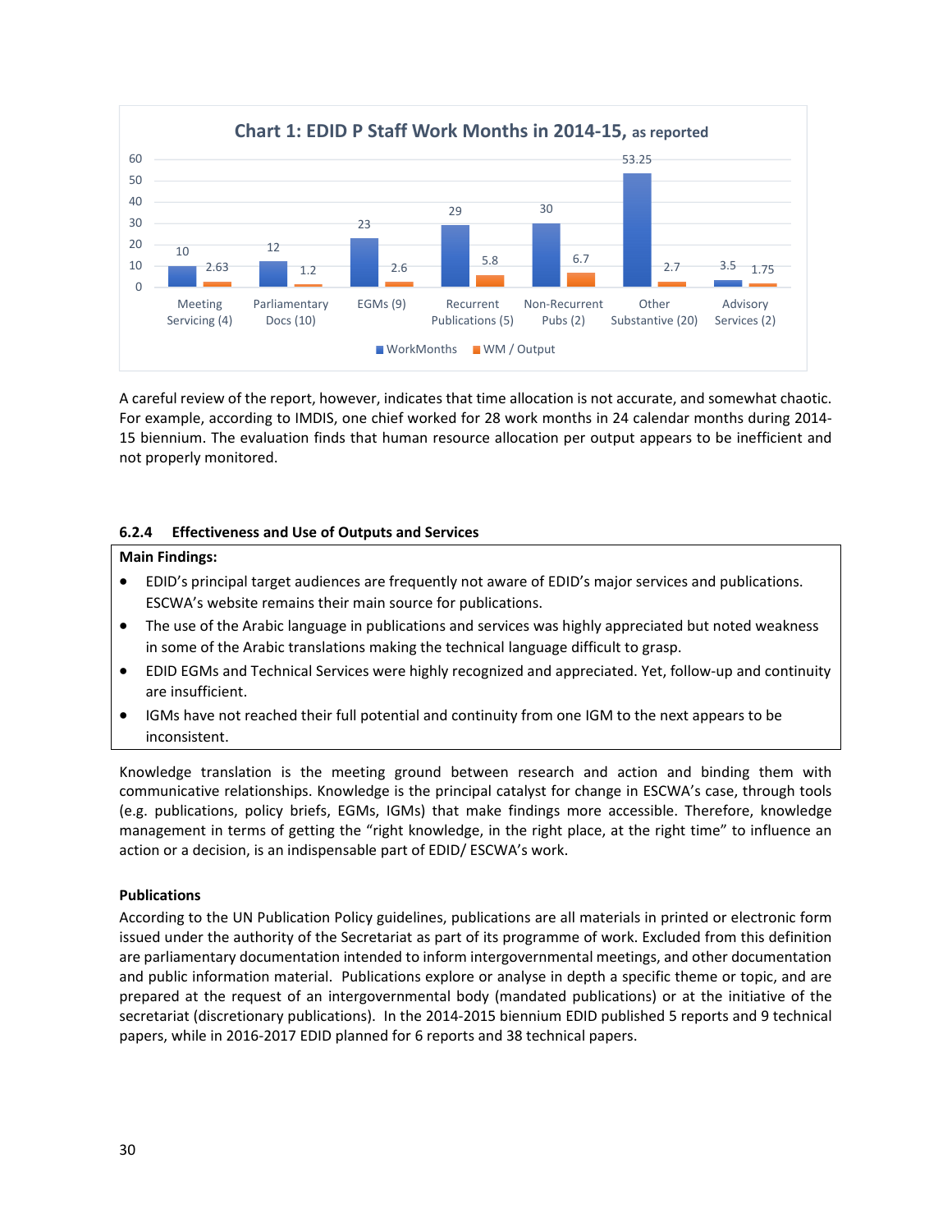**Chart 1: EDID P Staff Work Months in 2014-15, as reported**

| Category | WorkMonths | WM / Output |
|---|---|---|
| Meeting Servicing (4) | 10 | 2.63 |
| Parliamentary Docs (10) | 12 | 1.2 |
| EGMs (9) | 23 | 2.6 |
| Recurrent Publications (5) | 29 | 5.8 |
| Non-Recurrent Pubs (2) | 30 | 6.7 |
| Other Substantive (20) | 53.25 | 2.7 |
| Advisory Services (2) | 3.5 | 1.75 |

A careful review of the report, however, indicates that time allocation is not accurate, and somewhat chaotic. For example, according to IMDIS, one chief worked for 28 work months in 24 calendar months during 2014-15 biennium. The evaluation finds that human resource allocation per output appears to be inefficient and not properly monitored.

### 6.2.4 Effectiveness and Use of Outputs and Services

**Main Findings:**

- EDID's principal target audiences are frequently not aware of EDID's major services and publications. ESCWA's website remains their main source for publications.
- The use of the Arabic language in publications and services was highly appreciated but noted weakness in some of the Arabic translations making the technical language difficult to grasp.
- EDID EGMs and Technical Services were highly recognized and appreciated. Yet, follow-up and continuity are insufficient.
- IGMs have not reached their full potential and continuity from one IGM to the next appears to be inconsistent.

Knowledge translation is the meeting ground between research and action and binding them with communicative relationships. Knowledge is the principal catalyst for change in ESCWA's case, through tools (e.g. publications, policy briefs, EGMs, IGMs) that make findings more accessible. Therefore, knowledge management in terms of getting the "right knowledge, in the right place, at the right time" to influence an action or a decision, is an indispensable part of EDID/ ESCWA's work.

**Publications**

According to the UN Publication Policy guidelines, publications are all materials in printed or electronic form issued under the authority of the Secretariat as part of its programme of work. Excluded from this definition are parliamentary documentation intended to inform intergovernmental meetings, and other documentation and public information material. Publications explore or analyse in depth a specific theme or topic, and are prepared at the request of an intergovernmental body (mandated publications) or at the initiative of the secretariat (discretionary publications). In the 2014-2015 biennium EDID published 5 reports and 9 technical papers, while in 2016-2017 EDID planned for 6 reports and 38 technical papers.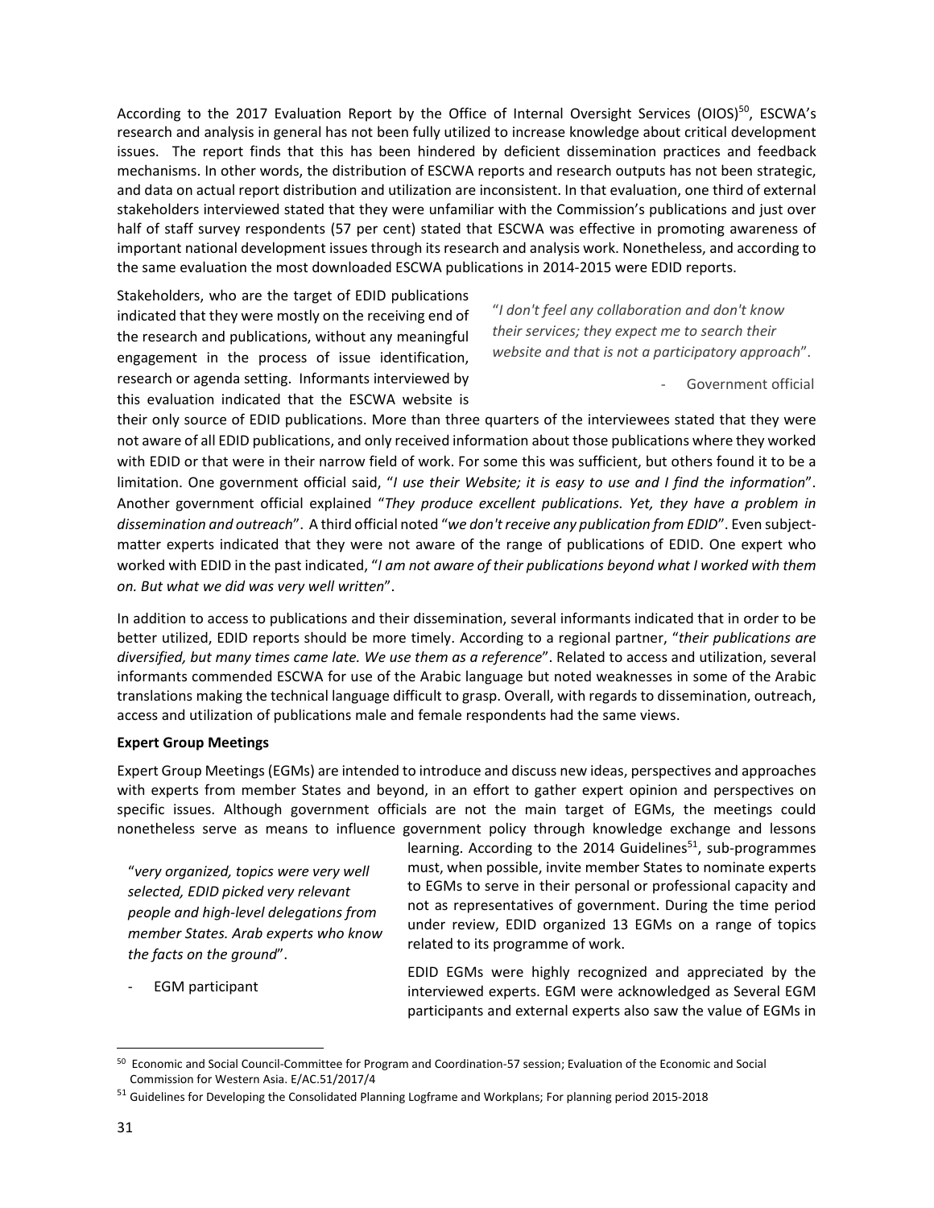According to the 2017 Evaluation Report by the Office of Internal Oversight Services (OIOS)[50], ESCWA's research and analysis in general has not been fully utilized to increase knowledge about critical development issues. The report finds that this has been hindered by deficient dissemination practices and feedback mechanisms. In other words, the distribution of ESCWA reports and research outputs has not been strategic, and data on actual report distribution and utilization are inconsistent. In that evaluation, one third of external stakeholders interviewed stated that they were unfamiliar with the Commission's publications and just over half of staff survey respondents (57 per cent) stated that ESCWA was effective in promoting awareness of important national development issues through its research and analysis work. Nonetheless, and according to the same evaluation the most downloaded ESCWA publications in 2014-2015 were EDID reports.

> "*I don't feel any collaboration and don't know their services; they expect me to search their website and that is not a participatory approach*".
>
> - Government official

Stakeholders, who are the target of EDID publications indicated that they were mostly on the receiving end of the research and publications, without any meaningful engagement in the process of issue identification, research or agenda setting. Informants interviewed by this evaluation indicated that the ESCWA website is their only source of EDID publications. More than three quarters of the interviewees stated that they were not aware of all EDID publications, and only received information about those publications where they worked with EDID or that were in their narrow field of work. For some this was sufficient, but others found it to be a limitation. One government official said, "*I use their Website; it is easy to use and I find the information*". Another government official explained "*They produce excellent publications. Yet, they have a problem in dissemination and outreach*". A third official noted "*we don't receive any publication from EDID*". Even subject-matter experts indicated that they were not aware of the range of publications of EDID. One expert who worked with EDID in the past indicated, "*I am not aware of their publications beyond what I worked with them on. But what we did was very well written*".

In addition to access to publications and their dissemination, several informants indicated that in order to be better utilized, EDID reports should be more timely. According to a regional partner, "*their publications are diversified, but many times came late. We use them as a reference*". Related to access and utilization, several informants commended ESCWA for use of the Arabic language but noted weaknesses in some of the Arabic translations making the technical language difficult to grasp. Overall, with regards to dissemination, outreach, access and utilization of publications male and female respondents had the same views.

**Expert Group Meetings**

Expert Group Meetings (EGMs) are intended to introduce and discuss new ideas, perspectives and approaches with experts from member States and beyond, in an effort to gather expert opinion and perspectives on specific issues. Although government officials are not the main target of EGMs, the meetings could nonetheless serve as means to influence government policy through knowledge exchange and lessons learning. According to the 2014 Guidelines[51], sub-programmes must, when possible, invite member States to nominate experts to EGMs to serve in their personal or professional capacity and not as representatives of government. During the time period under review, EDID organized 13 EGMs on a range of topics related to its programme of work.

> "*very organized, topics were very well selected, EDID picked very relevant people and high-level delegations from member States. Arab experts who know the facts on the ground*".
>
> - EGM participant

EDID EGMs were highly recognized and appreciated by the interviewed experts. EGM were acknowledged as Several EGM participants and external experts also saw the value of EGMs in

---

[50] Economic and Social Council-Committee for Program and Coordination-57 session; Evaluation of the Economic and Social Commission for Western Asia. E/AC.51/2017/4

[51] Guidelines for Developing the Consolidated Planning Logframe and Workplans; For planning period 2015-2018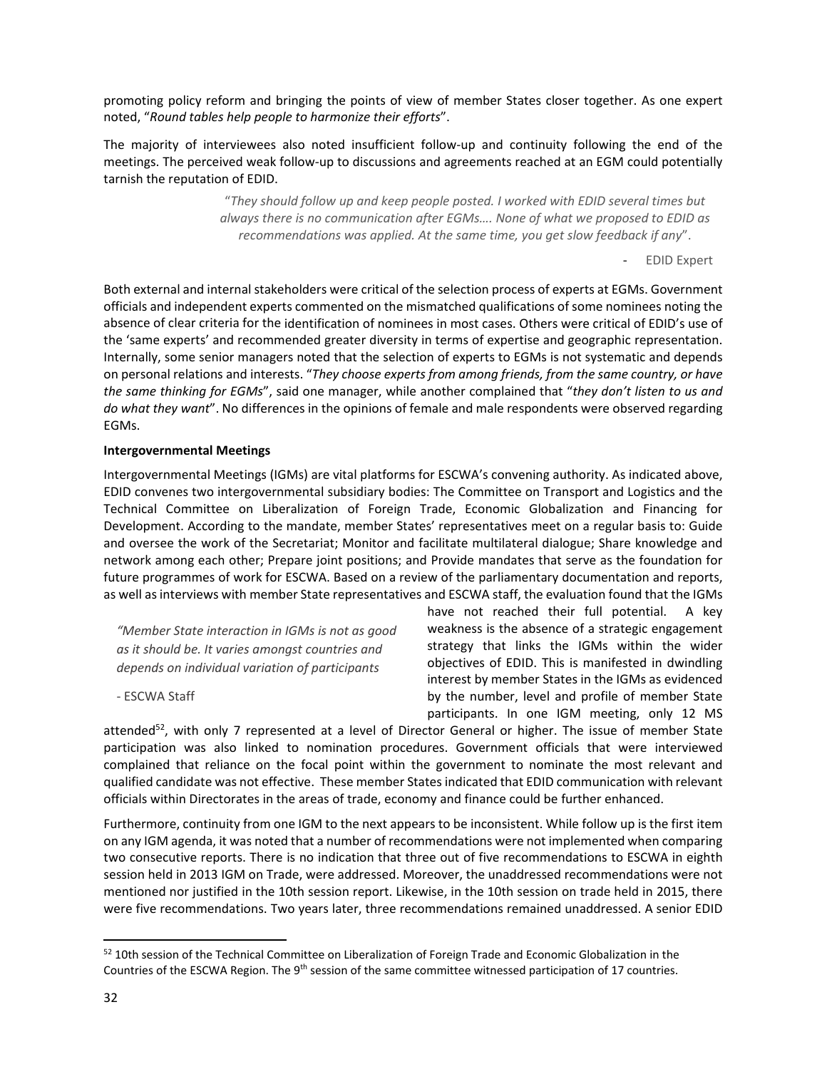promoting policy reform and bringing the points of view of member States closer together. As one expert noted, "*Round tables help people to harmonize their efforts*".

The majority of interviewees also noted insufficient follow-up and continuity following the end of the meetings. The perceived weak follow-up to discussions and agreements reached at an EGM could potentially tarnish the reputation of EDID.

> "*They should follow up and keep people posted. I worked with EDID several times but always there is no communication after EGMs…. None of what we proposed to EDID as recommendations was applied. At the same time, you get slow feedback if any*".
>
> - EDID Expert

Both external and internal stakeholders were critical of the selection process of experts at EGMs. Government officials and independent experts commented on the mismatched qualifications of some nominees noting the absence of clear criteria for the identification of nominees in most cases. Others were critical of EDID's use of the 'same experts' and recommended greater diversity in terms of expertise and geographic representation. Internally, some senior managers noted that the selection of experts to EGMs is not systematic and depends on personal relations and interests. "*They choose experts from among friends, from the same country, or have the same thinking for EGMs*", said one manager, while another complained that "*they don't listen to us and do what they want*". No differences in the opinions of female and male respondents were observed regarding EGMs.

**Intergovernmental Meetings**

Intergovernmental Meetings (IGMs) are vital platforms for ESCWA's convening authority. As indicated above, EDID convenes two intergovernmental subsidiary bodies: The Committee on Transport and Logistics and the Technical Committee on Liberalization of Foreign Trade, Economic Globalization and Financing for Development. According to the mandate, member States' representatives meet on a regular basis to: Guide and oversee the work of the Secretariat; Monitor and facilitate multilateral dialogue; Share knowledge and network among each other; Prepare joint positions; and Provide mandates that serve as the foundation for future programmes of work for ESCWA. Based on a review of the parliamentary documentation and reports, as well as interviews with member State representatives and ESCWA staff, the evaluation found that the IGMs have not reached their full potential. A key weakness is the absence of a strategic engagement strategy that links the IGMs within the wider objectives of EDID. This is manifested in dwindling interest by member States in the IGMs as evidenced by the number, level and profile of member State participants. In one IGM meeting, only 12 MS attended[52], with only 7 represented at a level of Director General or higher. The issue of member State participation was also linked to nomination procedures. Government officials that were interviewed complained that reliance on the focal point within the government to nominate the most relevant and qualified candidate was not effective. These member States indicated that EDID communication with relevant officials within Directorates in the areas of trade, economy and finance could be further enhanced.

> *"Member State interaction in IGMs is not as good as it should be. It varies amongst countries and depends on individual variation of participants*
>
> - ESCWA Staff

Furthermore, continuity from one IGM to the next appears to be inconsistent. While follow up is the first item on any IGM agenda, it was noted that a number of recommendations were not implemented when comparing two consecutive reports. There is no indication that three out of five recommendations to ESCWA in eighth session held in 2013 IGM on Trade, were addressed. Moreover, the unaddressed recommendations were not mentioned nor justified in the 10th session report. Likewise, in the 10th session on trade held in 2015, there were five recommendations. Two years later, three recommendations remained unaddressed. A senior EDID

---

[52] 10th session of the Technical Committee on Liberalization of Foreign Trade and Economic Globalization in the Countries of the ESCWA Region. The 9th session of the same committee witnessed participation of 17 countries.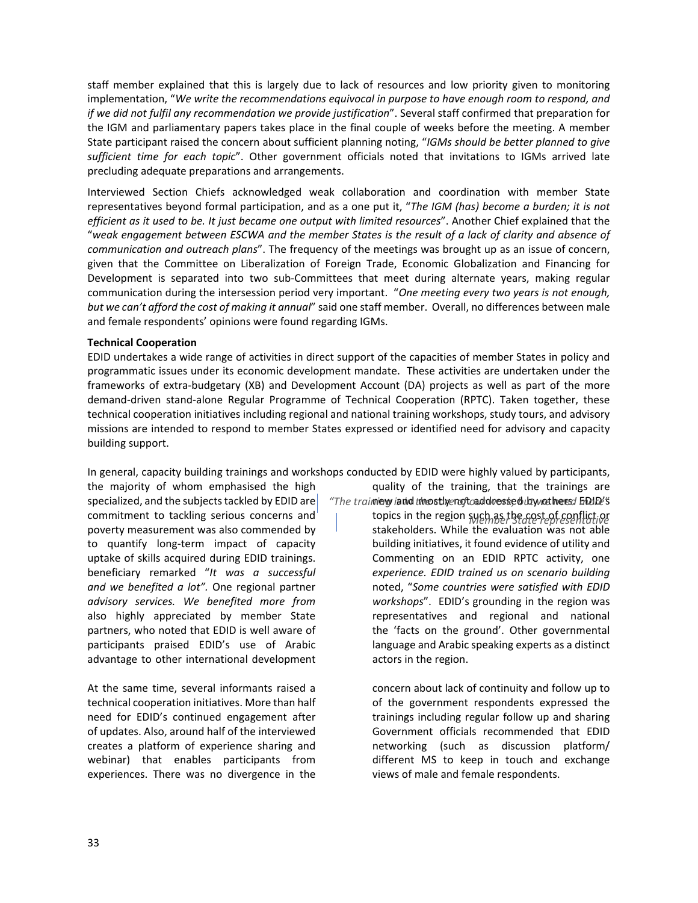staff member explained that this is largely due to lack of resources and low priority given to monitoring implementation, "*We write the recommendations equivocal in purpose to have enough room to respond, and if we did not fulfil any recommendation we provide justification*". Several staff confirmed that preparation for the IGM and parliamentary papers takes place in the final couple of weeks before the meeting. A member State participant raised the concern about sufficient planning noting, "*IGMs should be better planned to give sufficient time for each topic*". Other government officials noted that invitations to IGMs arrived late precluding adequate preparations and arrangements.

Interviewed Section Chiefs acknowledged weak collaboration and coordination with member State representatives beyond formal participation, and as a one put it, "*The IGM (has) become a burden; it is not efficient as it used to be. It just became one output with limited resources*". Another Chief explained that the "*weak engagement between ESCWA and the member States is the result of a lack of clarity and absence of communication and outreach plans*". The frequency of the meetings was brought up as an issue of concern, given that the Committee on Liberalization of Foreign Trade, Economic Globalization and Financing for Development is separated into two sub-Committees that meet during alternate years, making regular communication during the intersession period very important. "*One meeting every two years is not enough, but we can't afford the cost of making it annual*" said one staff member. Overall, no differences between male and female respondents' opinions were found regarding IGMs.

**Technical Cooperation**

EDID undertakes a wide range of activities in direct support of the capacities of member States in policy and programmatic issues under its economic development mandate. These activities are undertaken under the frameworks of extra-budgetary (XB) and Development Account (DA) projects as well as part of the more demand-driven stand-alone Regular Programme of Technical Cooperation (RPTC). Taken together, these technical cooperation initiatives including regional and national training workshops, study tours, and advisory missions are intended to respond to member States expressed or identified need for advisory and capacity building support.

In general, capacity building trainings and workshops conducted by EDID were highly valued by participants, the majority of whom emphasised the high quality of the training, that the trainings are specialized, and the subjects tackled by EDID are new and mostly not addressed by others. EDID's commitment to tackling serious concerns and topics in the region such as the cost of conflict or poverty measurement was also commended by stakeholders. While the evaluation was not able to quantify long-term impact of capacity building initiatives, it found evidence of utility and uptake of skills acquired during EDID trainings. Commenting on an EDID RPTC activity, one beneficiary remarked "*It was a successful experience. EDID trained us on scenario building and we benefited a lot".* One regional partner noted, "*Some countries were satisfied with EDID advisory services. We benefited more from workshops*". EDID's grounding in the region was also highly appreciated by member State representatives and regional and national partners, who noted that EDID is well aware of the 'facts on the ground'. Other governmental participants praised EDID's use of Arabic language and Arabic speaking experts as a distinct advantage to other international development actors in the region.

> *"The training and the study tour were what we need"*
> *Member State representative*

At the same time, several informants raised a concern about lack of continuity and follow up to technical cooperation initiatives. More than half of the government respondents expressed the need for EDID's continued engagement after trainings including regular follow up and sharing of updates. Also, around half of the interviewed Government officials recommended that EDID creates a platform of experience sharing and networking (such as discussion platform/ webinar) that enables participants from different MS to keep in touch and exchange experiences. There was no divergence in the views of male and female respondents.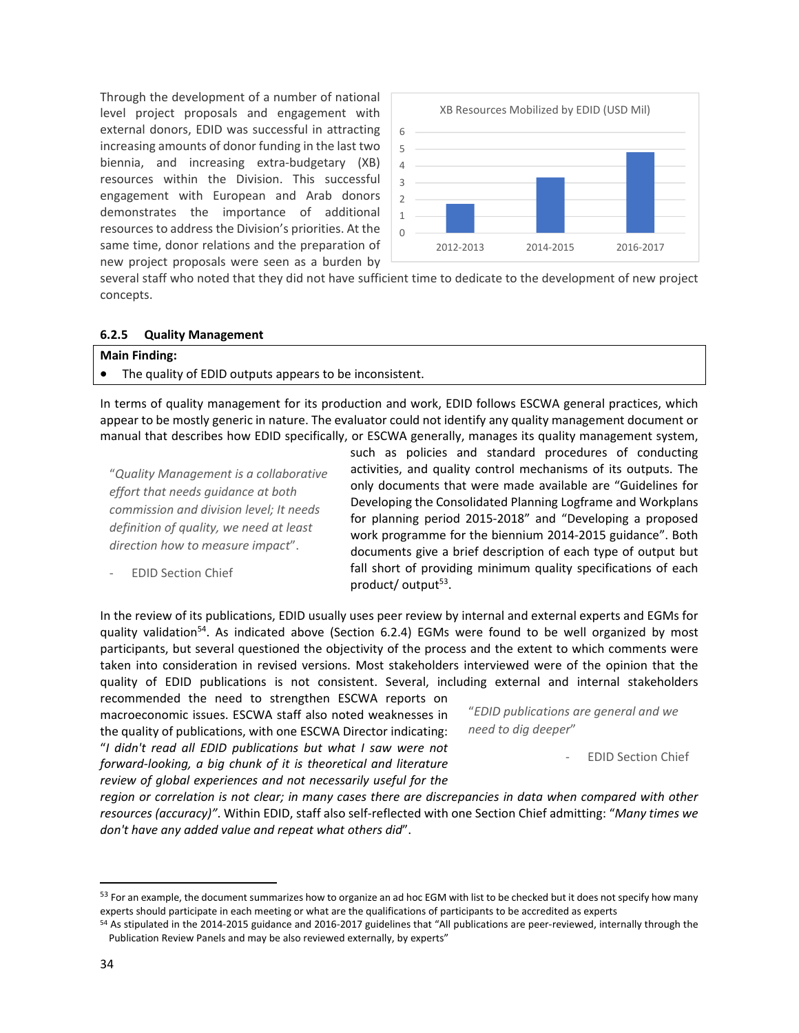Through the development of a number of national level project proposals and engagement with external donors, EDID was successful in attracting increasing amounts of donor funding in the last two biennia, and increasing extra-budgetary (XB) resources within the Division. This successful engagement with European and Arab donors demonstrates the importance of additional resources to address the Division's priorities. At the same time, donor relations and the preparation of new project proposals were seen as a burden by several staff who noted that they did not have sufficient time to dedicate to the development of new project concepts.

XB Resources Mobilized by EDID (USD Mil)

| Biennium | USD Mil |
|---|---|
| 2012-2013 | ~1.7 |
| 2014-2015 | ~3.3 |
| 2016-2017 | ~4.8 |

### 6.2.5 Quality Management

**Main Finding:**

- The quality of EDID outputs appears to be inconsistent.

In terms of quality management for its production and work, EDID follows ESCWA general practices, which appear to be mostly generic in nature. The evaluator could not identify any quality management document or manual that describes how EDID specifically, or ESCWA generally, manages its quality management system, such as policies and standard procedures of conducting activities, and quality control mechanisms of its outputs. The only documents that were made available are "Guidelines for Developing the Consolidated Planning Logframe and Workplans for planning period 2015-2018" and "Developing a proposed work programme for the biennium 2014-2015 guidance". Both documents give a brief description of each type of output but fall short of providing minimum quality specifications of each product/ output[53].

> "*Quality Management is a collaborative effort that needs guidance at both commission and division level; It needs definition of quality, we need at least direction how to measure impact*".
>
> - EDID Section Chief

In the review of its publications, EDID usually uses peer review by internal and external experts and EGMs for quality validation[54]. As indicated above (Section 6.2.4) EGMs were found to be well organized by most participants, but several questioned the objectivity of the process and the extent to which comments were taken into consideration in revised versions. Most stakeholders interviewed were of the opinion that the quality of EDID publications is not consistent. Several, including external and internal stakeholders recommended the need to strengthen ESCWA reports on macroeconomic issues. ESCWA staff also noted weaknesses in the quality of publications, with one ESCWA Director indicating: "*I didn't read all EDID publications but what I saw were not forward-looking, a big chunk of it is theoretical and literature review of global experiences and not necessarily useful for the region or correlation is not clear; in many cases there are discrepancies in data when compared with other resources (accuracy)*". Within EDID, staff also self-reflected with one Section Chief admitting: "*Many times we don't have any added value and repeat what others did*".

> "*EDID publications are general and we need to dig deeper*"
>
> - EDID Section Chief

---

[53] For an example, the document summarizes how to organize an ad hoc EGM with list to be checked but it does not specify how many experts should participate in each meeting or what are the qualifications of participants to be accredited as experts

[54] As stipulated in the 2014-2015 guidance and 2016-2017 guidelines that "All publications are peer-reviewed, internally through the Publication Review Panels and may be also reviewed externally, by experts"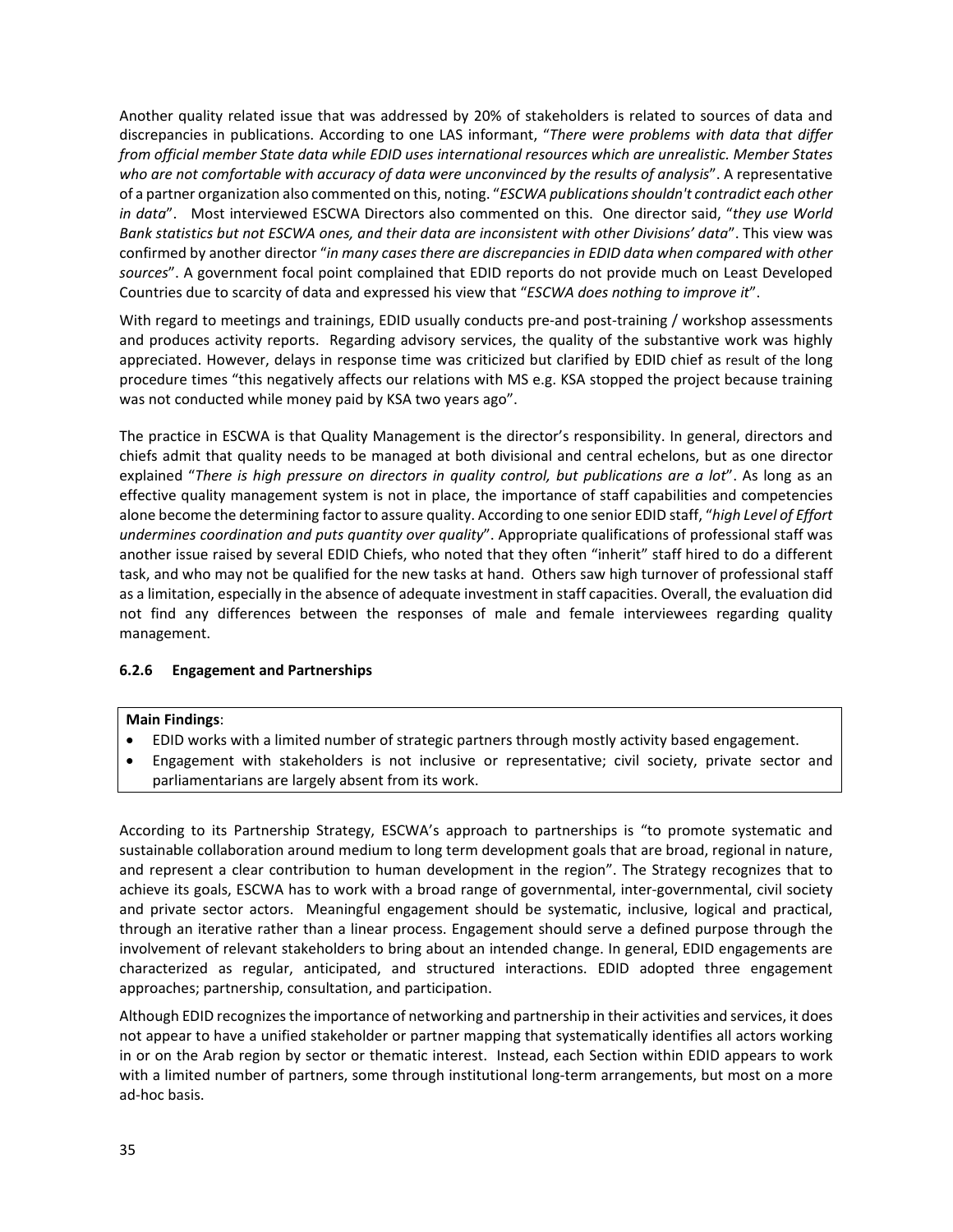Another quality related issue that was addressed by 20% of stakeholders is related to sources of data and discrepancies in publications. According to one LAS informant, "*There were problems with data that differ from official member State data while EDID uses international resources which are unrealistic. Member States who are not comfortable with accuracy of data were unconvinced by the results of analysis*". A representative of a partner organization also commented on this, noting. "*ESCWA publications shouldn't contradict each other in data*". Most interviewed ESCWA Directors also commented on this. One director said, "*they use World Bank statistics but not ESCWA ones, and their data are inconsistent with other Divisions' data*". This view was confirmed by another director "*in many cases there are discrepancies in EDID data when compared with other sources*". A government focal point complained that EDID reports do not provide much on Least Developed Countries due to scarcity of data and expressed his view that "*ESCWA does nothing to improve it*".

With regard to meetings and trainings, EDID usually conducts pre-and post-training / workshop assessments and produces activity reports. Regarding advisory services, the quality of the substantive work was highly appreciated. However, delays in response time was criticized but clarified by EDID chief as result of the long procedure times "this negatively affects our relations with MS e.g. KSA stopped the project because training was not conducted while money paid by KSA two years ago".

The practice in ESCWA is that Quality Management is the director's responsibility. In general, directors and chiefs admit that quality needs to be managed at both divisional and central echelons, but as one director explained "*There is high pressure on directors in quality control, but publications are a lot*". As long as an effective quality management system is not in place, the importance of staff capabilities and competencies alone become the determining factor to assure quality. According to one senior EDID staff, "*high Level of Effort undermines coordination and puts quantity over quality*". Appropriate qualifications of professional staff was another issue raised by several EDID Chiefs, who noted that they often "inherit" staff hired to do a different task, and who may not be qualified for the new tasks at hand. Others saw high turnover of professional staff as a limitation, especially in the absence of adequate investment in staff capacities. Overall, the evaluation did not find any differences between the responses of male and female interviewees regarding quality management.

### 6.2.6 Engagement and Partnerships

**Main Findings**:

- EDID works with a limited number of strategic partners through mostly activity based engagement.
- Engagement with stakeholders is not inclusive or representative; civil society, private sector and parliamentarians are largely absent from its work.

According to its Partnership Strategy, ESCWA's approach to partnerships is "to promote systematic and sustainable collaboration around medium to long term development goals that are broad, regional in nature, and represent a clear contribution to human development in the region". The Strategy recognizes that to achieve its goals, ESCWA has to work with a broad range of governmental, inter-governmental, civil society and private sector actors. Meaningful engagement should be systematic, inclusive, logical and practical, through an iterative rather than a linear process. Engagement should serve a defined purpose through the involvement of relevant stakeholders to bring about an intended change. In general, EDID engagements are characterized as regular, anticipated, and structured interactions. EDID adopted three engagement approaches; partnership, consultation, and participation.

Although EDID recognizes the importance of networking and partnership in their activities and services, it does not appear to have a unified stakeholder or partner mapping that systematically identifies all actors working in or on the Arab region by sector or thematic interest. Instead, each Section within EDID appears to work with a limited number of partners, some through institutional long-term arrangements, but most on a more ad-hoc basis.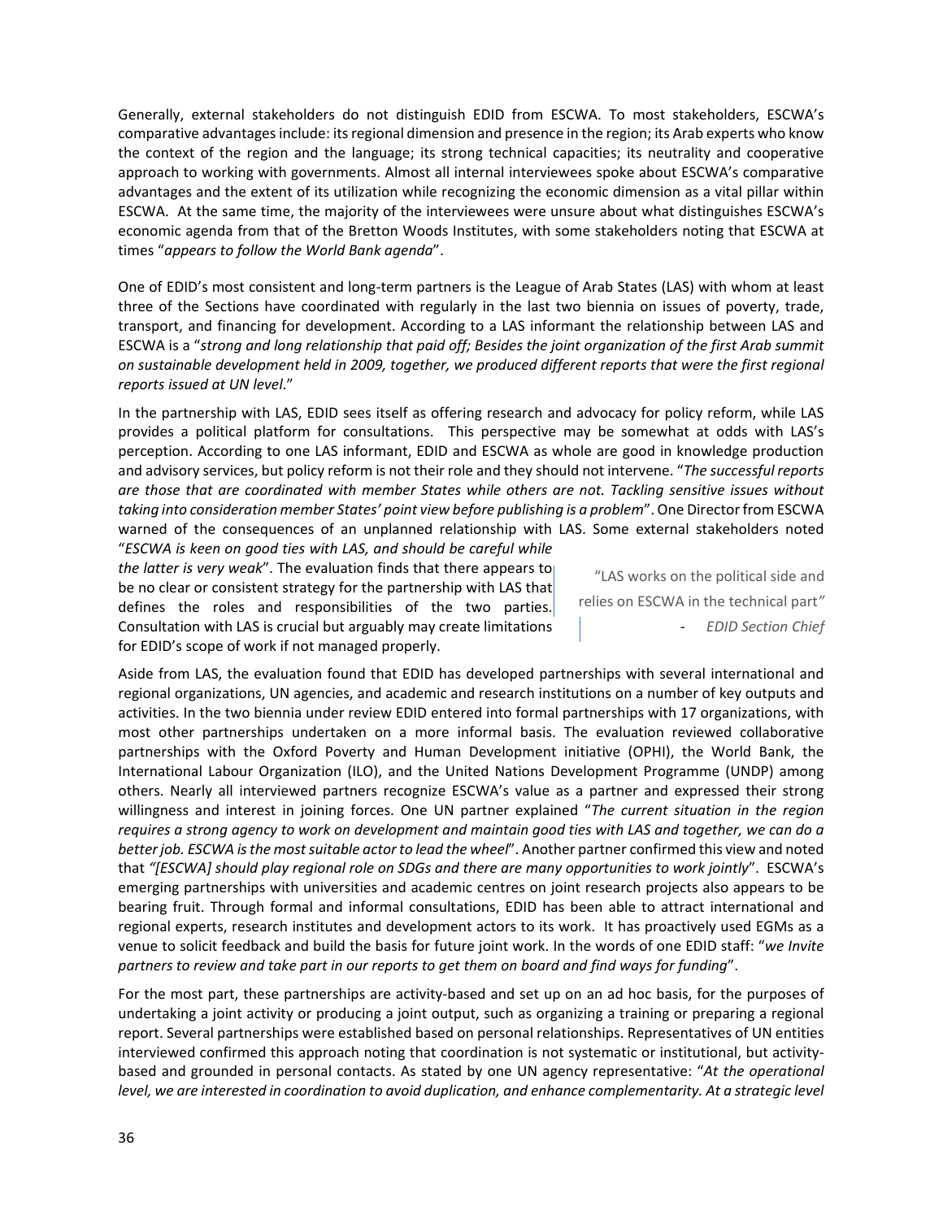Generally, external stakeholders do not distinguish EDID from ESCWA. To most stakeholders, ESCWA's comparative advantages include: its regional dimension and presence in the region; its Arab experts who know the context of the region and the language; its strong technical capacities; its neutrality and cooperative approach to working with governments. Almost all internal interviewees spoke about ESCWA's comparative advantages and the extent of its utilization while recognizing the economic dimension as a vital pillar within ESCWA. At the same time, the majority of the interviewees were unsure about what distinguishes ESCWA's economic agenda from that of the Bretton Woods Institutes, with some stakeholders noting that ESCWA at times "*appears to follow the World Bank agenda*".

One of EDID's most consistent and long-term partners is the League of Arab States (LAS) with whom at least three of the Sections have coordinated with regularly in the last two biennia on issues of poverty, trade, transport, and financing for development. According to a LAS informant the relationship between LAS and ESCWA is a "*strong and long relationship that paid off; Besides the joint organization of the first Arab summit on sustainable development held in 2009, together, we produced different reports that were the first regional reports issued at UN level*."

In the partnership with LAS, EDID sees itself as offering research and advocacy for policy reform, while LAS provides a political platform for consultations. This perspective may be somewhat at odds with LAS's perception. According to one LAS informant, EDID and ESCWA as whole are good in knowledge production and advisory services, but policy reform is not their role and they should not intervene. "*The successful reports are those that are coordinated with member States while others are not. Tackling sensitive issues without taking into consideration member States' point view before publishing is a problem*". One Director from ESCWA warned of the consequences of an unplanned relationship with LAS. Some external stakeholders noted "*ESCWA is keen on good ties with LAS, and should be careful while the latter is very weak*". The evaluation finds that there appears to be no clear or consistent strategy for the partnership with LAS that defines the roles and responsibilities of the two parties. Consultation with LAS is crucial but arguably may create limitations for EDID's scope of work if not managed properly.

> "LAS works on the political side and relies on ESCWA in the technical part"
>
> - *EDID Section Chief*

Aside from LAS, the evaluation found that EDID has developed partnerships with several international and regional organizations, UN agencies, and academic and research institutions on a number of key outputs and activities. In the two biennia under review EDID entered into formal partnerships with 17 organizations, with most other partnerships undertaken on a more informal basis. The evaluation reviewed collaborative partnerships with the Oxford Poverty and Human Development initiative (OPHI), the World Bank, the International Labour Organization (ILO), and the United Nations Development Programme (UNDP) among others. Nearly all interviewed partners recognize ESCWA's value as a partner and expressed their strong willingness and interest in joining forces. One UN partner explained "*The current situation in the region requires a strong agency to work on development and maintain good ties with LAS and together, we can do a better job. ESCWA is the most suitable actor to lead the wheel*". Another partner confirmed this view and noted that *"[ESCWA] should play regional role on SDGs and there are many opportunities to work jointly*". ESCWA's emerging partnerships with universities and academic centres on joint research projects also appears to be bearing fruit. Through formal and informal consultations, EDID has been able to attract international and regional experts, research institutes and development actors to its work. It has proactively used EGMs as a venue to solicit feedback and build the basis for future joint work. In the words of one EDID staff: "*we Invite partners to review and take part in our reports to get them on board and find ways for funding*".

For the most part, these partnerships are activity-based and set up on an ad hoc basis, for the purposes of undertaking a joint activity or producing a joint output, such as organizing a training or preparing a regional report. Several partnerships were established based on personal relationships. Representatives of UN entities interviewed confirmed this approach noting that coordination is not systematic or institutional, but activity-based and grounded in personal contacts. As stated by one UN agency representative: "*At the operational level, we are interested in coordination to avoid duplication, and enhance complementarity. At a strategic level*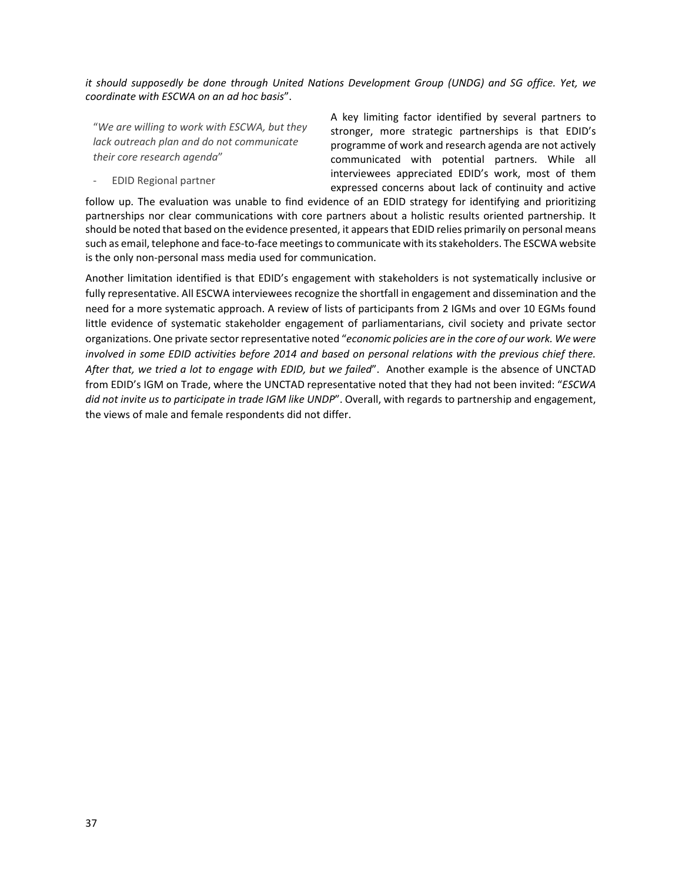*it should supposedly be done through United Nations Development Group (UNDG) and SG office. Yet, we coordinate with ESCWA on an ad hoc basis*".

> "*We are willing to work with ESCWA, but they lack outreach plan and do not communicate their core research agenda*"
>
> - EDID Regional partner

A key limiting factor identified by several partners to stronger, more strategic partnerships is that EDID's programme of work and research agenda are not actively communicated with potential partners. While all interviewees appreciated EDID's work, most of them expressed concerns about lack of continuity and active follow up. The evaluation was unable to find evidence of an EDID strategy for identifying and prioritizing partnerships nor clear communications with core partners about a holistic results oriented partnership. It should be noted that based on the evidence presented, it appears that EDID relies primarily on personal means such as email, telephone and face-to-face meetings to communicate with its stakeholders. The ESCWA website is the only non-personal mass media used for communication.

Another limitation identified is that EDID's engagement with stakeholders is not systematically inclusive or fully representative. All ESCWA interviewees recognize the shortfall in engagement and dissemination and the need for a more systematic approach. A review of lists of participants from 2 IGMs and over 10 EGMs found little evidence of systematic stakeholder engagement of parliamentarians, civil society and private sector organizations. One private sector representative noted "*economic policies are in the core of our work. We were involved in some EDID activities before 2014 and based on personal relations with the previous chief there. After that, we tried a lot to engage with EDID, but we failed*". Another example is the absence of UNCTAD from EDID's IGM on Trade, where the UNCTAD representative noted that they had not been invited: "*ESCWA did not invite us to participate in trade IGM like UNDP*". Overall, with regards to partnership and engagement, the views of male and female respondents did not differ.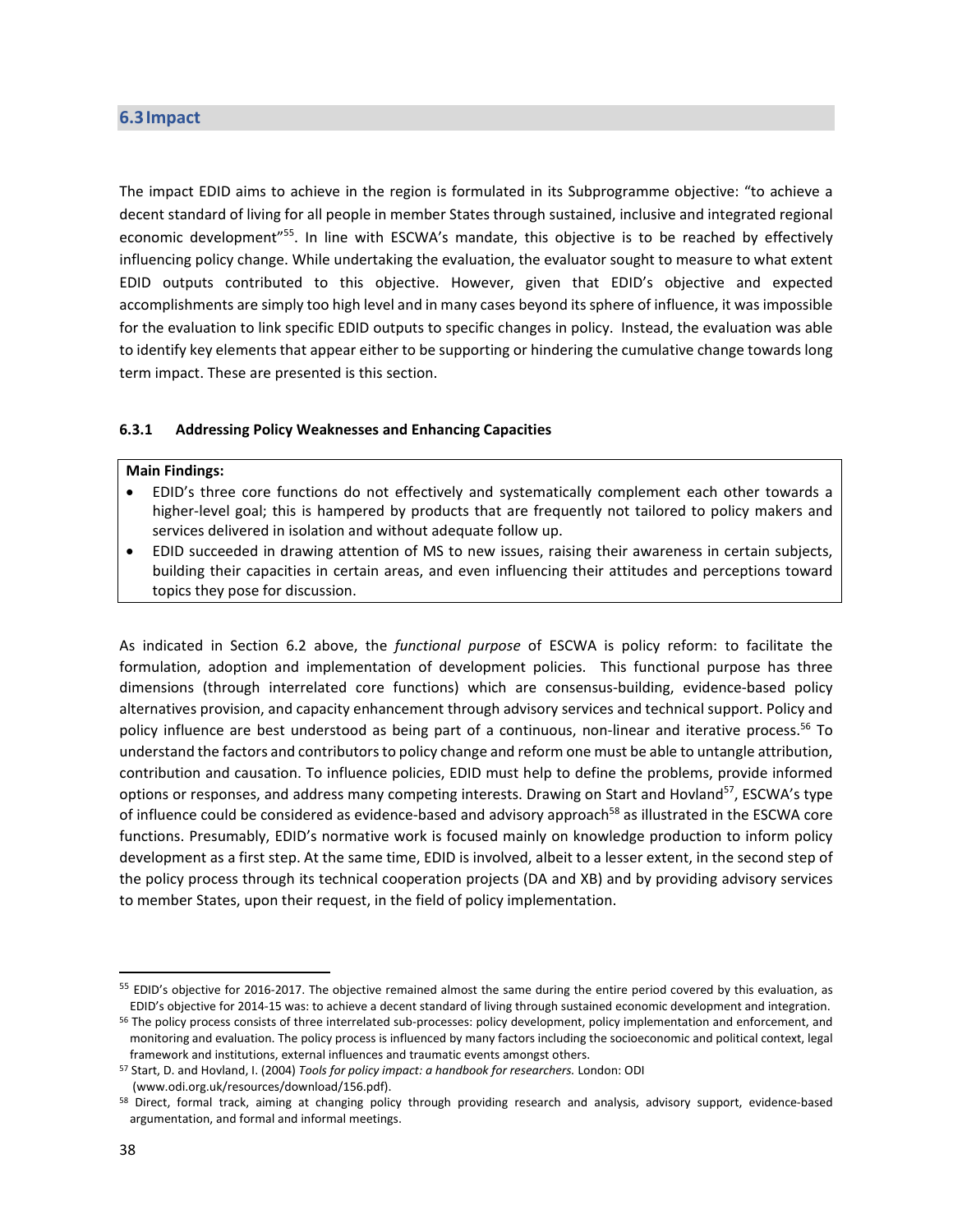## 6.3 Impact

The impact EDID aims to achieve in the region is formulated in its Subprogramme objective: "to achieve a decent standard of living for all people in member States through sustained, inclusive and integrated regional economic development"[55]. In line with ESCWA's mandate, this objective is to be reached by effectively influencing policy change. While undertaking the evaluation, the evaluator sought to measure to what extent EDID outputs contributed to this objective. However, given that EDID's objective and expected accomplishments are simply too high level and in many cases beyond its sphere of influence, it was impossible for the evaluation to link specific EDID outputs to specific changes in policy. Instead, the evaluation was able to identify key elements that appear either to be supporting or hindering the cumulative change towards long term impact. These are presented is this section.

### 6.3.1 Addressing Policy Weaknesses and Enhancing Capacities

**Main Findings:**

- EDID's three core functions do not effectively and systematically complement each other towards a higher-level goal; this is hampered by products that are frequently not tailored to policy makers and services delivered in isolation and without adequate follow up.
- EDID succeeded in drawing attention of MS to new issues, raising their awareness in certain subjects, building their capacities in certain areas, and even influencing their attitudes and perceptions toward topics they pose for discussion.

As indicated in Section 6.2 above, the *functional purpose* of ESCWA is policy reform: to facilitate the formulation, adoption and implementation of development policies. This functional purpose has three dimensions (through interrelated core functions) which are consensus-building, evidence-based policy alternatives provision, and capacity enhancement through advisory services and technical support. Policy and policy influence are best understood as being part of a continuous, non-linear and iterative process.[56] To understand the factors and contributors to policy change and reform one must be able to untangle attribution, contribution and causation. To influence policies, EDID must help to define the problems, provide informed options or responses, and address many competing interests. Drawing on Start and Hovland[57], ESCWA's type of influence could be considered as evidence-based and advisory approach[58] as illustrated in the ESCWA core functions. Presumably, EDID's normative work is focused mainly on knowledge production to inform policy development as a first step. At the same time, EDID is involved, albeit to a lesser extent, in the second step of the policy process through its technical cooperation projects (DA and XB) and by providing advisory services to member States, upon their request, in the field of policy implementation.

---

[55] EDID's objective for 2016-2017. The objective remained almost the same during the entire period covered by this evaluation, as EDID's objective for 2014-15 was: to achieve a decent standard of living through sustained economic development and integration.

[56] The policy process consists of three interrelated sub-processes: policy development, policy implementation and enforcement, and monitoring and evaluation. The policy process is influenced by many factors including the socioeconomic and political context, legal framework and institutions, external influences and traumatic events amongst others.

[57] Start, D. and Hovland, I. (2004) *Tools for policy impact: a handbook for researchers.* London: ODI (www.odi.org.uk/resources/download/156.pdf).

[58] Direct, formal track, aiming at changing policy through providing research and analysis, advisory support, evidence-based argumentation, and formal and informal meetings.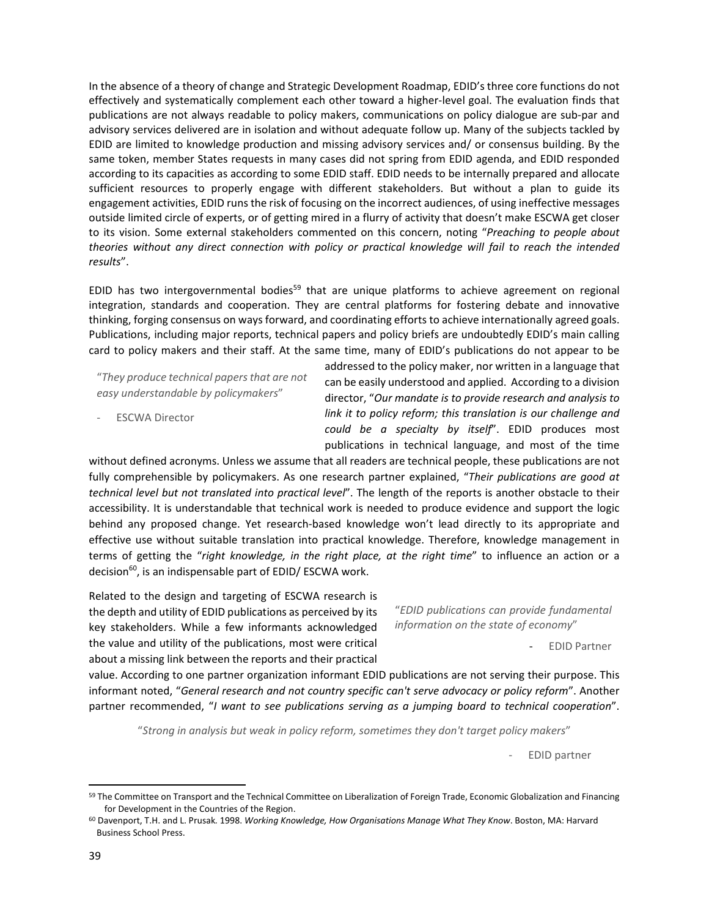In the absence of a theory of change and Strategic Development Roadmap, EDID's three core functions do not effectively and systematically complement each other toward a higher-level goal. The evaluation finds that publications are not always readable to policy makers, communications on policy dialogue are sub-par and advisory services delivered are in isolation and without adequate follow up. Many of the subjects tackled by EDID are limited to knowledge production and missing advisory services and/ or consensus building. By the same token, member States requests in many cases did not spring from EDID agenda, and EDID responded according to its capacities as according to some EDID staff. EDID needs to be internally prepared and allocate sufficient resources to properly engage with different stakeholders. But without a plan to guide its engagement activities, EDID runs the risk of focusing on the incorrect audiences, of using ineffective messages outside limited circle of experts, or of getting mired in a flurry of activity that doesn't make ESCWA get closer to its vision. Some external stakeholders commented on this concern, noting "*Preaching to people about theories without any direct connection with policy or practical knowledge will fail to reach the intended results*".

EDID has two intergovernmental bodies[59] that are unique platforms to achieve agreement on regional integration, standards and cooperation. They are central platforms for fostering debate and innovative thinking, forging consensus on ways forward, and coordinating efforts to achieve internationally agreed goals. Publications, including major reports, technical papers and policy briefs are undoubtedly EDID's main calling card to policy makers and their staff. At the same time, many of EDID's publications do not appear to be addressed to the policy maker, nor written in a language that can be easily understood and applied. According to a division director, "*Our mandate is to provide research and analysis to link it to policy reform; this translation is our challenge and could be a specialty by itself*". EDID produces most publications in technical language, and most of the time without defined acronyms. Unless we assume that all readers are technical people, these publications are not fully comprehensible by policymakers. As one research partner explained, "*Their publications are good at technical level but not translated into practical level*". The length of the reports is another obstacle to their accessibility. It is understandable that technical work is needed to produce evidence and support the logic behind any proposed change. Yet research-based knowledge won't lead directly to its appropriate and effective use without suitable translation into practical knowledge. Therefore, knowledge management in terms of getting the "*right knowledge, in the right place, at the right time*" to influence an action or a decision[60], is an indispensable part of EDID/ ESCWA work.

> "*They produce technical papers that are not easy understandable by policymakers*"
>
> - ESCWA Director

Related to the design and targeting of ESCWA research is the depth and utility of EDID publications as perceived by its key stakeholders. While a few informants acknowledged the value and utility of the publications, most were critical about a missing link between the reports and their practical value. According to one partner organization informant EDID publications are not serving their purpose. This informant noted, "*General research and not country specific can't serve advocacy or policy reform*". Another partner recommended, "*I want to see publications serving as a jumping board to technical cooperation*".

> "*EDID publications can provide fundamental information on the state of economy*"
>
> - EDID Partner

> "*Strong in analysis but weak in policy reform, sometimes they don't target policy makers*"
>
> - EDID partner

---

[59] The Committee on Transport and the Technical Committee on Liberalization of Foreign Trade, Economic Globalization and Financing for Development in the Countries of the Region.

[60] Davenport, T.H. and L. Prusak. 1998. *Working Knowledge, How Organisations Manage What They Know*. Boston, MA: Harvard Business School Press.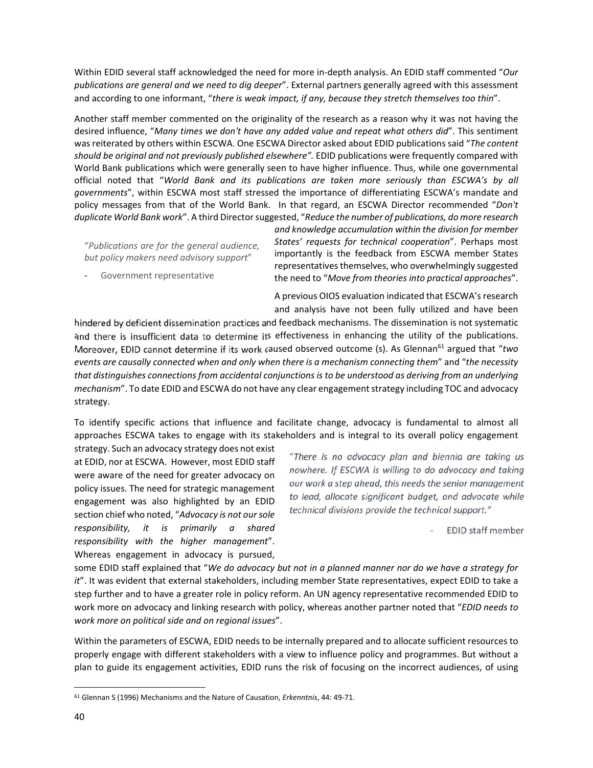Within EDID several staff acknowledged the need for more in-depth analysis. An EDID staff commented "*Our publications are general and we need to dig deeper*". External partners generally agreed with this assessment and according to one informant, "*there is weak impact, if any, because they stretch themselves too thin*".

Another staff member commented on the originality of the research as a reason why it was not having the desired influence, "*Many times we don't have any added value and repeat what others did*". This sentiment was reiterated by others within ESCWA. One ESCWA Director asked about EDID publications said "*The content should be original and not previously published elsewhere".* EDID publications were frequently compared with World Bank publications which were generally seen to have higher influence. Thus, while one governmental official noted that "*World Bank and its publications are taken more seriously than ESCWA's by all governments*", within ESCWA most staff stressed the importance of differentiating ESCWA's mandate and policy messages from that of the World Bank. In that regard, an ESCWA Director recommended "*Don't duplicate World Bank work*". A third Director suggested, "*Reduce the number of publications, do more research and knowledge accumulation within the division for member States' requests for technical cooperation*". Perhaps most importantly is the feedback from ESCWA member States representatives themselves, who overwhelmingly suggested the need to "*Move from theories into practical approaches*".

> "*Publications are for the general audience, but policy makers need advisory support*"
>
> - Government representative

A previous OIOS evaluation indicated that ESCWA's research and analysis have not been fully utilized and have been hindered by deficient dissemination practices and feedback mechanisms. The dissemination is not systematic and there is insufficient data to determine its effectiveness in enhancing the utility of the publications. Moreover, EDID cannot determine if its work caused observed outcome (s). As Glennan[61] argued that "*two events are causally connected when and only when there is a mechanism connecting them*" and "*the necessity that distinguishes connections from accidental conjunctions is to be understood as deriving from an underlying mechanism*". To date EDID and ESCWA do not have any clear engagement strategy including TOC and advocacy strategy.

To identify specific actions that influence and facilitate change, advocacy is fundamental to almost all approaches ESCWA takes to engage with its stakeholders and is integral to its overall policy engagement strategy. Such an advocacy strategy does not exist at EDID, nor at ESCWA. However, most EDID staff were aware of the need for greater advocacy on policy issues. The need for strategic management engagement was also highlighted by an EDID section chief who noted, "*Advocacy is not our sole responsibility, it is primarily a shared responsibility with the higher management*". Whereas engagement in advocacy is pursued, some EDID staff explained that "*We do advocacy but not in a planned manner nor do we have a strategy for it*". It was evident that external stakeholders, including member State representatives, expect EDID to take a step further and to have a greater role in policy reform. An UN agency representative recommended EDID to work more on advocacy and linking research with policy, whereas another partner noted that "*EDID needs to work more on political side and on regional issues*".

> "*There is no advocacy plan and biennia are taking us nowhere. If ESCWA is willing to do advocacy and taking our work a step ahead, this needs the senior management to lead, allocate significant budget, and advocate while technical divisions provide the technical support.*"
>
> - EDID staff member

Within the parameters of ESCWA, EDID needs to be internally prepared and to allocate sufficient resources to properly engage with different stakeholders with a view to influence policy and programmes. But without a plan to guide its engagement activities, EDID runs the risk of focusing on the incorrect audiences, of using

[61] Glennan S (1996) Mechanisms and the Nature of Causation, *Erkenntnis*, 44: 49-71.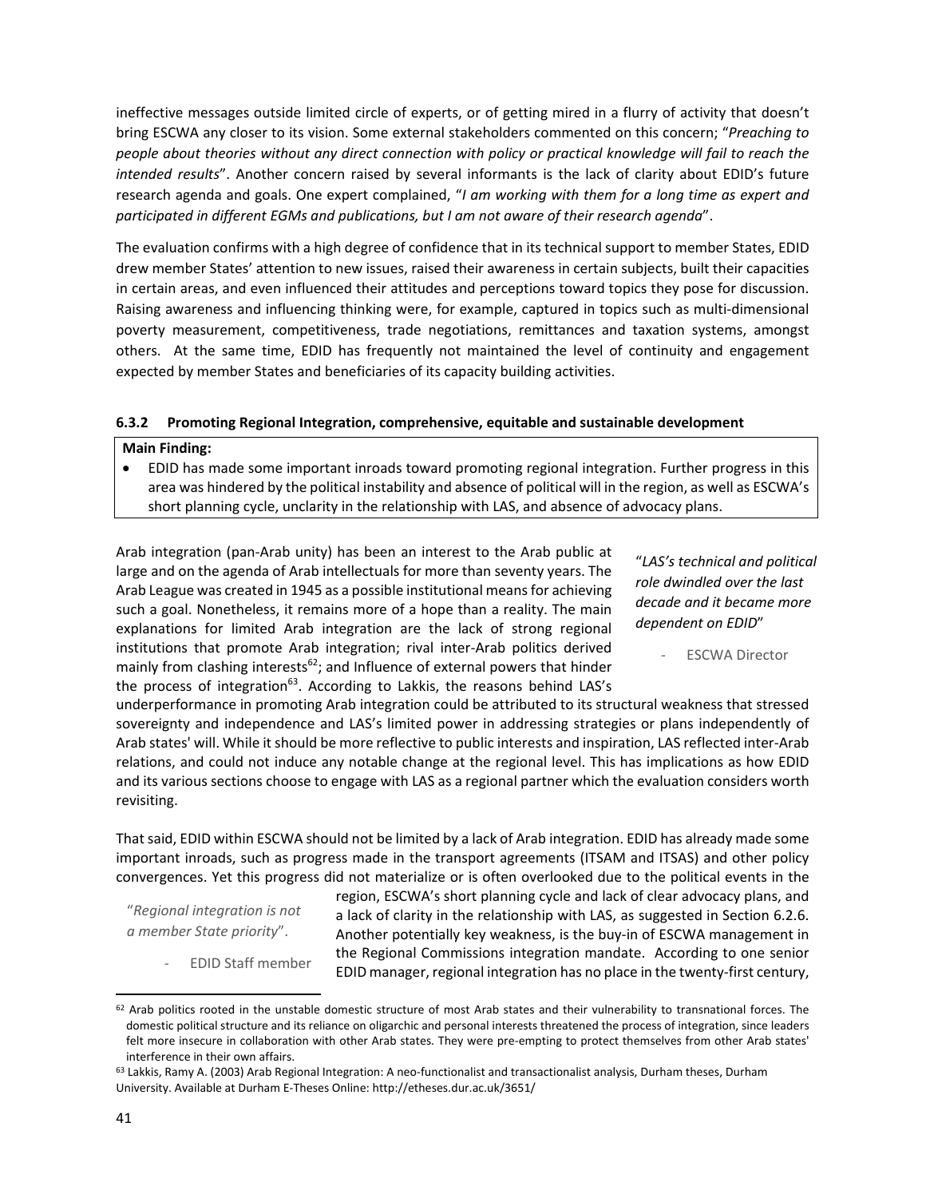ineffective messages outside limited circle of experts, or of getting mired in a flurry of activity that doesn't bring ESCWA any closer to its vision. Some external stakeholders commented on this concern; "*Preaching to people about theories without any direct connection with policy or practical knowledge will fail to reach the intended results*". Another concern raised by several informants is the lack of clarity about EDID's future research agenda and goals. One expert complained, "*I am working with them for a long time as expert and participated in different EGMs and publications, but I am not aware of their research agenda*".

The evaluation confirms with a high degree of confidence that in its technical support to member States, EDID drew member States' attention to new issues, raised their awareness in certain subjects, built their capacities in certain areas, and even influenced their attitudes and perceptions toward topics they pose for discussion. Raising awareness and influencing thinking were, for example, captured in topics such as multi-dimensional poverty measurement, competitiveness, trade negotiations, remittances and taxation systems, amongst others. At the same time, EDID has frequently not maintained the level of continuity and engagement expected by member States and beneficiaries of its capacity building activities.

#### 6.3.2 Promoting Regional Integration, comprehensive, equitable and sustainable development

**Main Finding:**

- EDID has made some important inroads toward promoting regional integration. Further progress in this area was hindered by the political instability and absence of political will in the region, as well as ESCWA's short planning cycle, unclarity in the relationship with LAS, and absence of advocacy plans.

> "*LAS's technical and political role dwindled over the last decade and it became more dependent on EDID*"
>
> - ESCWA Director

Arab integration (pan-Arab unity) has been an interest to the Arab public at large and on the agenda of Arab intellectuals for more than seventy years. The Arab League was created in 1945 as a possible institutional means for achieving such a goal. Nonetheless, it remains more of a hope than a reality. The main explanations for limited Arab integration are the lack of strong regional institutions that promote Arab integration; rival inter-Arab politics derived mainly from clashing interests[62]; and Influence of external powers that hinder the process of integration[63]. According to Lakkis, the reasons behind LAS's underperformance in promoting Arab integration could be attributed to its structural weakness that stressed sovereignty and independence and LAS's limited power in addressing strategies or plans independently of Arab states' will. While it should be more reflective to public interests and inspiration, LAS reflected inter-Arab relations, and could not induce any notable change at the regional level. This has implications as how EDID and its various sections choose to engage with LAS as a regional partner which the evaluation considers worth revisiting.

> "*Regional integration is not a member State priority*".
>
> - EDID Staff member

That said, EDID within ESCWA should not be limited by a lack of Arab integration. EDID has already made some important inroads, such as progress made in the transport agreements (ITSAM and ITSAS) and other policy convergences. Yet this progress did not materialize or is often overlooked due to the political events in the region, ESCWA's short planning cycle and lack of clear advocacy plans, and a lack of clarity in the relationship with LAS, as suggested in Section 6.2.6. Another potentially key weakness, is the buy-in of ESCWA management in the Regional Commissions integration mandate. According to one senior EDID manager, regional integration has no place in the twenty-first century,

---

[62] Arab politics rooted in the unstable domestic structure of most Arab states and their vulnerability to transnational forces. The domestic political structure and its reliance on oligarchic and personal interests threatened the process of integration, since leaders felt more insecure in collaboration with other Arab states. They were pre-empting to protect themselves from other Arab states' interference in their own affairs.

[63] Lakkis, Ramy A. (2003) Arab Regional Integration: A neo-functionalist and transactionalist analysis, Durham theses, Durham University. Available at Durham E-Theses Online: http://etheses.dur.ac.uk/3651/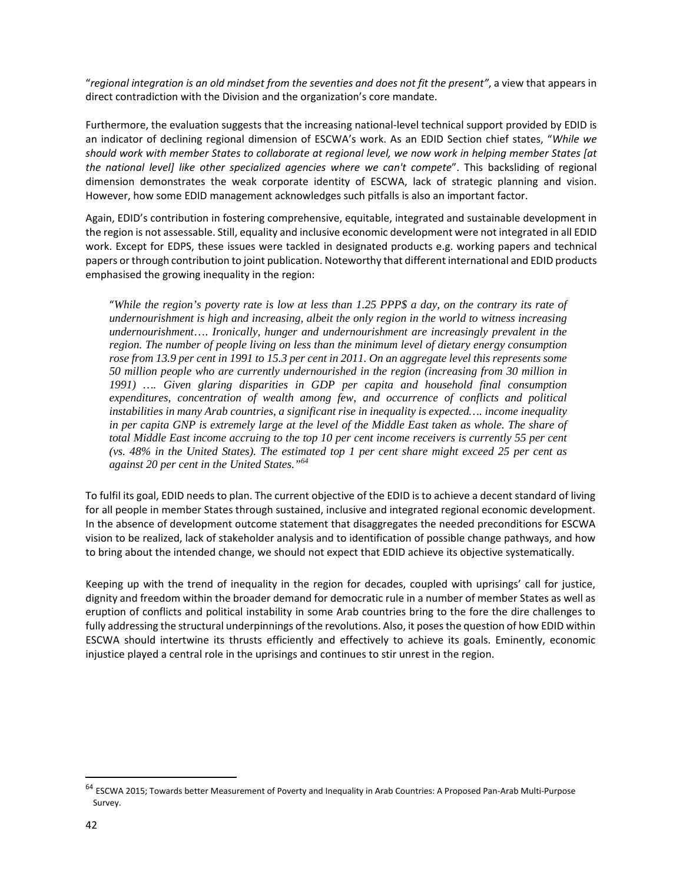"*regional integration is an old mindset from the seventies and does not fit the present"*, a view that appears in direct contradiction with the Division and the organization's core mandate.

Furthermore, the evaluation suggests that the increasing national-level technical support provided by EDID is an indicator of declining regional dimension of ESCWA's work. As an EDID Section chief states, "*While we should work with member States to collaborate at regional level, we now work in helping member States [at the national level] like other specialized agencies where we can't compete*". This backsliding of regional dimension demonstrates the weak corporate identity of ESCWA, lack of strategic planning and vision. However, how some EDID management acknowledges such pitfalls is also an important factor.

Again, EDID's contribution in fostering comprehensive, equitable, integrated and sustainable development in the region is not assessable. Still, equality and inclusive economic development were not integrated in all EDID work. Except for EDPS, these issues were tackled in designated products e.g. working papers and technical papers or through contribution to joint publication. Noteworthy that different international and EDID products emphasised the growing inequality in the region:

> "*While the region's poverty rate is low at less than 1.25 PPP$ a day, on the contrary its rate of undernourishment is high and increasing, albeit the only region in the world to witness increasing undernourishment…. Ironically, hunger and undernourishment are increasingly prevalent in the region. The number of people living on less than the minimum level of dietary energy consumption rose from 13.9 per cent in 1991 to 15.3 per cent in 2011. On an aggregate level this represents some 50 million people who are currently undernourished in the region (increasing from 30 million in 1991) …. Given glaring disparities in GDP per capita and household final consumption expenditures, concentration of wealth among few, and occurrence of conflicts and political instabilities in many Arab countries, a significant rise in inequality is expected…. income inequality in per capita GNP is extremely large at the level of the Middle East taken as whole. The share of total Middle East income accruing to the top 10 per cent income receivers is currently 55 per cent (vs. 48% in the United States). The estimated top 1 per cent share might exceed 25 per cent as against 20 per cent in the United States."*[64]

To fulfil its goal, EDID needs to plan. The current objective of the EDID is to achieve a decent standard of living for all people in member States through sustained, inclusive and integrated regional economic development. In the absence of development outcome statement that disaggregates the needed preconditions for ESCWA vision to be realized, lack of stakeholder analysis and to identification of possible change pathways, and how to bring about the intended change, we should not expect that EDID achieve its objective systematically.

Keeping up with the trend of inequality in the region for decades, coupled with uprisings' call for justice, dignity and freedom within the broader demand for democratic rule in a number of member States as well as eruption of conflicts and political instability in some Arab countries bring to the fore the dire challenges to fully addressing the structural underpinnings of the revolutions. Also, it poses the question of how EDID within ESCWA should intertwine its thrusts efficiently and effectively to achieve its goals. Eminently, economic injustice played a central role in the uprisings and continues to stir unrest in the region.

---

[64] ESCWA 2015; Towards better Measurement of Poverty and Inequality in Arab Countries: A Proposed Pan-Arab Multi-Purpose Survey.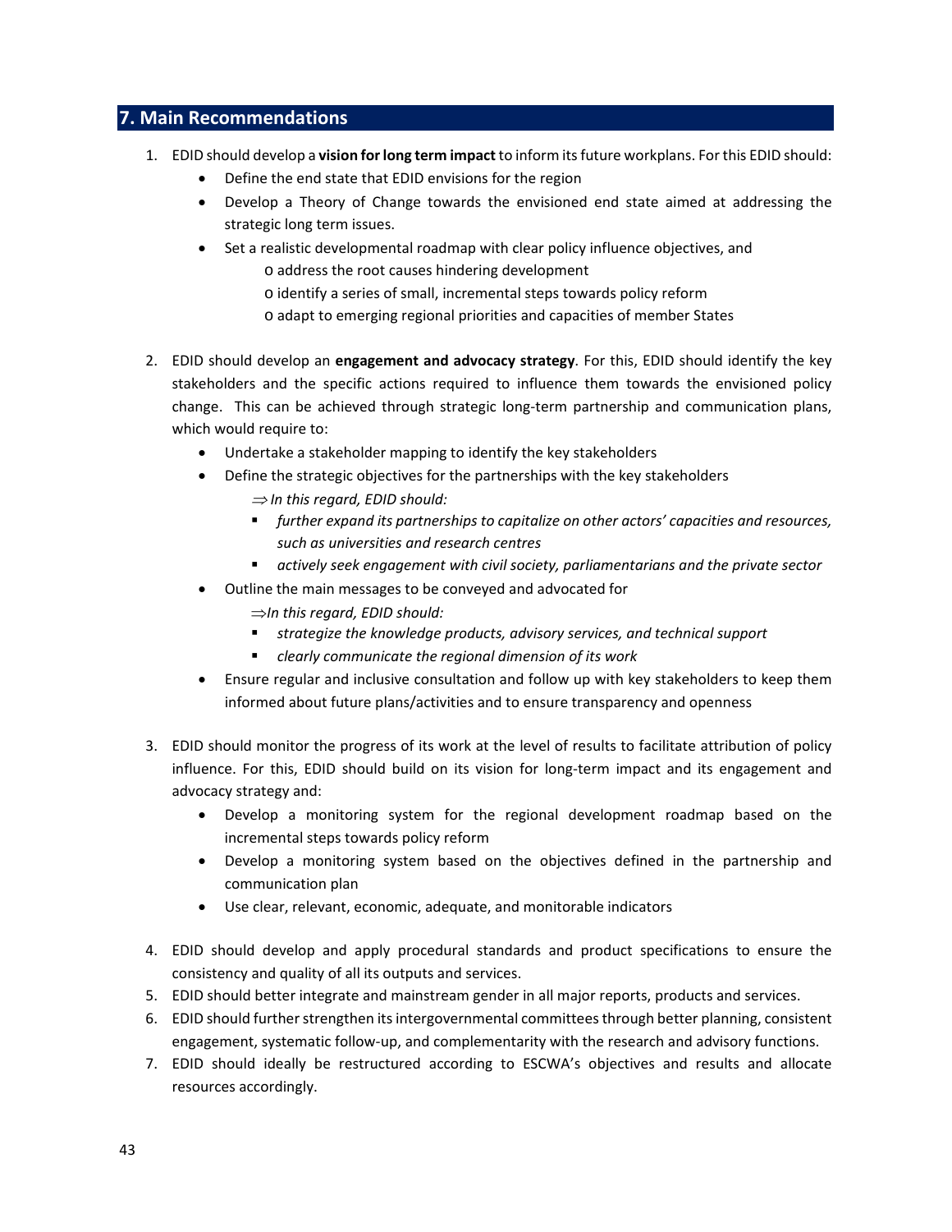## 7. Main Recommendations

1. EDID should develop a **vision for long term impact** to inform its future workplans. For this EDID should:
   - Define the end state that EDID envisions for the region
   - Develop a Theory of Change towards the envisioned end state aimed at addressing the strategic long term issues.
   - Set a realistic developmental roadmap with clear policy influence objectives, and
     - address the root causes hindering development
     - identify a series of small, incremental steps towards policy reform
     - adapt to emerging regional priorities and capacities of member States

2. EDID should develop an **engagement and advocacy strategy**. For this, EDID should identify the key stakeholders and the specific actions required to influence them towards the envisioned policy change. This can be achieved through strategic long-term partnership and communication plans, which would require to:
   - Undertake a stakeholder mapping to identify the key stakeholders
   - Define the strategic objectives for the partnerships with the key stakeholders

     ⇒ *In this regard, EDID should:*
     - *further expand its partnerships to capitalize on other actors' capacities and resources, such as universities and research centres*
     - *actively seek engagement with civil society, parliamentarians and the private sector*
   - Outline the main messages to be conveyed and advocated for

     ⇒ *In this regard, EDID should:*
     - *strategize the knowledge products, advisory services, and technical support*
     - *clearly communicate the regional dimension of its work*
   - Ensure regular and inclusive consultation and follow up with key stakeholders to keep them informed about future plans/activities and to ensure transparency and openness

3. EDID should monitor the progress of its work at the level of results to facilitate attribution of policy influence. For this, EDID should build on its vision for long-term impact and its engagement and advocacy strategy and:
   - Develop a monitoring system for the regional development roadmap based on the incremental steps towards policy reform
   - Develop a monitoring system based on the objectives defined in the partnership and communication plan
   - Use clear, relevant, economic, adequate, and monitorable indicators

4. EDID should develop and apply procedural standards and product specifications to ensure the consistency and quality of all its outputs and services.
5. EDID should better integrate and mainstream gender in all major reports, products and services.
6. EDID should further strengthen its intergovernmental committees through better planning, consistent engagement, systematic follow-up, and complementarity with the research and advisory functions.
7. EDID should ideally be restructured according to ESCWA's objectives and results and allocate resources accordingly.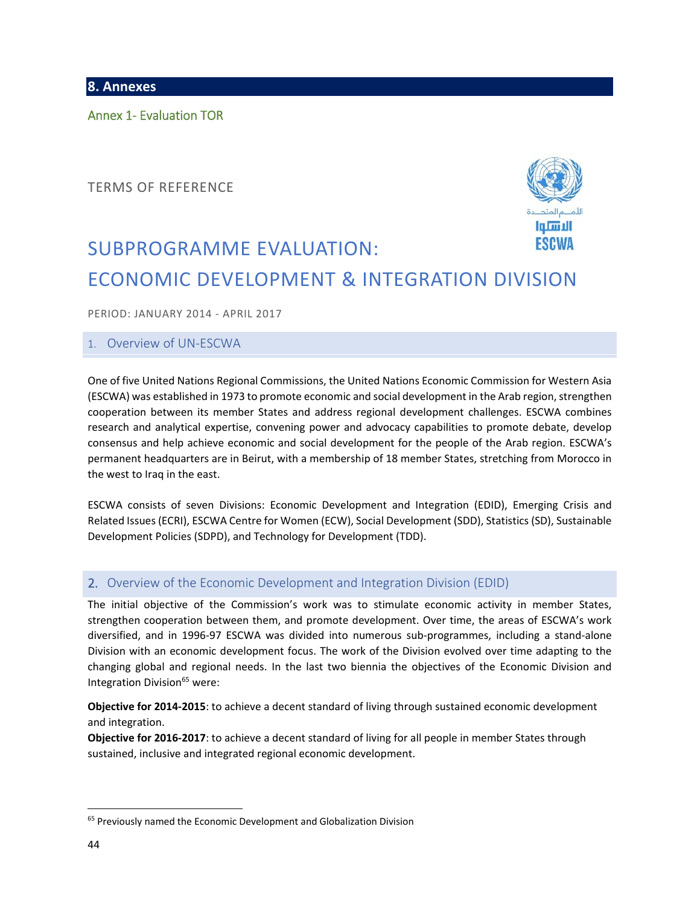## 8. Annexes

### Annex 1- Evaluation TOR

TERMS OF REFERENCE

# SUBPROGRAMME EVALUATION: ECONOMIC DEVELOPMENT & INTEGRATION DIVISION

PERIOD: JANUARY 2014 - APRIL 2017

### 1. Overview of UN-ESCWA

One of five United Nations Regional Commissions, the United Nations Economic Commission for Western Asia (ESCWA) was established in 1973 to promote economic and social development in the Arab region, strengthen cooperation between its member States and address regional development challenges. ESCWA combines research and analytical expertise, convening power and advocacy capabilities to promote debate, develop consensus and help achieve economic and social development for the people of the Arab region. ESCWA's permanent headquarters are in Beirut, with a membership of 18 member States, stretching from Morocco in the west to Iraq in the east.

ESCWA consists of seven Divisions: Economic Development and Integration (EDID), Emerging Crisis and Related Issues (ECRI), ESCWA Centre for Women (ECW), Social Development (SDD), Statistics (SD), Sustainable Development Policies (SDPD), and Technology for Development (TDD).

### 2. Overview of the Economic Development and Integration Division (EDID)

The initial objective of the Commission's work was to stimulate economic activity in member States, strengthen cooperation between them, and promote development. Over time, the areas of ESCWA's work diversified, and in 1996-97 ESCWA was divided into numerous sub-programmes, including a stand-alone Division with an economic development focus. The work of the Division evolved over time adapting to the changing global and regional needs. In the last two biennia the objectives of the Economic Division and Integration Division[65] were:

**Objective for 2014-2015**: to achieve a decent standard of living through sustained economic development and integration.

**Objective for 2016-2017**: to achieve a decent standard of living for all people in member States through sustained, inclusive and integrated regional economic development.

[65] Previously named the Economic Development and Globalization Division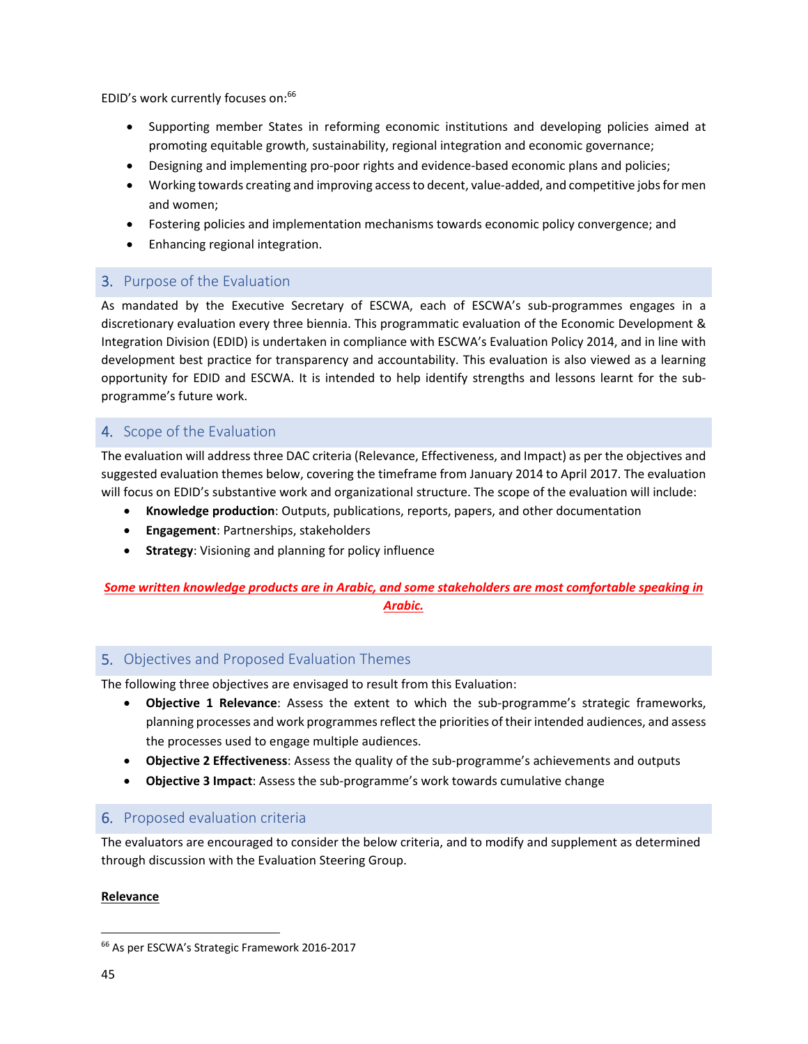EDID's work currently focuses on:[66]

- Supporting member States in reforming economic institutions and developing policies aimed at promoting equitable growth, sustainability, regional integration and economic governance;
- Designing and implementing pro-poor rights and evidence-based economic plans and policies;
- Working towards creating and improving access to decent, value-added, and competitive jobs for men and women;
- Fostering policies and implementation mechanisms towards economic policy convergence; and
- Enhancing regional integration.

## 3. Purpose of the Evaluation

As mandated by the Executive Secretary of ESCWA, each of ESCWA's sub-programmes engages in a discretionary evaluation every three biennia. This programmatic evaluation of the Economic Development & Integration Division (EDID) is undertaken in compliance with ESCWA's Evaluation Policy 2014, and in line with development best practice for transparency and accountability. This evaluation is also viewed as a learning opportunity for EDID and ESCWA. It is intended to help identify strengths and lessons learnt for the sub-programme's future work.

## 4. Scope of the Evaluation

The evaluation will address three DAC criteria (Relevance, Effectiveness, and Impact) as per the objectives and suggested evaluation themes below, covering the timeframe from January 2014 to April 2017. The evaluation will focus on EDID's substantive work and organizational structure. The scope of the evaluation will include:

- **Knowledge production**: Outputs, publications, reports, papers, and other documentation
- **Engagement**: Partnerships, stakeholders
- **Strategy**: Visioning and planning for policy influence

***Some written knowledge products are in Arabic, and some stakeholders are most comfortable speaking in Arabic.***

## 5. Objectives and Proposed Evaluation Themes

The following three objectives are envisaged to result from this Evaluation:

- **Objective 1 Relevance**: Assess the extent to which the sub-programme's strategic frameworks, planning processes and work programmes reflect the priorities of their intended audiences, and assess the processes used to engage multiple audiences.
- **Objective 2 Effectiveness**: Assess the quality of the sub-programme's achievements and outputs
- **Objective 3 Impact**: Assess the sub-programme's work towards cumulative change

## 6. Proposed evaluation criteria

The evaluators are encouraged to consider the below criteria, and to modify and supplement as determined through discussion with the Evaluation Steering Group.

**Relevance**

[66] As per ESCWA's Strategic Framework 2016-2017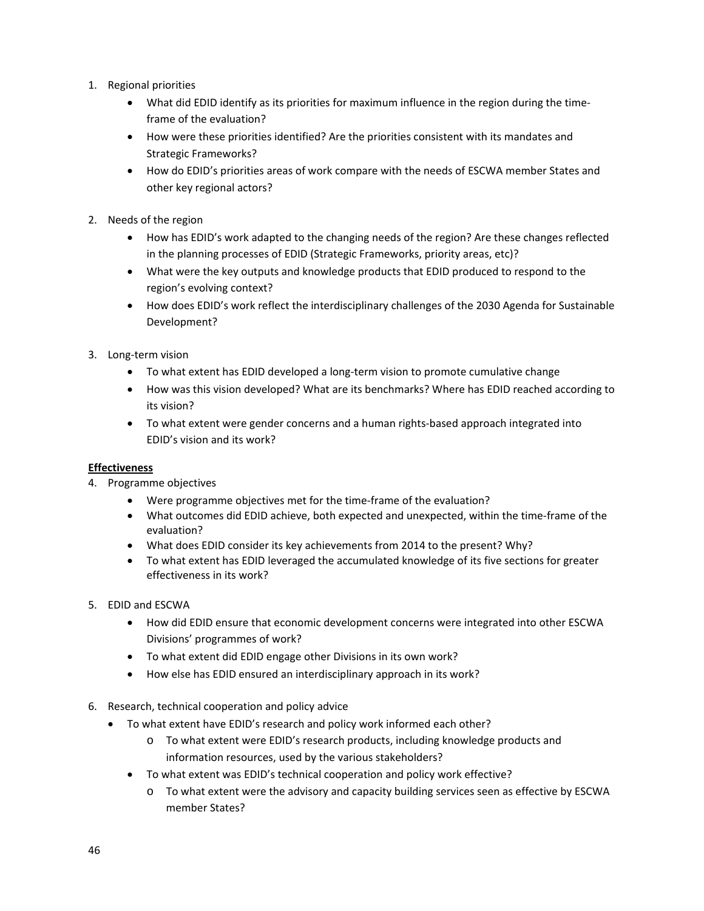1. Regional priorities
    - What did EDID identify as its priorities for maximum influence in the region during the time-frame of the evaluation?
    - How were these priorities identified? Are the priorities consistent with its mandates and Strategic Frameworks?
    - How do EDID's priorities areas of work compare with the needs of ESCWA member States and other key regional actors?

2. Needs of the region
    - How has EDID's work adapted to the changing needs of the region? Are these changes reflected in the planning processes of EDID (Strategic Frameworks, priority areas, etc)?
    - What were the key outputs and knowledge products that EDID produced to respond to the region's evolving context?
    - How does EDID's work reflect the interdisciplinary challenges of the 2030 Agenda for Sustainable Development?

3. Long-term vision
    - To what extent has EDID developed a long-term vision to promote cumulative change
    - How was this vision developed? What are its benchmarks? Where has EDID reached according to its vision?
    - To what extent were gender concerns and a human rights-based approach integrated into EDID's vision and its work?

**Effectiveness**

4. Programme objectives
    - Were programme objectives met for the time-frame of the evaluation?
    - What outcomes did EDID achieve, both expected and unexpected, within the time-frame of the evaluation?
    - What does EDID consider its key achievements from 2014 to the present? Why?
    - To what extent has EDID leveraged the accumulated knowledge of its five sections for greater effectiveness in its work?

5. EDID and ESCWA
    - How did EDID ensure that economic development concerns were integrated into other ESCWA Divisions' programmes of work?
    - To what extent did EDID engage other Divisions in its own work?
    - How else has EDID ensured an interdisciplinary approach in its work?

6. Research, technical cooperation and policy advice
    - To what extent have EDID's research and policy work informed each other?
        - To what extent were EDID's research products, including knowledge products and information resources, used by the various stakeholders?
    - To what extent was EDID's technical cooperation and policy work effective?
        - To what extent were the advisory and capacity building services seen as effective by ESCWA member States?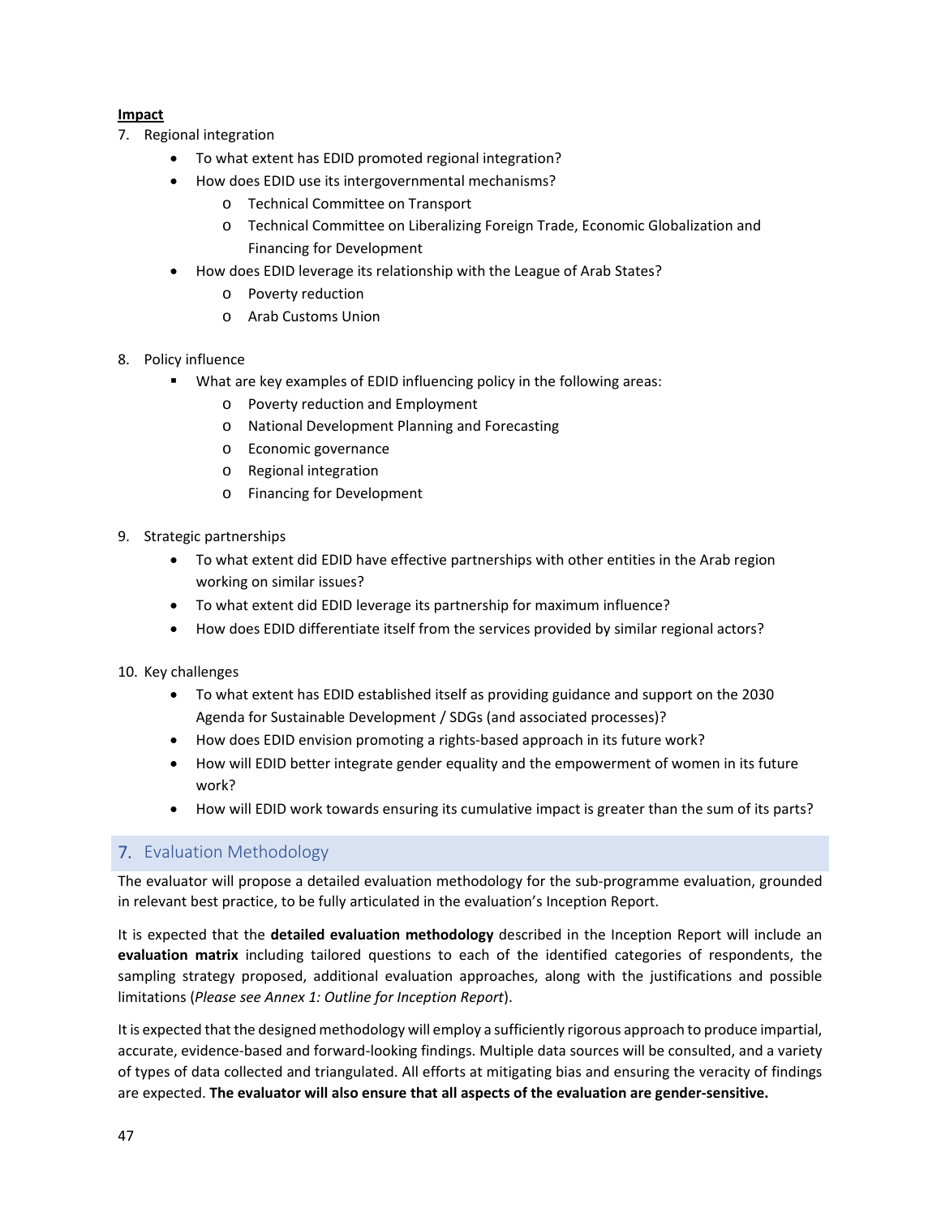**Impact**

7. Regional integration
   - To what extent has EDID promoted regional integration?
   - How does EDID use its intergovernmental mechanisms?
     - Technical Committee on Transport
     - Technical Committee on Liberalizing Foreign Trade, Economic Globalization and Financing for Development
   - How does EDID leverage its relationship with the League of Arab States?
     - Poverty reduction
     - Arab Customs Union

8. Policy influence
   - What are key examples of EDID influencing policy in the following areas:
     - Poverty reduction and Employment
     - National Development Planning and Forecasting
     - Economic governance
     - Regional integration
     - Financing for Development

9. Strategic partnerships
   - To what extent did EDID have effective partnerships with other entities in the Arab region working on similar issues?
   - To what extent did EDID leverage its partnership for maximum influence?
   - How does EDID differentiate itself from the services provided by similar regional actors?

10. Key challenges
    - To what extent has EDID established itself as providing guidance and support on the 2030 Agenda for Sustainable Development / SDGs (and associated processes)?
    - How does EDID envision promoting a rights-based approach in its future work?
    - How will EDID better integrate gender equality and the empowerment of women in its future work?
    - How will EDID work towards ensuring its cumulative impact is greater than the sum of its parts?

## 7. Evaluation Methodology

The evaluator will propose a detailed evaluation methodology for the sub-programme evaluation, grounded in relevant best practice, to be fully articulated in the evaluation's Inception Report.

It is expected that the **detailed evaluation methodology** described in the Inception Report will include an **evaluation matrix** including tailored questions to each of the identified categories of respondents, the sampling strategy proposed, additional evaluation approaches, along with the justifications and possible limitations (*Please see Annex 1: Outline for Inception Report*).

It is expected that the designed methodology will employ a sufficiently rigorous approach to produce impartial, accurate, evidence-based and forward-looking findings. Multiple data sources will be consulted, and a variety of types of data collected and triangulated. All efforts at mitigating bias and ensuring the veracity of findings are expected. **The evaluator will also ensure that all aspects of the evaluation are gender-sensitive.**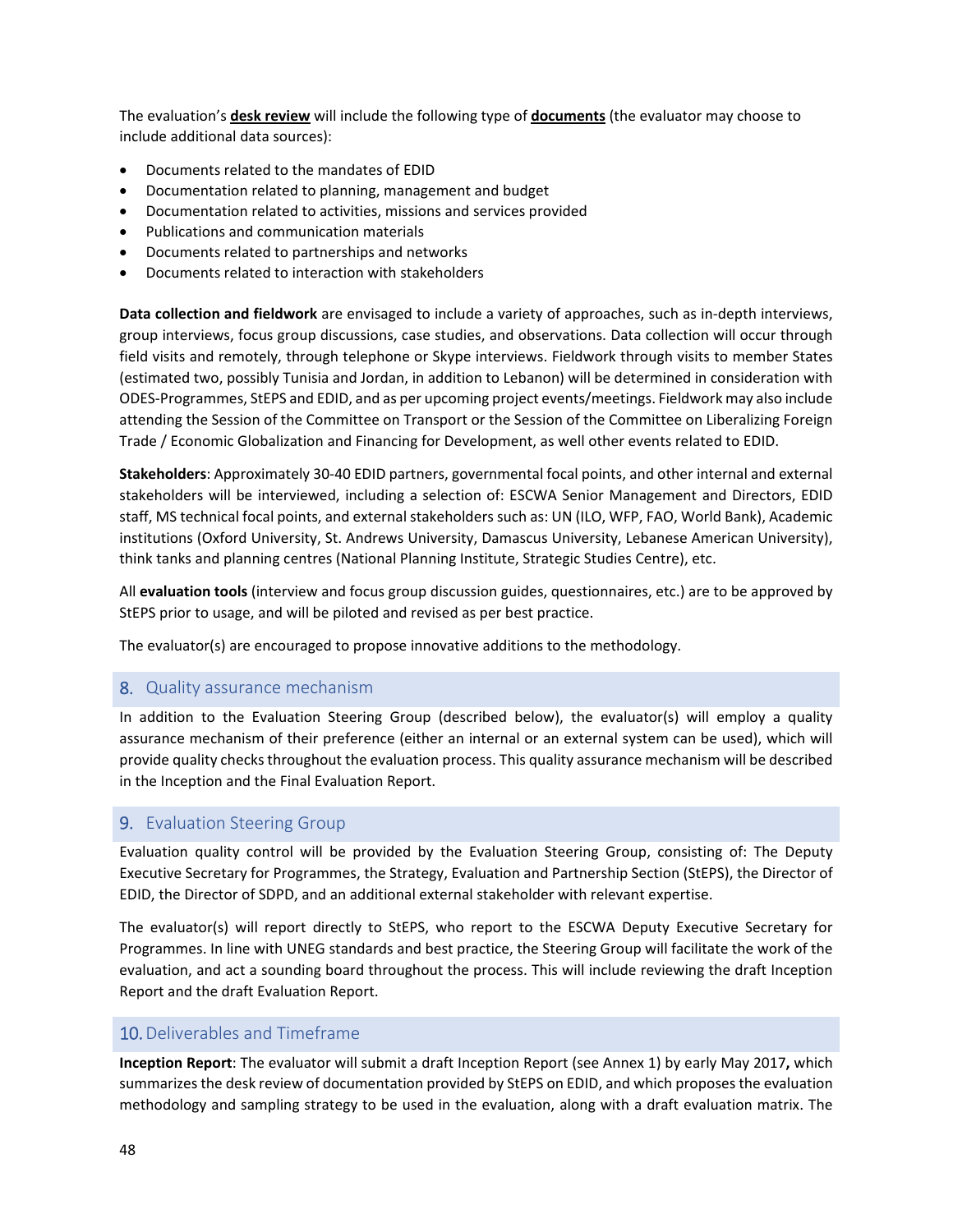The evaluation's **desk review** will include the following type of **documents** (the evaluator may choose to include additional data sources):

- Documents related to the mandates of EDID
- Documentation related to planning, management and budget
- Documentation related to activities, missions and services provided
- Publications and communication materials
- Documents related to partnerships and networks
- Documents related to interaction with stakeholders

**Data collection and fieldwork** are envisaged to include a variety of approaches, such as in-depth interviews, group interviews, focus group discussions, case studies, and observations. Data collection will occur through field visits and remotely, through telephone or Skype interviews. Fieldwork through visits to member States (estimated two, possibly Tunisia and Jordan, in addition to Lebanon) will be determined in consideration with ODES-Programmes, StEPS and EDID, and as per upcoming project events/meetings. Fieldwork may also include attending the Session of the Committee on Transport or the Session of the Committee on Liberalizing Foreign Trade / Economic Globalization and Financing for Development, as well other events related to EDID.

**Stakeholders**: Approximately 30-40 EDID partners, governmental focal points, and other internal and external stakeholders will be interviewed, including a selection of: ESCWA Senior Management and Directors, EDID staff, MS technical focal points, and external stakeholders such as: UN (ILO, WFP, FAO, World Bank), Academic institutions (Oxford University, St. Andrews University, Damascus University, Lebanese American University), think tanks and planning centres (National Planning Institute, Strategic Studies Centre), etc.

All **evaluation tools** (interview and focus group discussion guides, questionnaires, etc.) are to be approved by StEPS prior to usage, and will be piloted and revised as per best practice.

The evaluator(s) are encouraged to propose innovative additions to the methodology.

## 8. Quality assurance mechanism

In addition to the Evaluation Steering Group (described below), the evaluator(s) will employ a quality assurance mechanism of their preference (either an internal or an external system can be used), which will provide quality checks throughout the evaluation process. This quality assurance mechanism will be described in the Inception and the Final Evaluation Report.

## 9. Evaluation Steering Group

Evaluation quality control will be provided by the Evaluation Steering Group, consisting of: The Deputy Executive Secretary for Programmes, the Strategy, Evaluation and Partnership Section (StEPS), the Director of EDID, the Director of SDPD, and an additional external stakeholder with relevant expertise.

The evaluator(s) will report directly to StEPS, who report to the ESCWA Deputy Executive Secretary for Programmes. In line with UNEG standards and best practice, the Steering Group will facilitate the work of the evaluation, and act a sounding board throughout the process. This will include reviewing the draft Inception Report and the draft Evaluation Report.

## 10. Deliverables and Timeframe

**Inception Report**: The evaluator will submit a draft Inception Report (see Annex 1) by early May 2017**,** which summarizes the desk review of documentation provided by StEPS on EDID, and which proposes the evaluation methodology and sampling strategy to be used in the evaluation, along with a draft evaluation matrix. The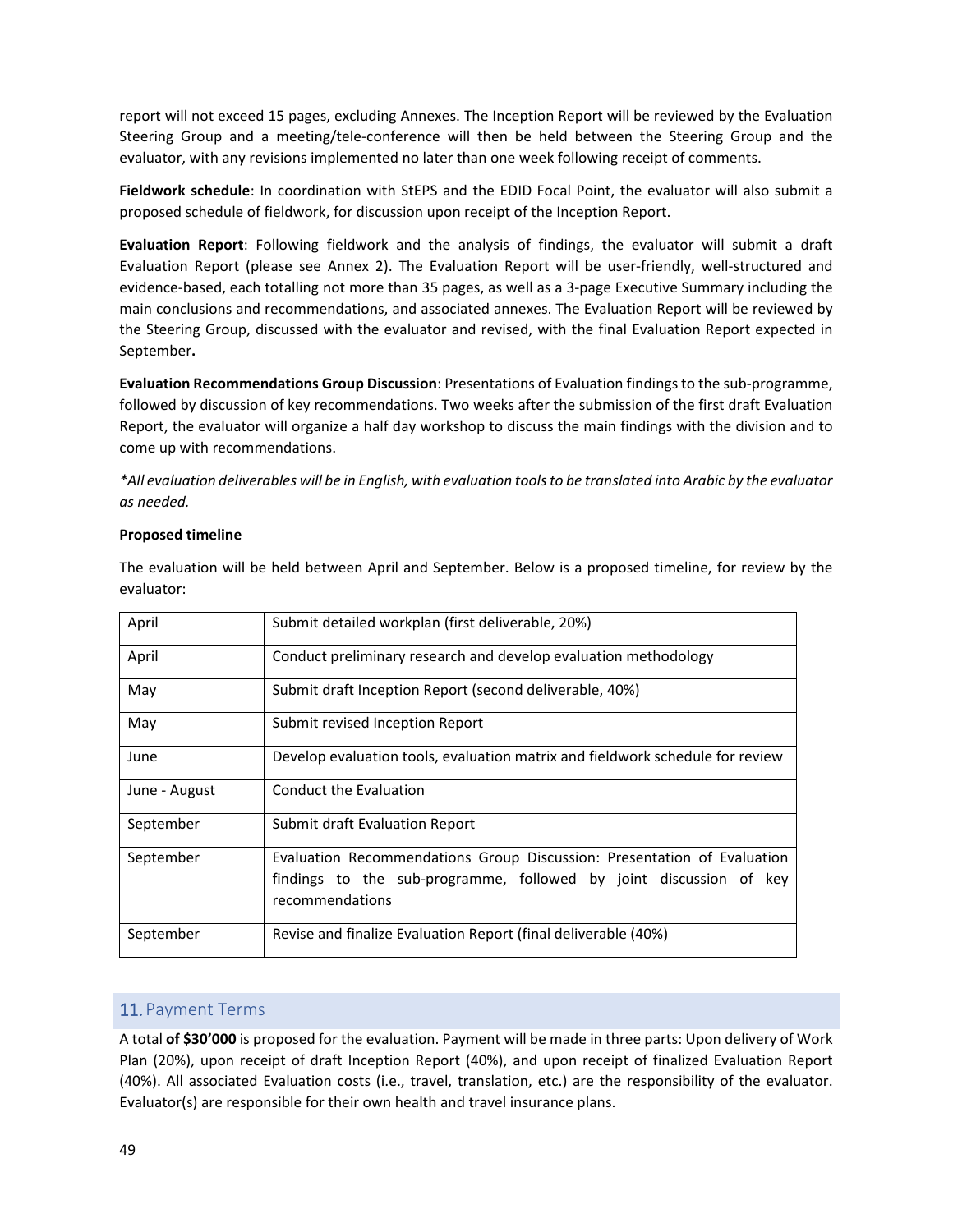report will not exceed 15 pages, excluding Annexes. The Inception Report will be reviewed by the Evaluation Steering Group and a meeting/tele-conference will then be held between the Steering Group and the evaluator, with any revisions implemented no later than one week following receipt of comments.

**Fieldwork schedule**: In coordination with StEPS and the EDID Focal Point, the evaluator will also submit a proposed schedule of fieldwork, for discussion upon receipt of the Inception Report.

**Evaluation Report**: Following fieldwork and the analysis of findings, the evaluator will submit a draft Evaluation Report (please see Annex 2). The Evaluation Report will be user-friendly, well-structured and evidence-based, each totalling not more than 35 pages, as well as a 3-page Executive Summary including the main conclusions and recommendations, and associated annexes. The Evaluation Report will be reviewed by the Steering Group, discussed with the evaluator and revised, with the final Evaluation Report expected in September**.**

**Evaluation Recommendations Group Discussion**: Presentations of Evaluation findings to the sub-programme, followed by discussion of key recommendations. Two weeks after the submission of the first draft Evaluation Report, the evaluator will organize a half day workshop to discuss the main findings with the division and to come up with recommendations.

*\*All evaluation deliverables will be in English, with evaluation tools to be translated into Arabic by the evaluator as needed.*

**Proposed timeline**

The evaluation will be held between April and September. Below is a proposed timeline, for review by the evaluator:

| | |
|---|---|
| April | Submit detailed workplan (first deliverable, 20%) |
| April | Conduct preliminary research and develop evaluation methodology |
| May | Submit draft Inception Report (second deliverable, 40%) |
| May | Submit revised Inception Report |
| June | Develop evaluation tools, evaluation matrix and fieldwork schedule for review |
| June - August | Conduct the Evaluation |
| September | Submit draft Evaluation Report |
| September | Evaluation Recommendations Group Discussion: Presentation of Evaluation findings to the sub-programme, followed by joint discussion of key recommendations |
| September | Revise and finalize Evaluation Report (final deliverable (40%) |

## 11. Payment Terms

A total **of $30'000** is proposed for the evaluation. Payment will be made in three parts: Upon delivery of Work Plan (20%), upon receipt of draft Inception Report (40%), and upon receipt of finalized Evaluation Report (40%). All associated Evaluation costs (i.e., travel, translation, etc.) are the responsibility of the evaluator. Evaluator(s) are responsible for their own health and travel insurance plans.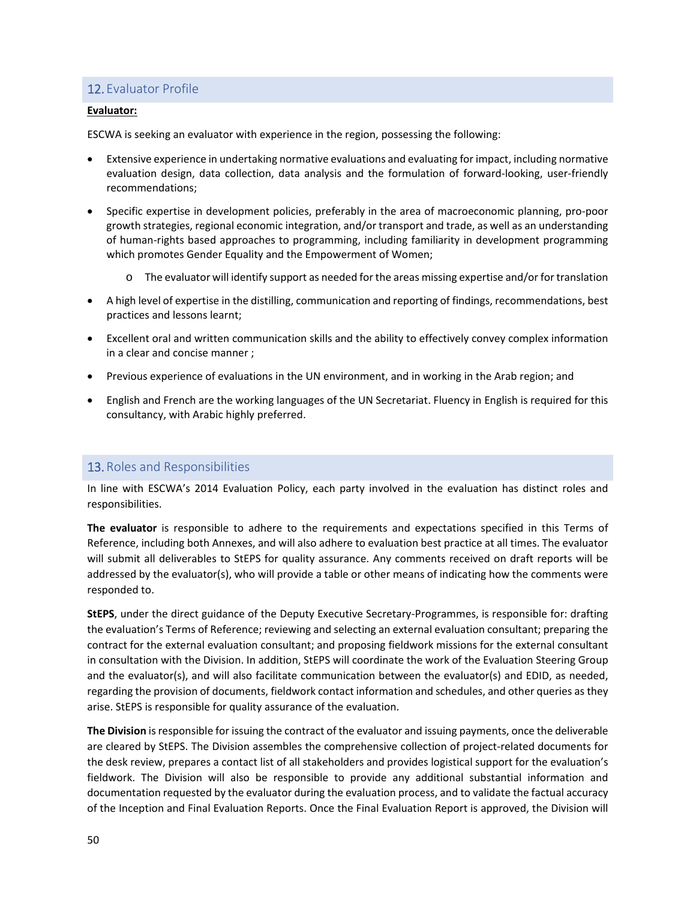## 12. Evaluator Profile

**Evaluator:**

ESCWA is seeking an evaluator with experience in the region, possessing the following:

- Extensive experience in undertaking normative evaluations and evaluating for impact, including normative evaluation design, data collection, data analysis and the formulation of forward-looking, user-friendly recommendations;
- Specific expertise in development policies, preferably in the area of macroeconomic planning, pro-poor growth strategies, regional economic integration, and/or transport and trade, as well as an understanding of human-rights based approaches to programming, including familiarity in development programming which promotes Gender Equality and the Empowerment of Women;
    - The evaluator will identify support as needed for the areas missing expertise and/or for translation
- A high level of expertise in the distilling, communication and reporting of findings, recommendations, best practices and lessons learnt;
- Excellent oral and written communication skills and the ability to effectively convey complex information in a clear and concise manner ;
- Previous experience of evaluations in the UN environment, and in working in the Arab region; and
- English and French are the working languages of the UN Secretariat. Fluency in English is required for this consultancy, with Arabic highly preferred.

## 13. Roles and Responsibilities

In line with ESCWA's 2014 Evaluation Policy, each party involved in the evaluation has distinct roles and responsibilities.

**The evaluator** is responsible to adhere to the requirements and expectations specified in this Terms of Reference, including both Annexes, and will also adhere to evaluation best practice at all times. The evaluator will submit all deliverables to StEPS for quality assurance. Any comments received on draft reports will be addressed by the evaluator(s), who will provide a table or other means of indicating how the comments were responded to.

**StEPS**, under the direct guidance of the Deputy Executive Secretary-Programmes, is responsible for: drafting the evaluation's Terms of Reference; reviewing and selecting an external evaluation consultant; preparing the contract for the external evaluation consultant; and proposing fieldwork missions for the external consultant in consultation with the Division. In addition, StEPS will coordinate the work of the Evaluation Steering Group and the evaluator(s), and will also facilitate communication between the evaluator(s) and EDID, as needed, regarding the provision of documents, fieldwork contact information and schedules, and other queries as they arise. StEPS is responsible for quality assurance of the evaluation.

**The Division** is responsible for issuing the contract of the evaluator and issuing payments, once the deliverable are cleared by StEPS. The Division assembles the comprehensive collection of project-related documents for the desk review, prepares a contact list of all stakeholders and provides logistical support for the evaluation's fieldwork. The Division will also be responsible to provide any additional substantial information and documentation requested by the evaluator during the evaluation process, and to validate the factual accuracy of the Inception and Final Evaluation Reports. Once the Final Evaluation Report is approved, the Division will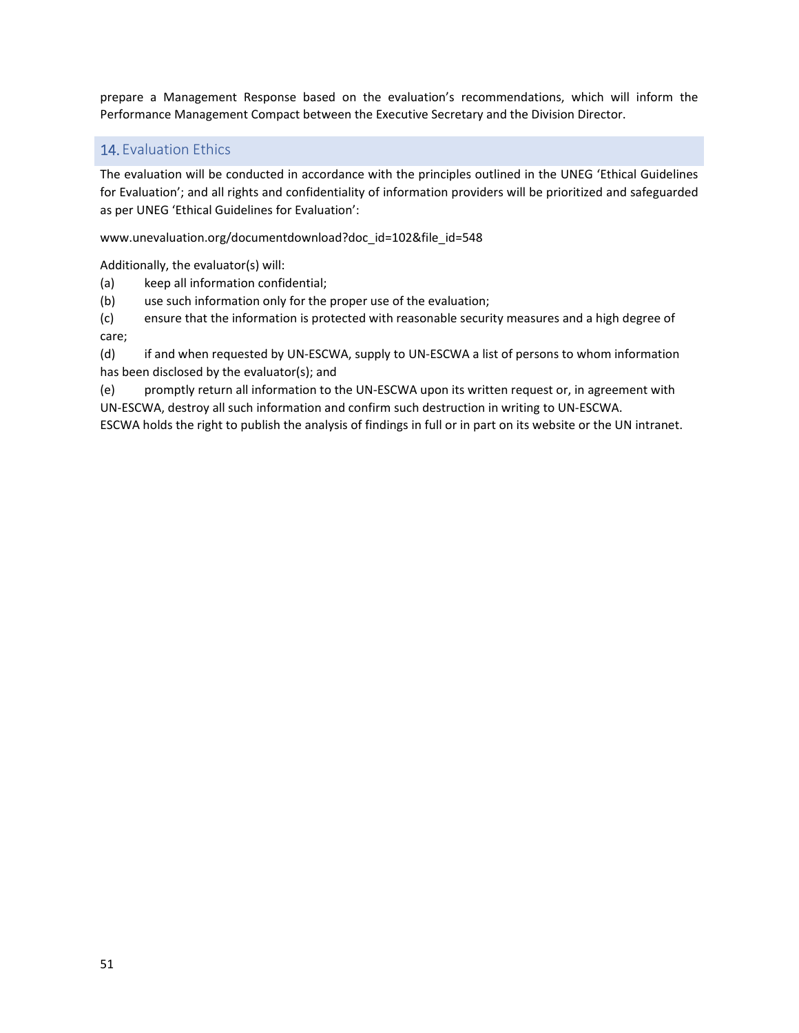prepare a Management Response based on the evaluation's recommendations, which will inform the Performance Management Compact between the Executive Secretary and the Division Director.

## 14. Evaluation Ethics

The evaluation will be conducted in accordance with the principles outlined in the UNEG 'Ethical Guidelines for Evaluation'; and all rights and confidentiality of information providers will be prioritized and safeguarded as per UNEG 'Ethical Guidelines for Evaluation':

www.unevaluation.org/documentdownload?doc_id=102&file_id=548

Additionally, the evaluator(s) will:

(a) keep all information confidential;

(b) use such information only for the proper use of the evaluation;

(c) ensure that the information is protected with reasonable security measures and a high degree of care;

(d) if and when requested by UN-ESCWA, supply to UN-ESCWA a list of persons to whom information has been disclosed by the evaluator(s); and

(e) promptly return all information to the UN-ESCWA upon its written request or, in agreement with UN-ESCWA, destroy all such information and confirm such destruction in writing to UN-ESCWA.

ESCWA holds the right to publish the analysis of findings in full or in part on its website or the UN intranet.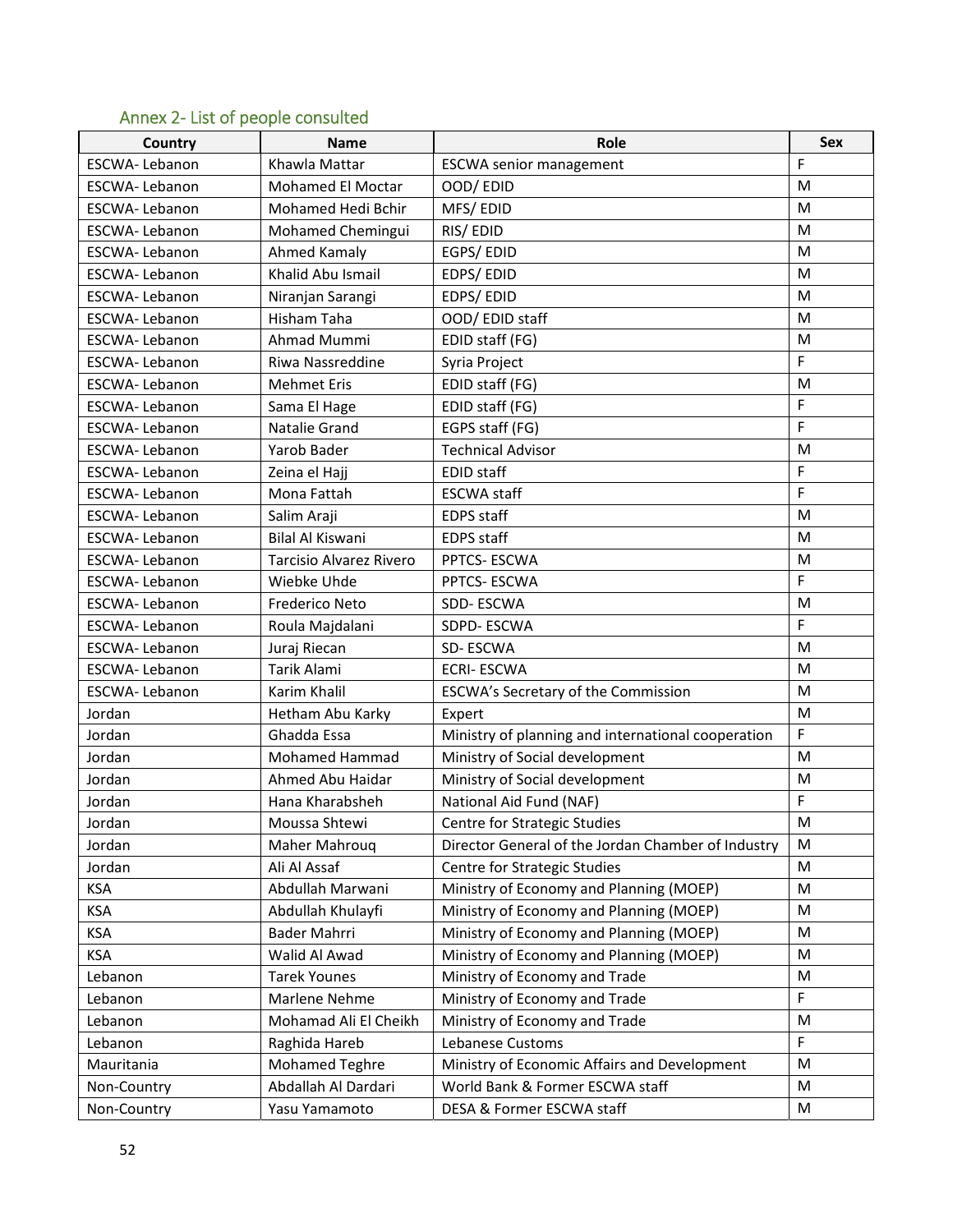## Annex 2- List of people consulted

| Country | Name | Role | Sex |
|---|---|---|---|
| ESCWA- Lebanon | Khawla Mattar | ESCWA senior management | F |
| ESCWA- Lebanon | Mohamed El Moctar | OOD/ EDID | M |
| ESCWA- Lebanon | Mohamed Hedi Bchir | MFS/ EDID | M |
| ESCWA- Lebanon | Mohamed Chemingui | RIS/ EDID | M |
| ESCWA- Lebanon | Ahmed Kamaly | EGPS/ EDID | M |
| ESCWA- Lebanon | Khalid Abu Ismail | EDPS/ EDID | M |
| ESCWA- Lebanon | Niranjan Sarangi | EDPS/ EDID | M |
| ESCWA- Lebanon | Hisham Taha | OOD/ EDID staff | M |
| ESCWA- Lebanon | Ahmad Mummi | EDID staff (FG) | M |
| ESCWA- Lebanon | Riwa Nassreddine | Syria Project | F |
| ESCWA- Lebanon | Mehmet Eris | EDID staff (FG) | M |
| ESCWA- Lebanon | Sama El Hage | EDID staff (FG) | F |
| ESCWA- Lebanon | Natalie Grand | EGPS staff (FG) | F |
| ESCWA- Lebanon | Yarob Bader | Technical Advisor | M |
| ESCWA- Lebanon | Zeina el Hajj | EDID staff | F |
| ESCWA- Lebanon | Mona Fattah | ESCWA staff | F |
| ESCWA- Lebanon | Salim Araji | EDPS staff | M |
| ESCWA- Lebanon | Bilal Al Kiswani | EDPS staff | M |
| ESCWA- Lebanon | Tarcisio Alvarez Rivero | PPTCS- ESCWA | M |
| ESCWA- Lebanon | Wiebke Uhde | PPTCS- ESCWA | F |
| ESCWA- Lebanon | Frederico Neto | SDD- ESCWA | M |
| ESCWA- Lebanon | Roula Majdalani | SDPD- ESCWA | F |
| ESCWA- Lebanon | Juraj Riecan | SD- ESCWA | M |
| ESCWA- Lebanon | Tarik Alami | ECRI- ESCWA | M |
| ESCWA- Lebanon | Karim Khalil | ESCWA's Secretary of the Commission | M |
| Jordan | Hetham Abu Karky | Expert | M |
| Jordan | Ghadda Essa | Ministry of planning and international cooperation | F |
| Jordan | Mohamed Hammad | Ministry of Social development | M |
| Jordan | Ahmed Abu Haidar | Ministry of Social development | M |
| Jordan | Hana Kharabsheh | National Aid Fund (NAF) | F |
| Jordan | Moussa Shtewi | Centre for Strategic Studies | M |
| Jordan | Maher Mahrouq | Director General of the Jordan Chamber of Industry | M |
| Jordan | Ali Al Assaf | Centre for Strategic Studies | M |
| KSA | Abdullah Marwani | Ministry of Economy and Planning (MOEP) | M |
| KSA | Abdullah Khulayfi | Ministry of Economy and Planning (MOEP) | M |
| KSA | Bader Mahrri | Ministry of Economy and Planning (MOEP) | M |
| KSA | Walid Al Awad | Ministry of Economy and Planning (MOEP) | M |
| Lebanon | Tarek Younes | Ministry of Economy and Trade | M |
| Lebanon | Marlene Nehme | Ministry of Economy and Trade | F |
| Lebanon | Mohamad Ali El Cheikh | Ministry of Economy and Trade | M |
| Lebanon | Raghida Hareb | Lebanese Customs | F |
| Mauritania | Mohamed Teghre | Ministry of Economic Affairs and Development | M |
| Non-Country | Abdallah Al Dardari | World Bank & Former ESCWA staff | M |
| Non-Country | Yasu Yamamoto | DESA & Former ESCWA staff | M |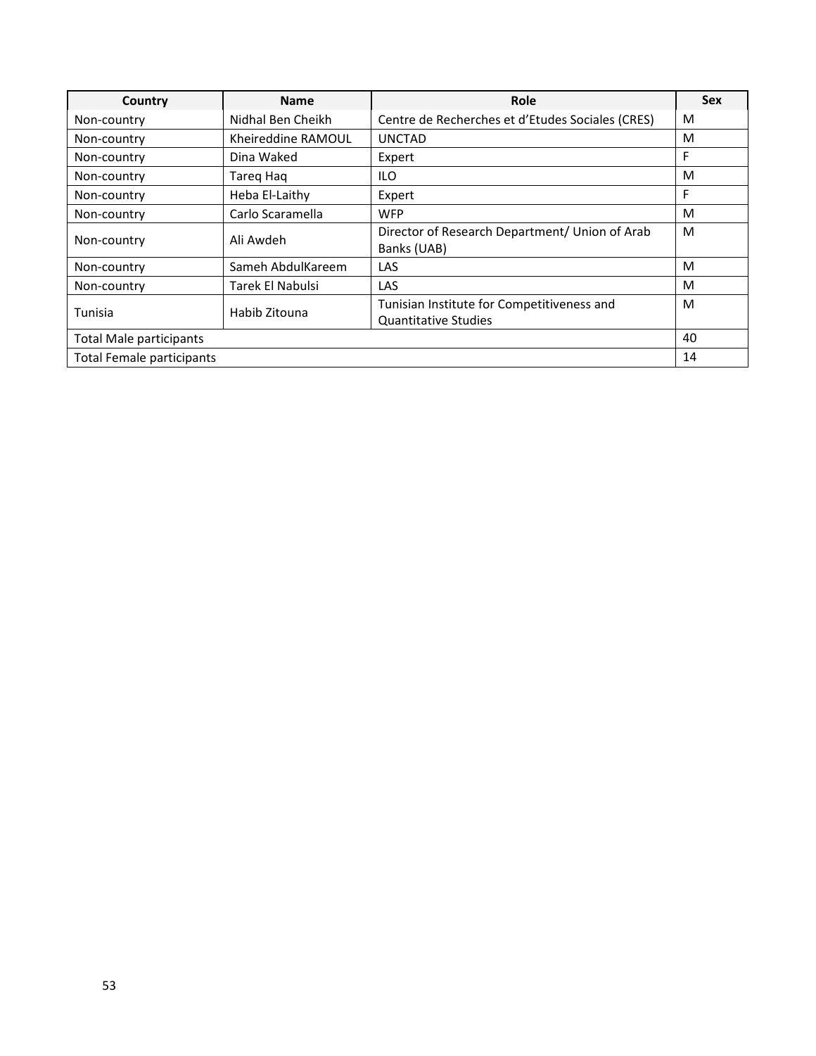| Country | Name | Role | Sex |
|---|---|---|---|
| Non-country | Nidhal Ben Cheikh | Centre de Recherches et d'Etudes Sociales (CRES) | M |
| Non-country | Kheireddine RAMOUL | UNCTAD | M |
| Non-country | Dina Waked | Expert | F |
| Non-country | Tareq Haq | ILO | M |
| Non-country | Heba El-Laithy | Expert | F |
| Non-country | Carlo Scaramella | WFP | M |
| Non-country | Ali Awdeh | Director of Research Department/ Union of Arab Banks (UAB) | M |
| Non-country | Sameh AbdulKareem | LAS | M |
| Non-country | Tarek El Nabulsi | LAS | M |
| Tunisia | Habib Zitouna | Tunisian Institute for Competitiveness and Quantitative Studies | M |
| Total Male participants | | | 40 |
| Total Female participants | | | 14 |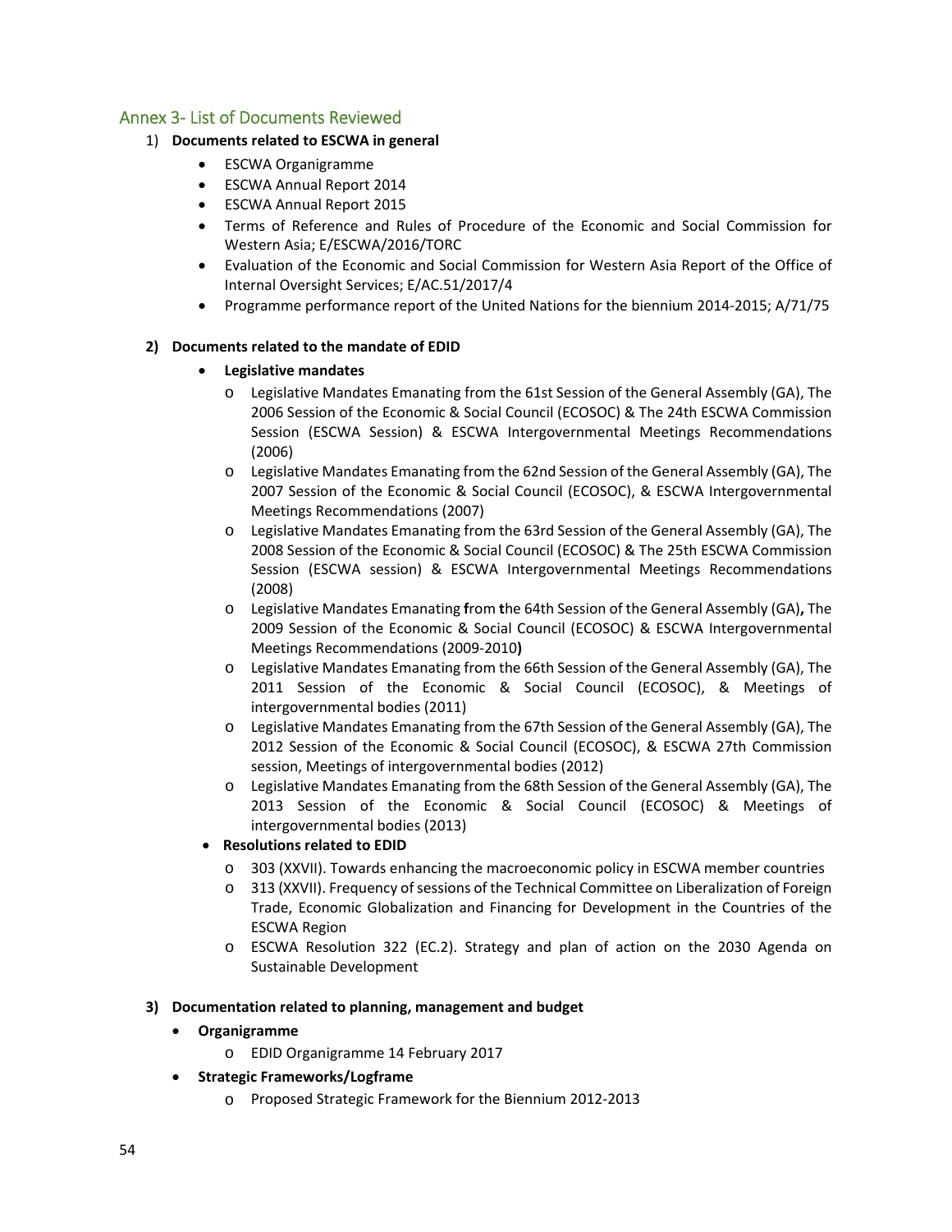## Annex 3- List of Documents Reviewed

1) **Documents related to ESCWA in general**
   - ESCWA Organigramme
   - ESCWA Annual Report 2014
   - ESCWA Annual Report 2015
   - Terms of Reference and Rules of Procedure of the Economic and Social Commission for Western Asia; E/ESCWA/2016/TORC
   - Evaluation of the Economic and Social Commission for Western Asia Report of the Office of Internal Oversight Services; E/AC.51/2017/4
   - Programme performance report of the United Nations for the biennium 2014-2015; A/71/75

2) **Documents related to the mandate of EDID**
   - **Legislative mandates**
     - Legislative Mandates Emanating from the 61st Session of the General Assembly (GA), The 2006 Session of the Economic & Social Council (ECOSOC) & The 24th ESCWA Commission Session (ESCWA Session) & ESCWA Intergovernmental Meetings Recommendations (2006)
     - Legislative Mandates Emanating from the 62nd Session of the General Assembly (GA), The 2007 Session of the Economic & Social Council (ECOSOC), & ESCWA Intergovernmental Meetings Recommendations (2007)
     - Legislative Mandates Emanating from the 63rd Session of the General Assembly (GA), The 2008 Session of the Economic & Social Council (ECOSOC) & The 25th ESCWA Commission Session (ESCWA session) & ESCWA Intergovernmental Meetings Recommendations (2008)
     - Legislative Mandates Emanating **f**rom **t**he 64th Session of the General Assembly (GA)**,** The 2009 Session of the Economic & Social Council (ECOSOC) & ESCWA Intergovernmental Meetings Recommendations (2009-2010**)**
     - Legislative Mandates Emanating from the 66th Session of the General Assembly (GA), The 2011 Session of the Economic & Social Council (ECOSOC), & Meetings of intergovernmental bodies (2011)
     - Legislative Mandates Emanating from the 67th Session of the General Assembly (GA), The 2012 Session of the Economic & Social Council (ECOSOC), & ESCWA 27th Commission session, Meetings of intergovernmental bodies (2012)
     - Legislative Mandates Emanating from the 68th Session of the General Assembly (GA), The 2013 Session of the Economic & Social Council (ECOSOC) & Meetings of intergovernmental bodies (2013)
   - **Resolutions related to EDID**
     - 303 (XXVII). Towards enhancing the macroeconomic policy in ESCWA member countries
     - 313 (XXVII). Frequency of sessions of the Technical Committee on Liberalization of Foreign Trade, Economic Globalization and Financing for Development in the Countries of the ESCWA Region
     - ESCWA Resolution 322 (EC.2). Strategy and plan of action on the 2030 Agenda on Sustainable Development

3) **Documentation related to planning, management and budget**
   - **Organigramme**
     - EDID Organigramme 14 February 2017
   - **Strategic Frameworks/Logframe**
     - Proposed Strategic Framework for the Biennium 2012-2013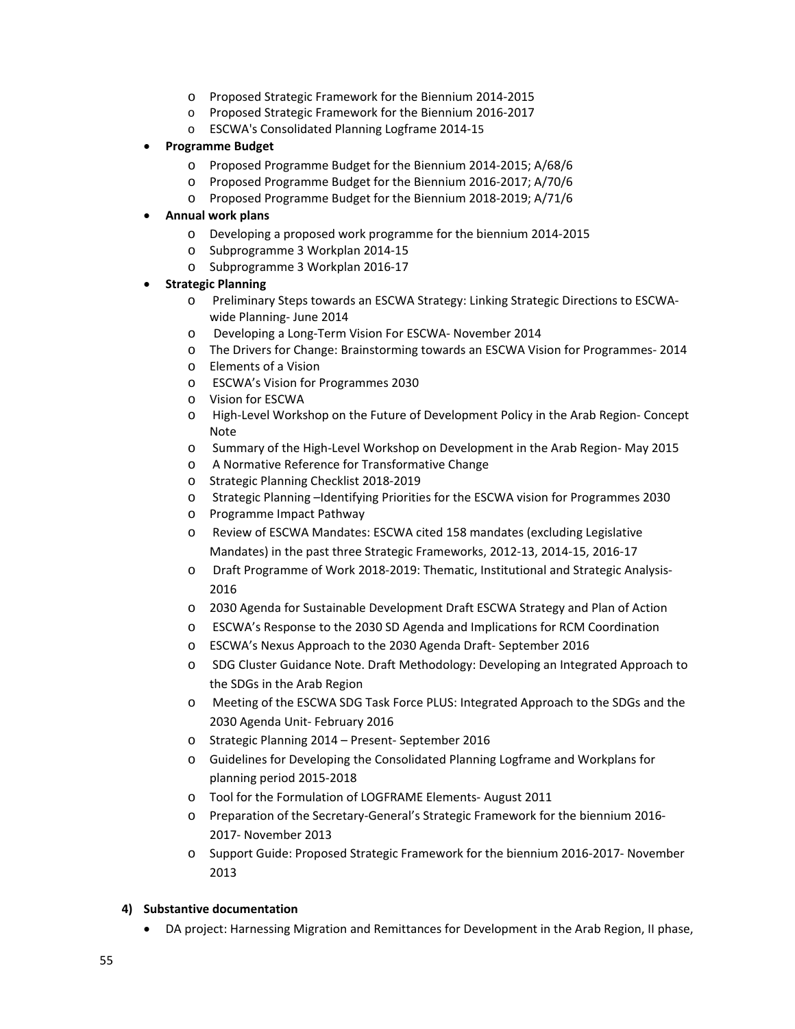- Proposed Strategic Framework for the Biennium 2014-2015
    - Proposed Strategic Framework for the Biennium 2016-2017
    - ESCWA's Consolidated Planning Logframe 2014-15
- **Programme Budget**
    - Proposed Programme Budget for the Biennium 2014-2015; A/68/6
    - Proposed Programme Budget for the Biennium 2016-2017; A/70/6
    - Proposed Programme Budget for the Biennium 2018-2019; A/71/6
- **Annual work plans**
    - Developing a proposed work programme for the biennium 2014-2015
    - Subprogramme 3 Workplan 2014-15
    - Subprogramme 3 Workplan 2016-17
- **Strategic Planning**
    - Preliminary Steps towards an ESCWA Strategy: Linking Strategic Directions to ESCWA-wide Planning- June 2014
    - Developing a Long-Term Vision For ESCWA- November 2014
    - The Drivers for Change: Brainstorming towards an ESCWA Vision for Programmes- 2014
    - Elements of a Vision
    - ESCWA's Vision for Programmes 2030
    - Vision for ESCWA
    - High-Level Workshop on the Future of Development Policy in the Arab Region- Concept Note
    - Summary of the High-Level Workshop on Development in the Arab Region- May 2015
    - A Normative Reference for Transformative Change
    - Strategic Planning Checklist 2018-2019
    - Strategic Planning –Identifying Priorities for the ESCWA vision for Programmes 2030
    - Programme Impact Pathway
    - Review of ESCWA Mandates: ESCWA cited 158 mandates (excluding Legislative Mandates) in the past three Strategic Frameworks, 2012-13, 2014-15, 2016-17
    - Draft Programme of Work 2018-2019: Thematic, Institutional and Strategic Analysis- 2016
    - 2030 Agenda for Sustainable Development Draft ESCWA Strategy and Plan of Action
    - ESCWA's Response to the 2030 SD Agenda and Implications for RCM Coordination
    - ESCWA's Nexus Approach to the 2030 Agenda Draft- September 2016
    - SDG Cluster Guidance Note. Draft Methodology: Developing an Integrated Approach to the SDGs in the Arab Region
    - Meeting of the ESCWA SDG Task Force PLUS: Integrated Approach to the SDGs and the 2030 Agenda Unit- February 2016
    - Strategic Planning 2014 – Present- September 2016
    - Guidelines for Developing the Consolidated Planning Logframe and Workplans for planning period 2015-2018
    - Tool for the Formulation of LOGFRAME Elements- August 2011
    - Preparation of the Secretary-General's Strategic Framework for the biennium 2016-2017- November 2013
    - Support Guide: Proposed Strategic Framework for the biennium 2016-2017- November 2013

**4) Substantive documentation**

- DA project: Harnessing Migration and Remittances for Development in the Arab Region, II phase,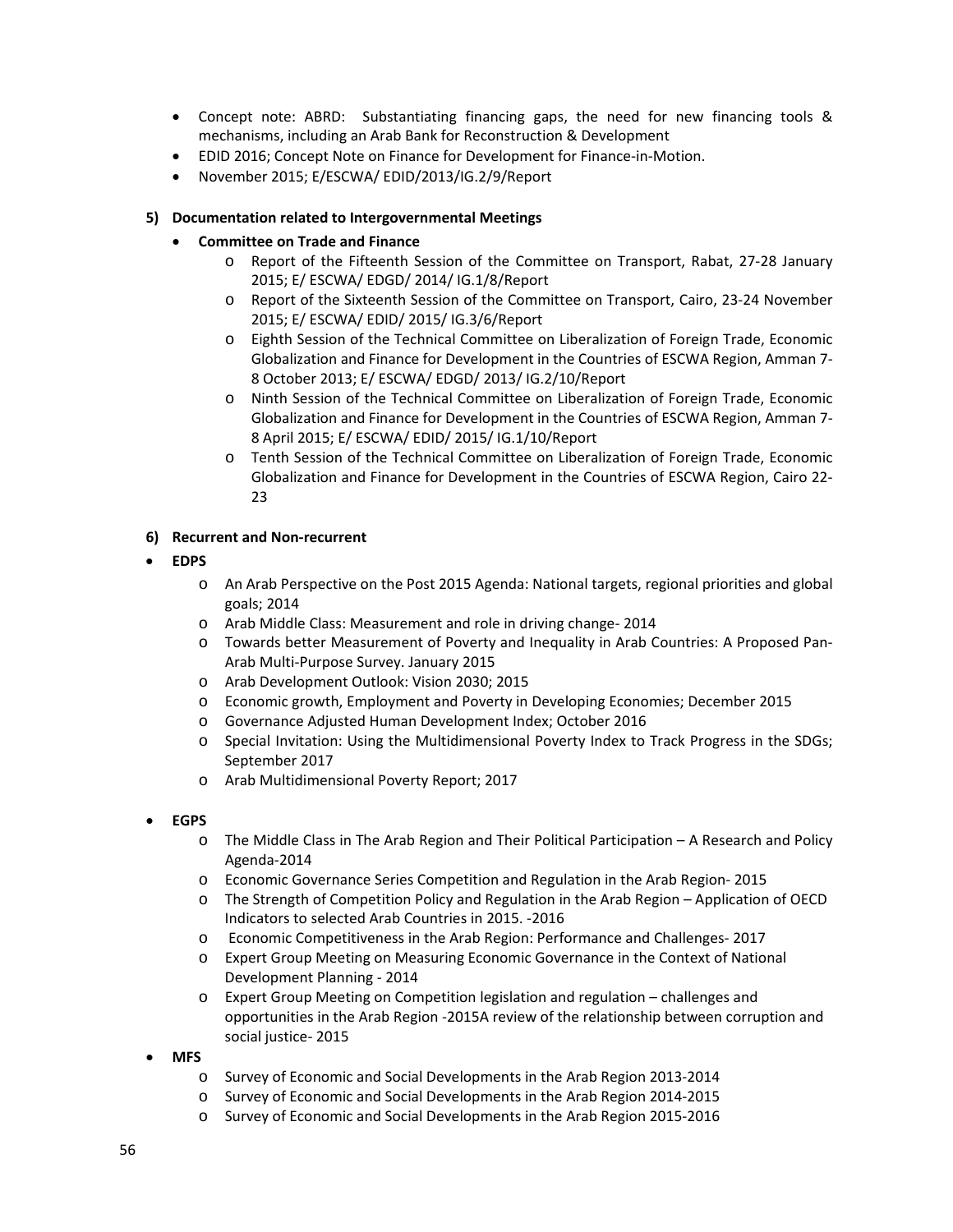- Concept note: ABRD: Substantiating financing gaps, the need for new financing tools & mechanisms, including an Arab Bank for Reconstruction & Development
- EDID 2016; Concept Note on Finance for Development for Finance-in-Motion.
- November 2015; E/ESCWA/ EDID/2013/IG.2/9/Report

**5) Documentation related to Intergovernmental Meetings**

- **Committee on Trade and Finance**
  - Report of the Fifteenth Session of the Committee on Transport, Rabat, 27-28 January 2015; E/ ESCWA/ EDGD/ 2014/ IG.1/8/Report
  - Report of the Sixteenth Session of the Committee on Transport, Cairo, 23-24 November 2015; E/ ESCWA/ EDID/ 2015/ IG.3/6/Report
  - Eighth Session of the Technical Committee on Liberalization of Foreign Trade, Economic Globalization and Finance for Development in the Countries of ESCWA Region, Amman 7-8 October 2013; E/ ESCWA/ EDGD/ 2013/ IG.2/10/Report
  - Ninth Session of the Technical Committee on Liberalization of Foreign Trade, Economic Globalization and Finance for Development in the Countries of ESCWA Region, Amman 7-8 April 2015; E/ ESCWA/ EDID/ 2015/ IG.1/10/Report
  - Tenth Session of the Technical Committee on Liberalization of Foreign Trade, Economic Globalization and Finance for Development in the Countries of ESCWA Region, Cairo 22-23

**6) Recurrent and Non-recurrent**

- **EDPS**
  - An Arab Perspective on the Post 2015 Agenda: National targets, regional priorities and global goals; 2014
  - Arab Middle Class: Measurement and role in driving change- 2014
  - Towards better Measurement of Poverty and Inequality in Arab Countries: A Proposed Pan-Arab Multi-Purpose Survey. January 2015
  - Arab Development Outlook: Vision 2030; 2015
  - Economic growth, Employment and Poverty in Developing Economies; December 2015
  - Governance Adjusted Human Development Index; October 2016
  - Special Invitation: Using the Multidimensional Poverty Index to Track Progress in the SDGs; September 2017
  - Arab Multidimensional Poverty Report; 2017

- **EGPS**
  - The Middle Class in The Arab Region and Their Political Participation – A Research and Policy Agenda-2014
  - Economic Governance Series Competition and Regulation in the Arab Region- 2015
  - The Strength of Competition Policy and Regulation in the Arab Region – Application of OECD Indicators to selected Arab Countries in 2015. -2016
  - Economic Competitiveness in the Arab Region: Performance and Challenges- 2017
  - Expert Group Meeting on Measuring Economic Governance in the Context of National Development Planning - 2014
  - Expert Group Meeting on Competition legislation and regulation – challenges and opportunities in the Arab Region -2015A review of the relationship between corruption and social justice- 2015
- **MFS**
  - Survey of Economic and Social Developments in the Arab Region 2013-2014
  - Survey of Economic and Social Developments in the Arab Region 2014-2015
  - Survey of Economic and Social Developments in the Arab Region 2015-2016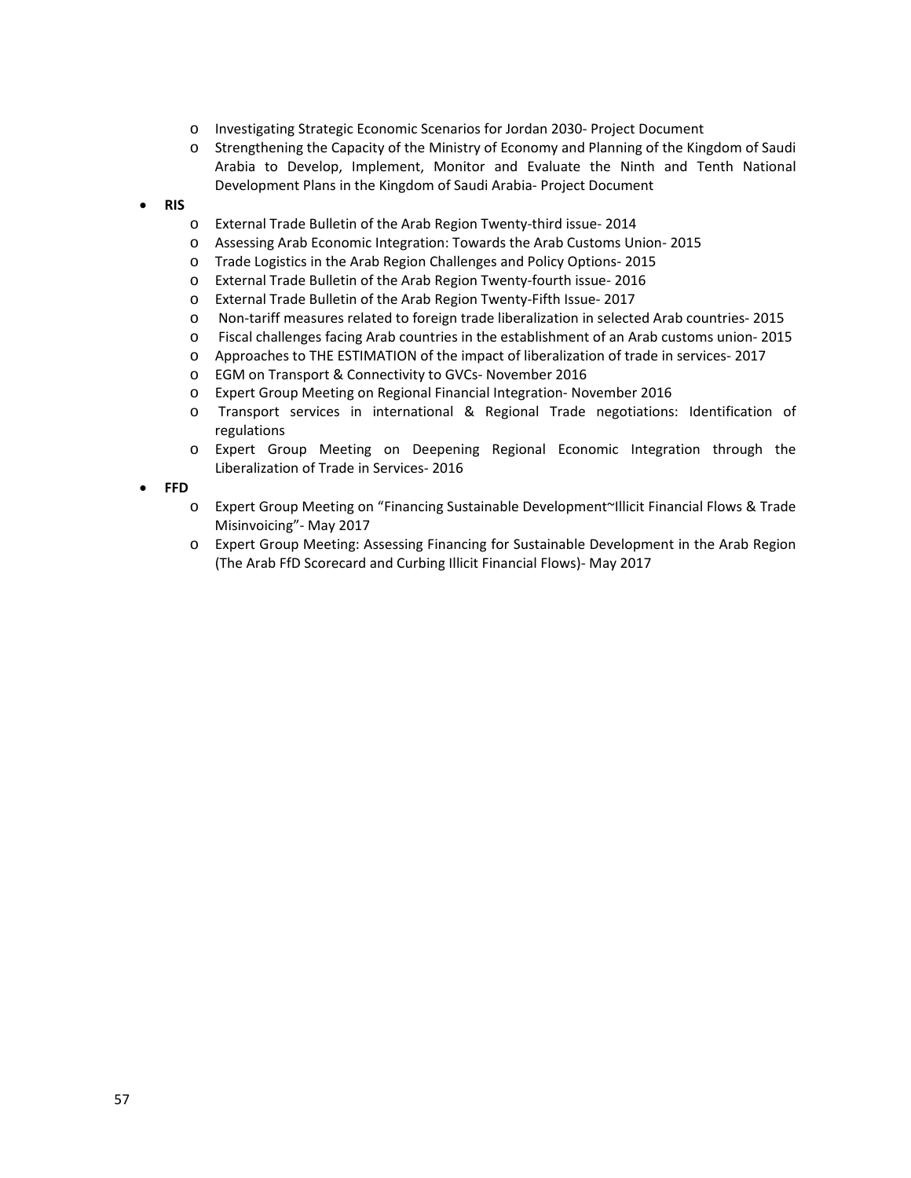- Investigating Strategic Economic Scenarios for Jordan 2030- Project Document
- Strengthening the Capacity of the Ministry of Economy and Planning of the Kingdom of Saudi Arabia to Develop, Implement, Monitor and Evaluate the Ninth and Tenth National Development Plans in the Kingdom of Saudi Arabia- Project Document

- **RIS**
  - External Trade Bulletin of the Arab Region Twenty-third issue- 2014
  - Assessing Arab Economic Integration: Towards the Arab Customs Union- 2015
  - Trade Logistics in the Arab Region Challenges and Policy Options- 2015
  - External Trade Bulletin of the Arab Region Twenty-fourth issue- 2016
  - External Trade Bulletin of the Arab Region Twenty-Fifth Issue- 2017
  - Non-tariff measures related to foreign trade liberalization in selected Arab countries- 2015
  - Fiscal challenges facing Arab countries in the establishment of an Arab customs union- 2015
  - Approaches to THE ESTIMATION of the impact of liberalization of trade in services- 2017
  - EGM on Transport & Connectivity to GVCs- November 2016
  - Expert Group Meeting on Regional Financial Integration- November 2016
  - Transport services in international & Regional Trade negotiations: Identification of regulations
  - Expert Group Meeting on Deepening Regional Economic Integration through the Liberalization of Trade in Services- 2016
- **FFD**
  - Expert Group Meeting on "Financing Sustainable Development~Illicit Financial Flows & Trade Misinvoicing"- May 2017
  - Expert Group Meeting: Assessing Financing for Sustainable Development in the Arab Region (The Arab FfD Scorecard and Curbing Illicit Financial Flows)- May 2017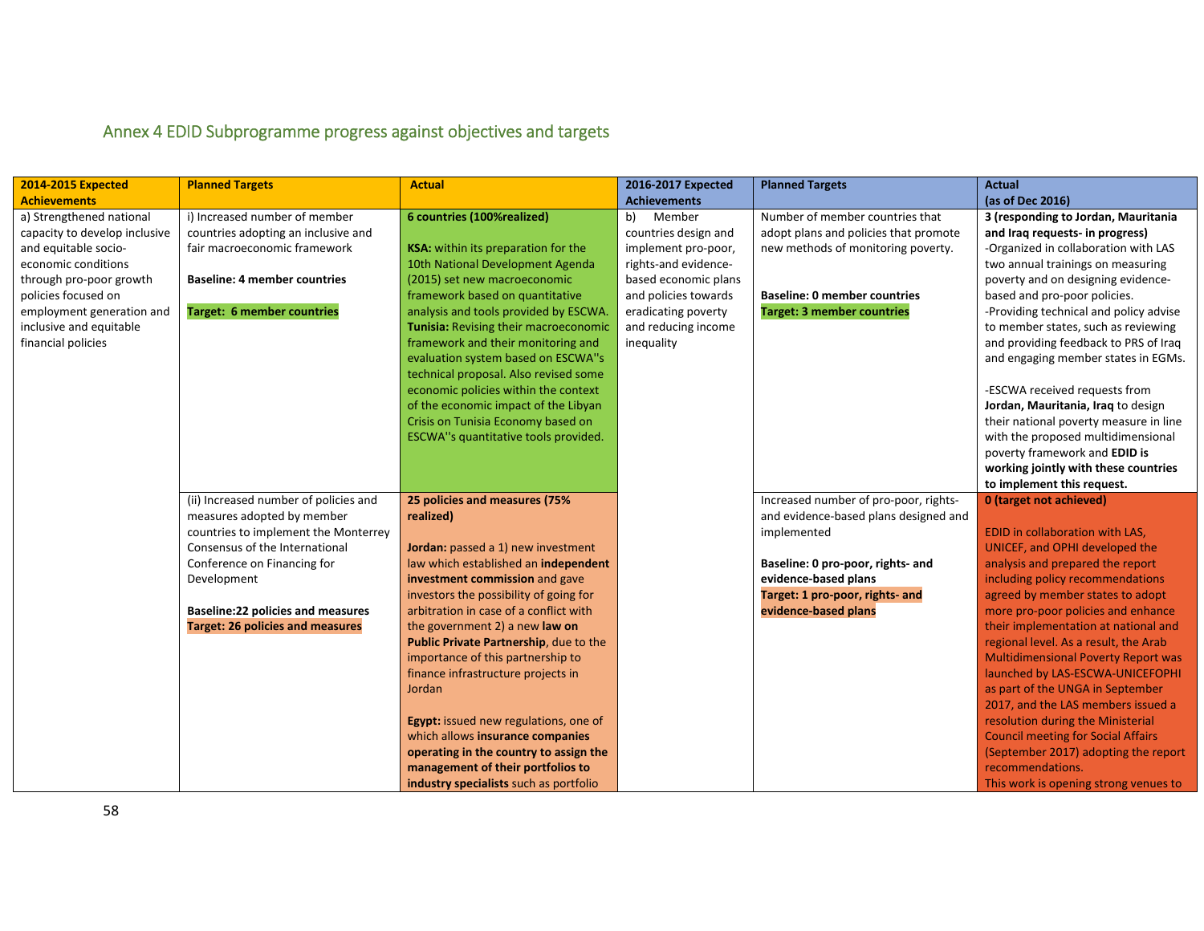## Annex 4 EDID Subprogramme progress against objectives and targets

| 2014-2015 Expected Achievements | Planned Targets | Actual | 2016-2017 Expected Achievements | Planned Targets | Actual (as of Dec 2016) |
|---|---|---|---|---|---|
| a) Strengthened national capacity to develop inclusive and equitable socio-economic conditions through pro-poor growth policies focused on employment generation and inclusive and equitable financial policies | i) Increased number of member countries adopting an inclusive and fair macroeconomic framework<br><br>**Baseline: 4 member countries**<br><br>**Target: 6 member countries** | **6 countries (100%realized)**<br><br>**KSA:** within its preparation for the 10th National Development Agenda (2015) set new macroeconomic framework based on quantitative analysis and tools provided by ESCWA. **Tunisia:** Revising their macroeconomic framework and their monitoring and evaluation system based on ESCWA''s technical proposal. Also revised some economic policies within the context of the economic impact of the Libyan Crisis on Tunisia Economy based on ESCWA''s quantitative tools provided. | b) Member countries design and implement pro-poor, rights-and evidence-based economic plans and policies towards eradicating poverty and reducing income inequality | Number of member countries that adopt plans and policies that promote new methods of monitoring poverty.<br><br>**Baseline: 0 member countries**<br>**Target: 3 member countries** | **3 (responding to Jordan, Mauritania and Iraq requests- in progress)**<br>-Organized in collaboration with LAS two annual trainings on measuring poverty and on designing evidence-based and pro-poor policies.<br>-Providing technical and policy advise to member states, such as reviewing and providing feedback to PRS of Iraq and engaging member states in EGMs.<br><br>-ESCWA received requests from **Jordan, Mauritania, Iraq** to design their national poverty measure in line with the proposed multidimensional poverty framework and **EDID is working jointly with these countries to implement this request.** |
| | (ii) Increased number of policies and measures adopted by member countries to implement the Monterrey Consensus of the International Conference on Financing for Development<br><br>**Baseline:22 policies and measures**<br>**Target: 26 policies and measures** | **25 policies and measures (75% realized)**<br><br>**Jordan:** passed a 1) new investment law which established an **independent investment commission** and gave investors the possibility of going for arbitration in case of a conflict with the government 2) a new **law on Public Private Partnership**, due to the importance of this partnership to finance infrastructure projects in Jordan<br><br>**Egypt:** issued new regulations, one of which allows **insurance companies operating in the country to assign the management of their portfolios to industry specialists** such as portfolio | | Increased number of pro-poor, rights- and evidence-based plans designed and implemented<br><br>**Baseline: 0 pro-poor, rights- and evidence-based plans**<br>**Target: 1 pro-poor, rights- and evidence-based plans** | **0 (target not achieved)**<br><br>EDID in collaboration with LAS, UNICEF, and OPHI developed the analysis and prepared the report including policy recommendations agreed by member states to adopt more pro-poor policies and enhance their implementation at national and regional level. As a result, the Arab Multidimensional Poverty Report was launched by LAS-ESCWA-UNICEFOPHI as part of the UNGA in September 2017, and the LAS members issued a resolution during the Ministerial Council meeting for Social Affairs (September 2017) adopting the report recommendations.<br>This work is opening strong venues to |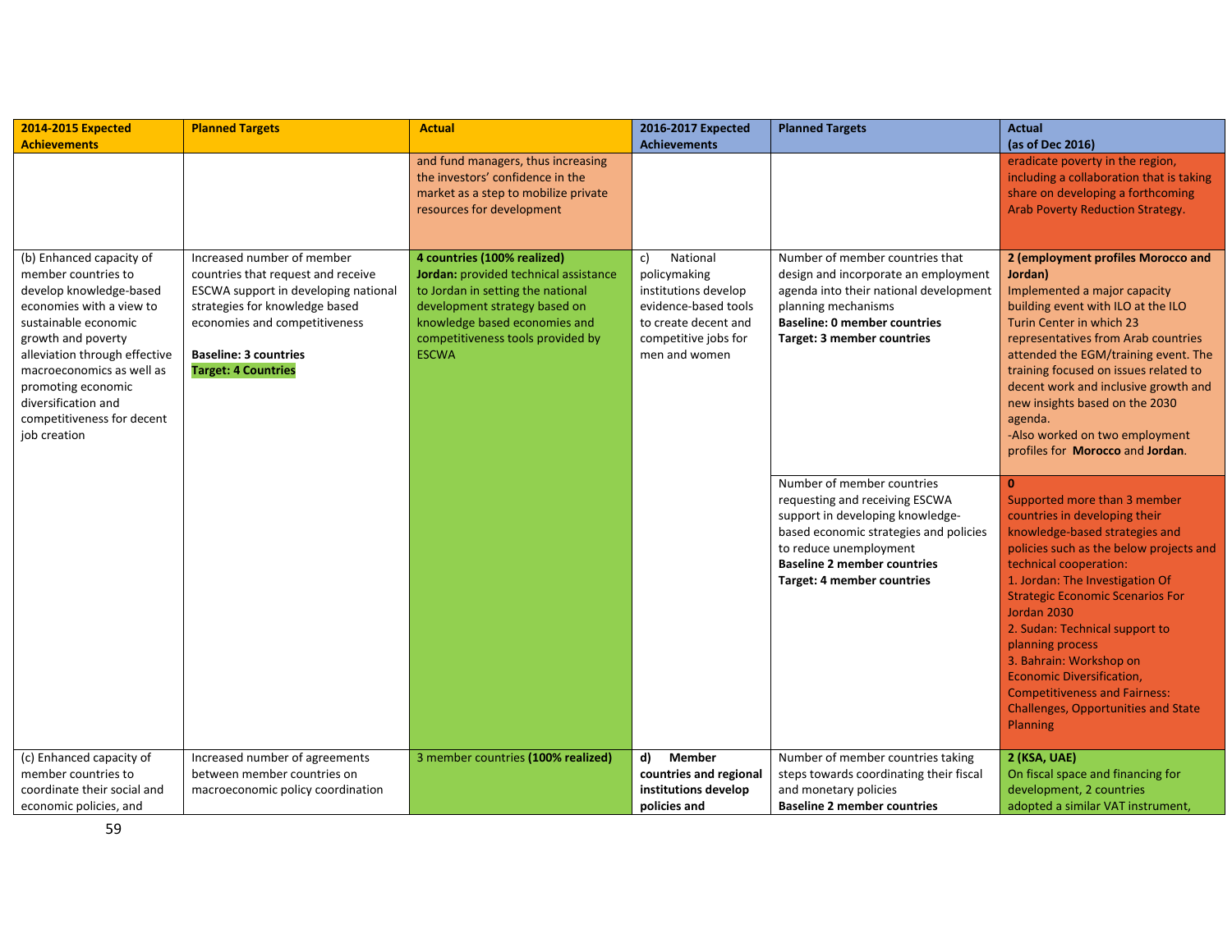| 2014-2015 Expected Achievements | Planned Targets | Actual | 2016-2017 Expected Achievements | Planned Targets | Actual (as of Dec 2016) |
|---|---|---|---|---|---|
| | | and fund managers, thus increasing the investors' confidence in the market as a step to mobilize private resources for development | | | eradicate poverty in the region, including a collaboration that is taking share on developing a forthcoming Arab Poverty Reduction Strategy. |
| (b) Enhanced capacity of member countries to develop knowledge-based economies with a view to sustainable economic growth and poverty alleviation through effective macroeconomics as well as promoting economic diversification and competitiveness for decent job creation | Increased number of member countries that request and receive ESCWA support in developing national strategies for knowledge based economies and competitiveness<br><br>**Baseline: 3 countries**<br>**Target: 4 Countries** | **4 countries (100% realized)**<br>**Jordan:** provided technical assistance to Jordan in setting the national development strategy based on knowledge based economies and competitiveness tools provided by ESCWA | c) National policymaking institutions develop evidence-based tools to create decent and competitive jobs for men and women | Number of member countries that design and incorporate an employment agenda into their national development planning mechanisms<br>**Baseline: 0 member countries**<br>**Target: 3 member countries** | **2 (employment profiles Morocco and Jordan)**<br>Implemented a major capacity building event with ILO at the ILO Turin Center in which 23 representatives from Arab countries attended the EGM/training event. The training focused on issues related to decent work and inclusive growth and new insights based on the 2030 agenda.<br>-Also worked on two employment profiles for **Morocco** and **Jordan**. |
| | | | | Number of member countries requesting and receiving ESCWA support in developing knowledge-based economic strategies and policies to reduce unemployment<br>**Baseline 2 member countries**<br>**Target: 4 member countries** | **0**<br>Supported more than 3 member countries in developing their knowledge-based strategies and policies such as the below projects and technical cooperation:<br>1. Jordan: The Investigation Of Strategic Economic Scenarios For Jordan 2030<br>2. Sudan: Technical support to planning process<br>3. Bahrain: Workshop on Economic Diversification, Competitiveness and Fairness: Challenges, Opportunities and State Planning |
| (c) Enhanced capacity of member countries to coordinate their social and economic policies, and | Increased number of agreements between member countries on macroeconomic policy coordination | 3 member countries **(100% realized)** | **d) Member countries and regional institutions develop policies and** | Number of member countries taking steps towards coordinating their fiscal and monetary policies<br>**Baseline 2 member countries** | **2 (KSA, UAE)**<br>On fiscal space and financing for development, 2 countries adopted a similar VAT instrument, |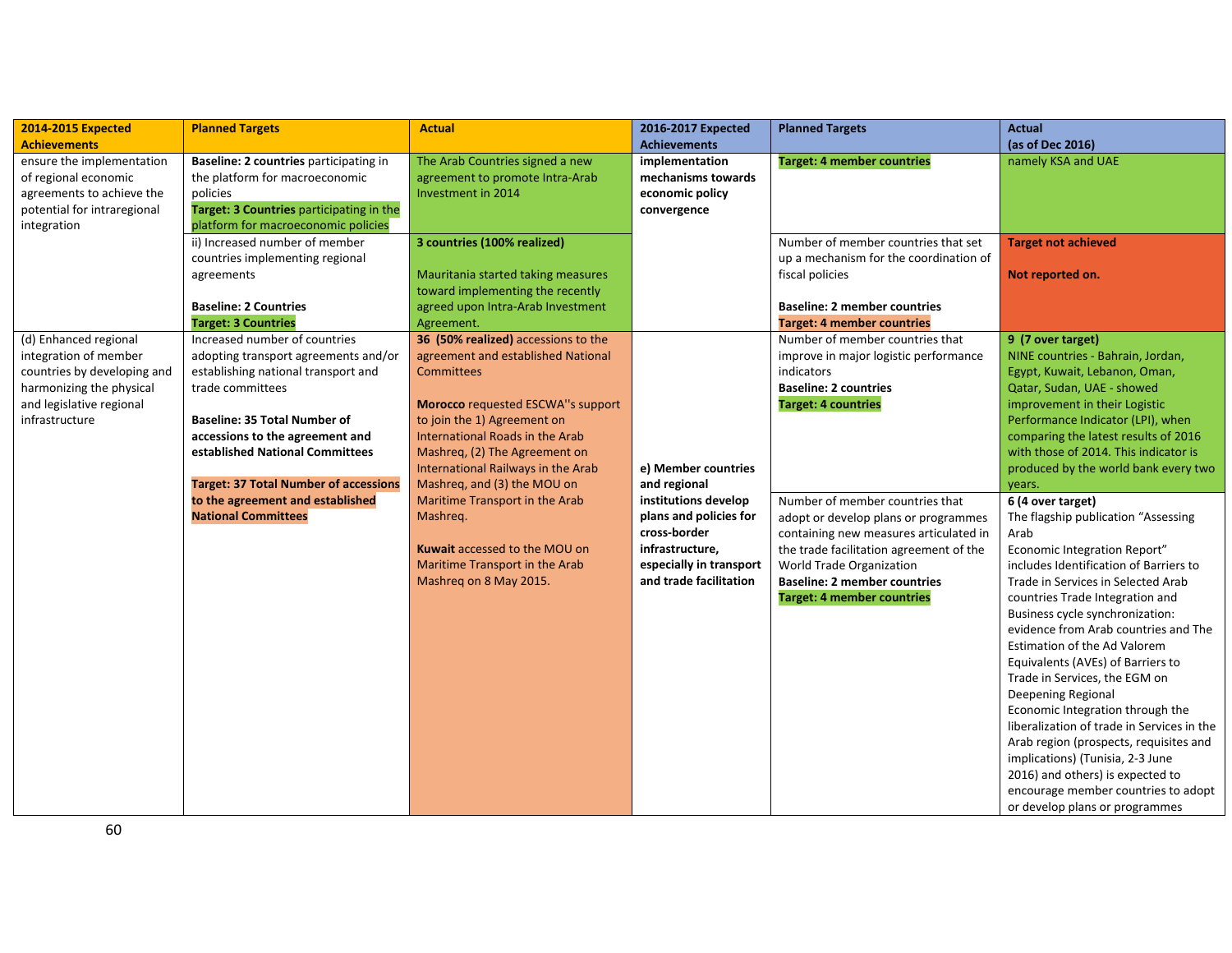| 2014-2015 Expected Achievements | Planned Targets | Actual | 2016-2017 Expected Achievements | Planned Targets | Actual (as of Dec 2016) |
|---|---|---|---|---|---|
| ensure the implementation of regional economic agreements to achieve the potential for intraregional integration | **Baseline: 2 countries** participating in the platform for macroeconomic policies<br>**Target: 3 Countries** participating in the platform for macroeconomic policies | The Arab Countries signed a new agreement to promote Intra-Arab Investment in 2014 | **implementation mechanisms towards economic policy convergence** | **Target: 4 member countries** | namely KSA and UAE |
| | ii) Increased number of member countries implementing regional agreements<br><br>**Baseline: 2 Countries**<br>**Target: 3 Countries** | **3 countries (100% realized)**<br><br>Mauritania started taking measures toward implementing the recently agreed upon Intra-Arab Investment Agreement. | | Number of member countries that set up a mechanism for the coordination of fiscal policies<br><br>**Baseline: 2 member countries**<br>**Target: 4 member countries** | **Target not achieved**<br><br>**Not reported on.** |
| (d) Enhanced regional integration of member countries by developing and harmonizing the physical and legislative regional infrastructure | Increased number of countries adopting transport agreements and/or establishing national transport and trade committees<br><br>**Baseline: 35 Total Number of accessions to the agreement and established National Committees**<br><br>**Target: 37 Total Number of accessions to the agreement and established National Committees** | **36 (50% realized)** accessions to the agreement and established National Committees<br><br>**Morocco** requested ESCWA''s support to join the 1) Agreement on International Roads in the Arab Mashreq, (2) The Agreement on International Railways in the Arab Mashreq, and (3) the MOU on Maritime Transport in the Arab Mashreq.<br><br>**Kuwait** accessed to the MOU on Maritime Transport in the Arab Mashreq on 8 May 2015. | **e) Member countries and regional institutions develop plans and policies for cross-border infrastructure, especially in transport and trade facilitation** | Number of member countries that improve in major logistic performance indicators<br>**Baseline: 2 countries**<br>**Target: 4 countries** | **9 (7 over target)**<br>NINE countries - Bahrain, Jordan, Egypt, Kuwait, Lebanon, Oman, Qatar, Sudan, UAE - showed improvement in their Logistic Performance Indicator (LPI), when comparing the latest results of 2016 with those of 2014. This indicator is produced by the world bank every two years. |
| | | | | Number of member countries that adopt or develop plans or programmes containing new measures articulated in the trade facilitation agreement of the World Trade Organization<br>**Baseline: 2 member countries**<br>**Target: 4 member countries** | **6 (4 over target)**<br>The flagship publication "Assessing Arab Economic Integration Report" includes Identification of Barriers to Trade in Services in Selected Arab countries Trade Integration and Business cycle synchronization: evidence from Arab countries and The Estimation of the Ad Valorem Equivalents (AVEs) of Barriers to Trade in Services, the EGM on Deepening Regional Economic Integration through the liberalization of trade in Services in the Arab region (prospects, requisites and implications) (Tunisia, 2-3 June 2016) and others) is expected to encourage member countries to adopt or develop plans or programmes |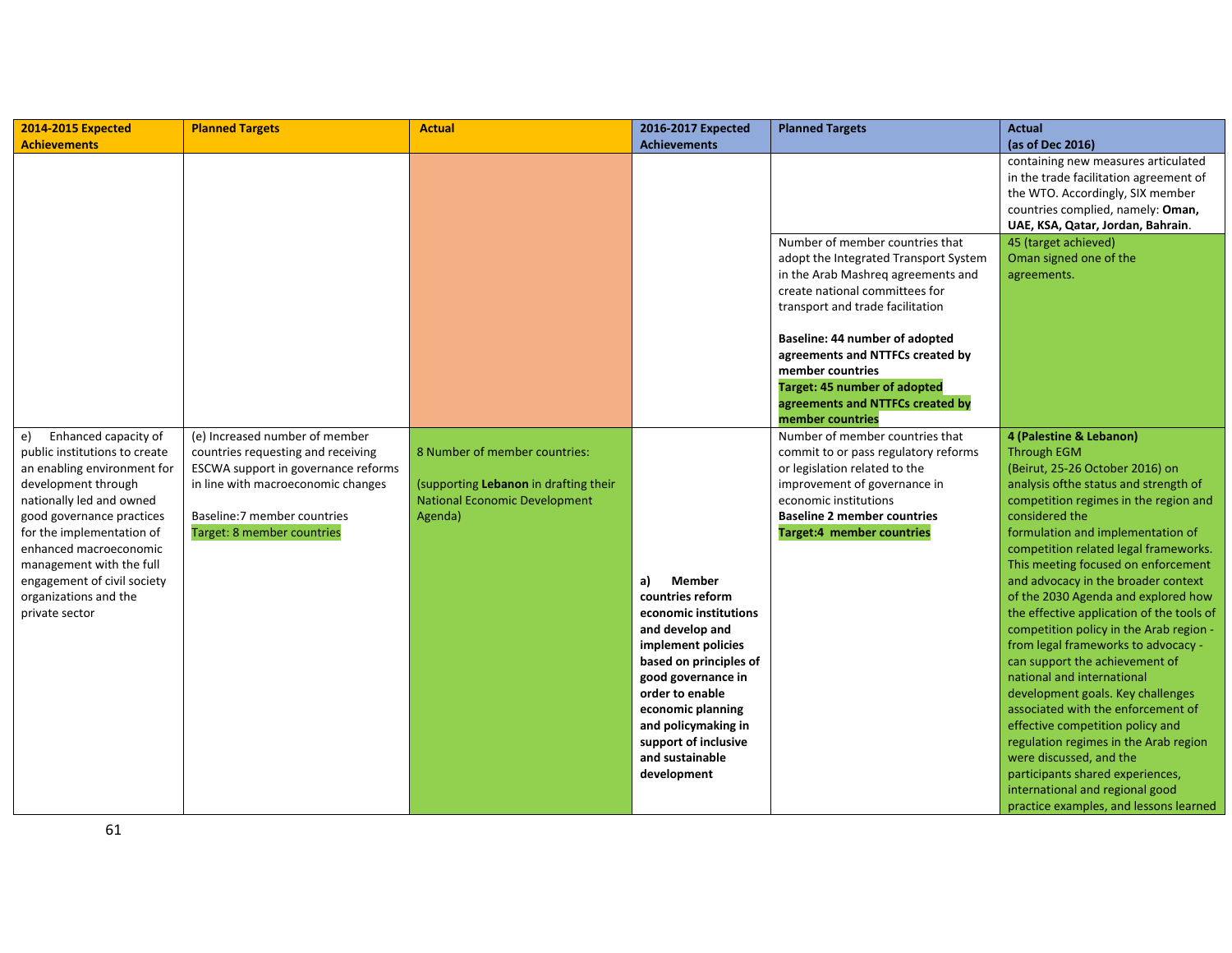| 2014-2015 Expected Achievements | Planned Targets | Actual | 2016-2017 Expected Achievements | Planned Targets | Actual (as of Dec 2016) |
|---|---|---|---|---|---|
| | | | | | containing new measures articulated in the trade facilitation agreement of the WTO. Accordingly, SIX member countries complied, namely: **Oman, UAE, KSA, Qatar, Jordan, Bahrain**. |
| | | | | Number of member countries that adopt the Integrated Transport System in the Arab Mashreq agreements and create national committees for transport and trade facilitation<br><br>**Baseline: 44 number of adopted agreements and NTTFCs created by member countries**<br>**Target: 45 number of adopted agreements and NTTFCs created by member countries** | 45 (target achieved)<br>Oman signed one of the agreements. |
| e) Enhanced capacity of public institutions to create an enabling environment for development through nationally led and owned good governance practices for the implementation of enhanced macroeconomic management with the full engagement of civil society organizations and the private sector | (e) Increased number of member countries requesting and receiving ESCWA support in governance reforms in line with macroeconomic changes<br><br>Baseline:7 member countries<br>Target: 8 member countries | 8 Number of member countries:<br><br>(supporting **Lebanon** in drafting their National Economic Development Agenda) | **a) Member countries reform economic institutions and develop and implement policies based on principles of good governance in order to enable economic planning and policymaking in support of inclusive and sustainable development** | Number of member countries that commit to or pass regulatory reforms or legislation related to the improvement of governance in economic institutions<br>**Baseline 2 member countries**<br>**Target:4 member countries** | **4 (Palestine & Lebanon)**<br>Through EGM<br>(Beirut, 25-26 October 2016) on analysis ofthe status and strength of competition regimes in the region and considered the formulation and implementation of competition related legal frameworks. This meeting focused on enforcement and advocacy in the broader context of the 2030 Agenda and explored how the effective application of the tools of competition policy in the Arab region - from legal frameworks to advocacy - can support the achievement of national and international development goals. Key challenges associated with the enforcement of effective competition policy and regulation regimes in the Arab region were discussed, and the participants shared experiences, international and regional good practice examples, and lessons learned |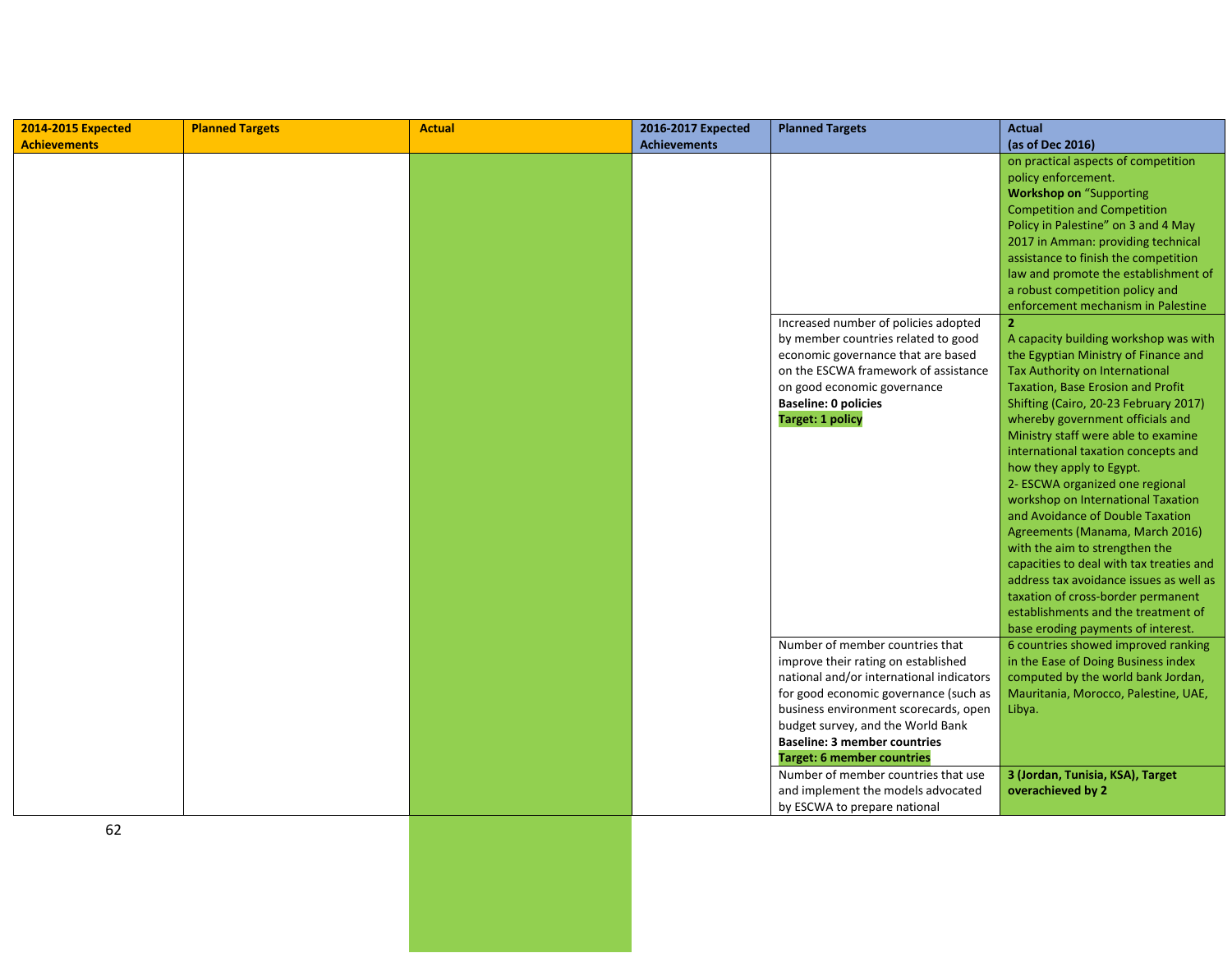| 2014-2015 Expected Achievements | Planned Targets | Actual | 2016-2017 Expected Achievements | Planned Targets | Actual (as of Dec 2016) |
|---|---|---|---|---|---|
| | | | | | on practical aspects of competition policy enforcement. **Workshop on** "Supporting Competition and Competition Policy in Palestine" on 3 and 4 May 2017 in Amman: providing technical assistance to finish the competition law and promote the establishment of a robust competition policy and enforcement mechanism in Palestine |
| | | | | Increased number of policies adopted by member countries related to good economic governance that are based on the ESCWA framework of assistance on good economic governance **Baseline: 0 policies** **Target: 1 policy** | **2** A capacity building workshop was with the Egyptian Ministry of Finance and Tax Authority on International Taxation, Base Erosion and Profit Shifting (Cairo, 20-23 February 2017) whereby government officials and Ministry staff were able to examine international taxation concepts and how they apply to Egypt. 2- ESCWA organized one regional workshop on International Taxation and Avoidance of Double Taxation Agreements (Manama, March 2016) with the aim to strengthen the capacities to deal with tax treaties and address tax avoidance issues as well as taxation of cross-border permanent establishments and the treatment of base eroding payments of interest. |
| | | | | Number of member countries that improve their rating on established national and/or international indicators for good economic governance (such as business environment scorecards, open budget survey, and the World Bank **Baseline: 3 member countries** **Target: 6 member countries** | 6 countries showed improved ranking in the Ease of Doing Business index computed by the world bank Jordan, Mauritania, Morocco, Palestine, UAE, Libya. |
| | | | | Number of member countries that use and implement the models advocated by ESCWA to prepare national | **3 (Jordan, Tunisia, KSA), Target overachieved by 2** |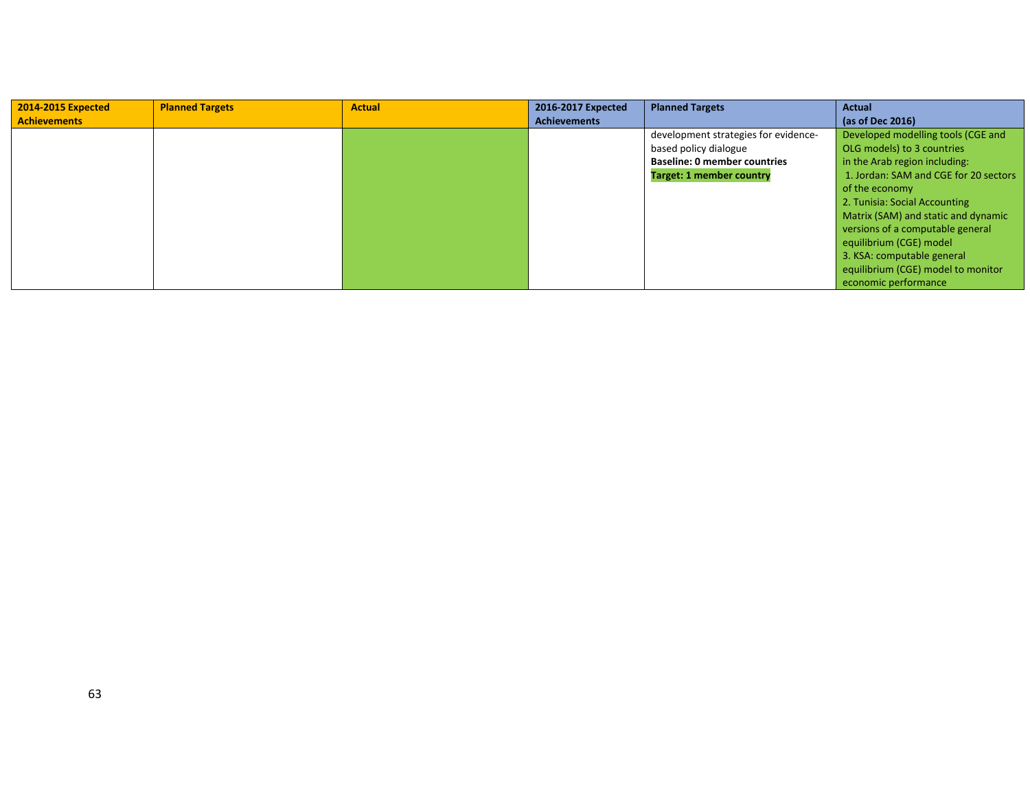| 2014-2015 Expected Achievements | Planned Targets | Actual | 2016-2017 Expected Achievements | Planned Targets | Actual (as of Dec 2016) |
|---|---|---|---|---|---|
| | | | | development strategies for evidence-based policy dialogue<br>**Baseline: 0 member countries**<br>**Target: 1 member country** | Developed modelling tools (CGE and OLG models) to 3 countries in the Arab region including:<br>1. Jordan: SAM and CGE for 20 sectors of the economy<br>2. Tunisia: Social Accounting Matrix (SAM) and static and dynamic versions of a computable general equilibrium (CGE) model<br>3. KSA: computable general equilibrium (CGE) model to monitor economic performance |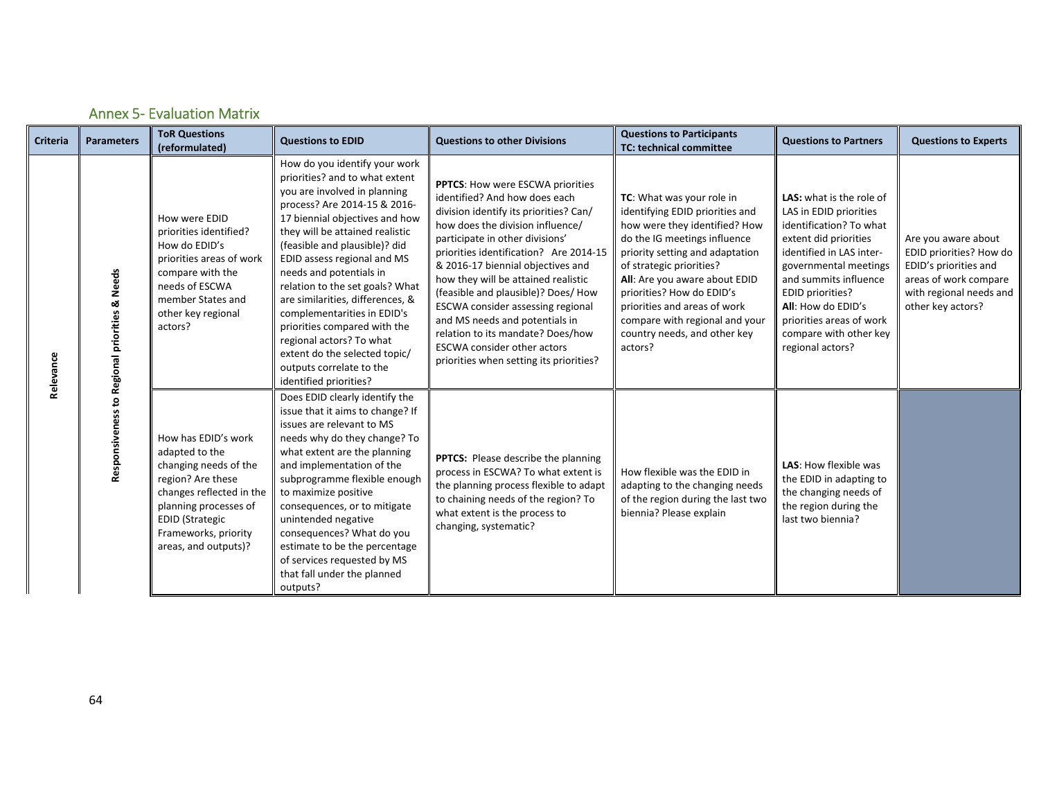## Annex 5- Evaluation Matrix

| Criteria | Parameters | ToR Questions (reformulated) | Questions to EDID | Questions to other Divisions | Questions to Participants TC: technical committee | Questions to Partners | Questions to Experts |
|---|---|---|---|---|---|---|---|
| Relevance | Responsiveness to Regional priorities & Needs | How were EDID priorities identified? How do EDID's priorities areas of work compare with the needs of ESCWA member States and other key regional actors? | How do you identify your work priorities? and to what extent you are involved in planning process? Are 2014-15 & 2016-17 biennial objectives and how they will be attained realistic (feasible and plausible)? did EDID assess regional and MS needs and potentials in relation to the set goals? What are similarities, differences, & complementarities in EDID's priorities compared with the regional actors? To what extent do the selected topic/ outputs correlate to the identified priorities? | **PPTCS**: How were ESCWA priorities identified? And how does each division identify its priorities? Can/ how does the division influence/ participate in other divisions' priorities identification? Are 2014-15 & 2016-17 biennial objectives and how they will be attained realistic (feasible and plausible)? Does/ How ESCWA consider assessing regional and MS needs and potentials in relation to its mandate? Does/how ESCWA consider other actors priorities when setting its priorities? | **TC**: What was your role in identifying EDID priorities and how were they identified? How do the IG meetings influence priority setting and adaptation of strategic priorities? **All**: Are you aware about EDID priorities? How do EDID's priorities and areas of work compare with regional and your country needs, and other key actors? | **LAS:** what is the role of LAS in EDID priorities identification? To what extent did priorities identified in LAS inter-governmental meetings and summits influence EDID priorities? **All**: How do EDID's priorities areas of work compare with other key regional actors? | Are you aware about EDID priorities? How do EDID's priorities and areas of work compare with regional needs and other key actors? |
| | | How has EDID's work adapted to the changing needs of the region? Are these changes reflected in the planning processes of EDID (Strategic Frameworks, priority areas, and outputs)? | Does EDID clearly identify the issue that it aims to change? If issues are relevant to MS needs why do they change? To what extent are the planning and implementation of the subprogramme flexible enough to maximize positive consequences, or to mitigate unintended negative consequences? What do you estimate to be the percentage of services requested by MS that fall under the planned outputs? | **PPTCS:** Please describe the planning process in ESCWA? To what extent is the planning process flexible to adapt to chaining needs of the region? To what extent is the process to changing, systematic? | How flexible was the EDID in adapting to the changing needs of the region during the last two biennia? Please explain | **LAS**: How flexible was the EDID in adapting to the changing needs of the region during the last two biennia? | |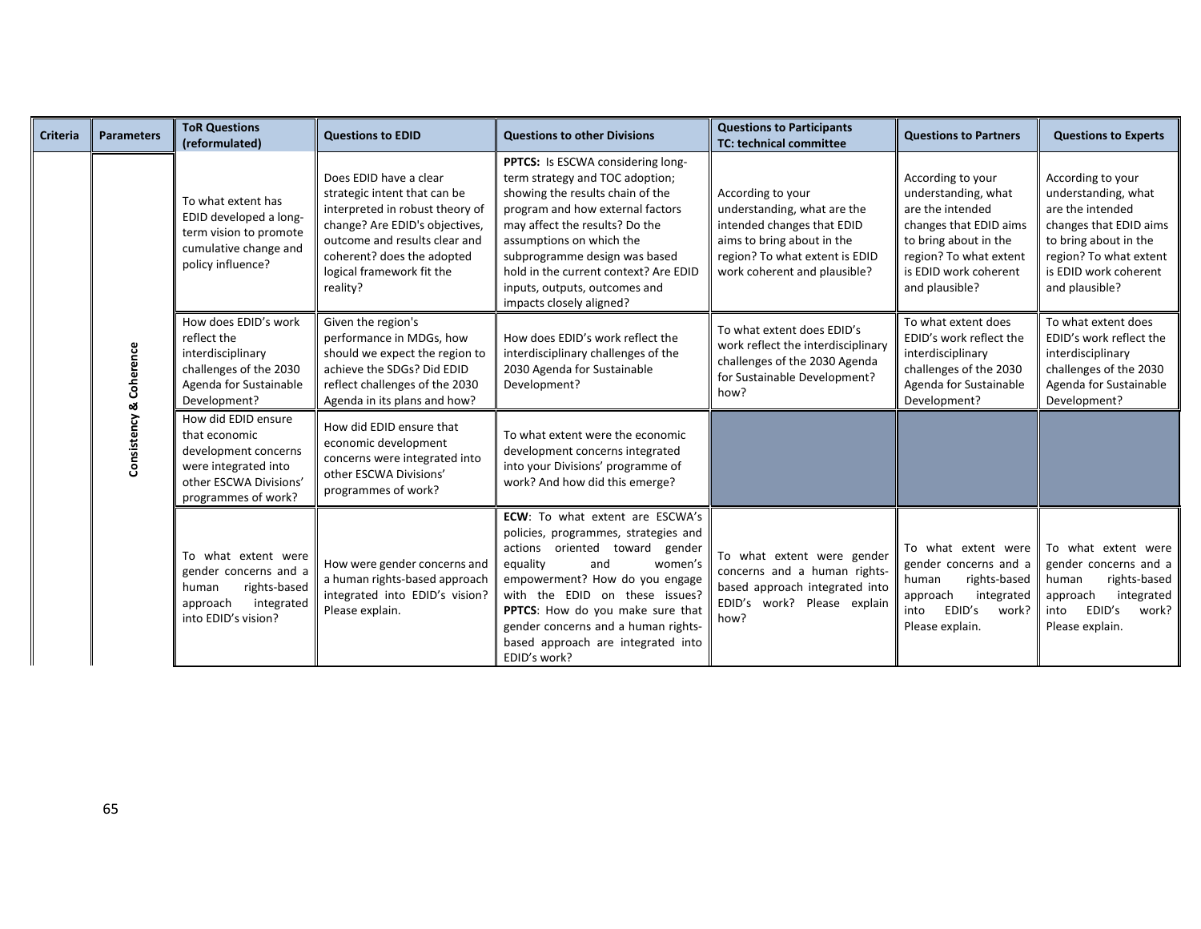| Criteria | Parameters | ToR Questions (reformulated) | Questions to EDID | Questions to other Divisions | Questions to Participants TC: technical committee | Questions to Partners | Questions to Experts |
|---|---|---|---|---|---|---|---|
| | Consistency & Coherence | To what extent has EDID developed a long-term vision to promote cumulative change and policy influence? | Does EDID have a clear strategic intent that can be interpreted in robust theory of change? Are EDID's objectives, outcome and results clear and coherent? does the adopted logical framework fit the reality? | **PPTCS:** Is ESCWA considering long-term strategy and TOC adoption; showing the results chain of the program and how external factors may affect the results? Do the assumptions on which the subprogramme design was based hold in the current context? Are EDID inputs, outputs, outcomes and impacts closely aligned? | According to your understanding, what are the intended changes that EDID aims to bring about in the region? To what extent is EDID work coherent and plausible? | According to your understanding, what are the intended changes that EDID aims to bring about in the region? To what extent is EDID work coherent and plausible? | According to your understanding, what are the intended changes that EDID aims to bring about in the region? To what extent is EDID work coherent and plausible? |
| | | How does EDID's work reflect the interdisciplinary challenges of the 2030 Agenda for Sustainable Development? | Given the region's performance in MDGs, how should we expect the region to achieve the SDGs? Did EDID reflect challenges of the 2030 Agenda in its plans and how? | How does EDID's work reflect the interdisciplinary challenges of the 2030 Agenda for Sustainable Development? | To what extent does EDID's work reflect the interdisciplinary challenges of the 2030 Agenda for Sustainable Development? how? | To what extent does EDID's work reflect the interdisciplinary challenges of the 2030 Agenda for Sustainable Development? | To what extent does EDID's work reflect the interdisciplinary challenges of the 2030 Agenda for Sustainable Development? |
| | | How did EDID ensure that economic development concerns were integrated into other ESCWA Divisions' programmes of work? | How did EDID ensure that economic development concerns were integrated into other ESCWA Divisions' programmes of work? | To what extent were the economic development concerns integrated into your Divisions' programme of work? And how did this emerge? | | | |
| | | To what extent were gender concerns and a human rights-based approach integrated into EDID's vision? | How were gender concerns and a human rights-based approach integrated into EDID's vision? Please explain. | **ECW**: To what extent are ESCWA's policies, programmes, strategies and actions oriented toward gender equality and women's empowerment? How do you engage with the EDID on these issues? **PPTCS**: How do you make sure that gender concerns and a human rights-based approach are integrated into EDID's work? | To what extent were gender concerns and a human rights-based approach integrated into EDID's work? Please explain how? | To what extent were gender concerns and a human rights-based approach integrated into EDID's work? Please explain. | To what extent were gender concerns and a human rights-based approach integrated into EDID's work? Please explain. |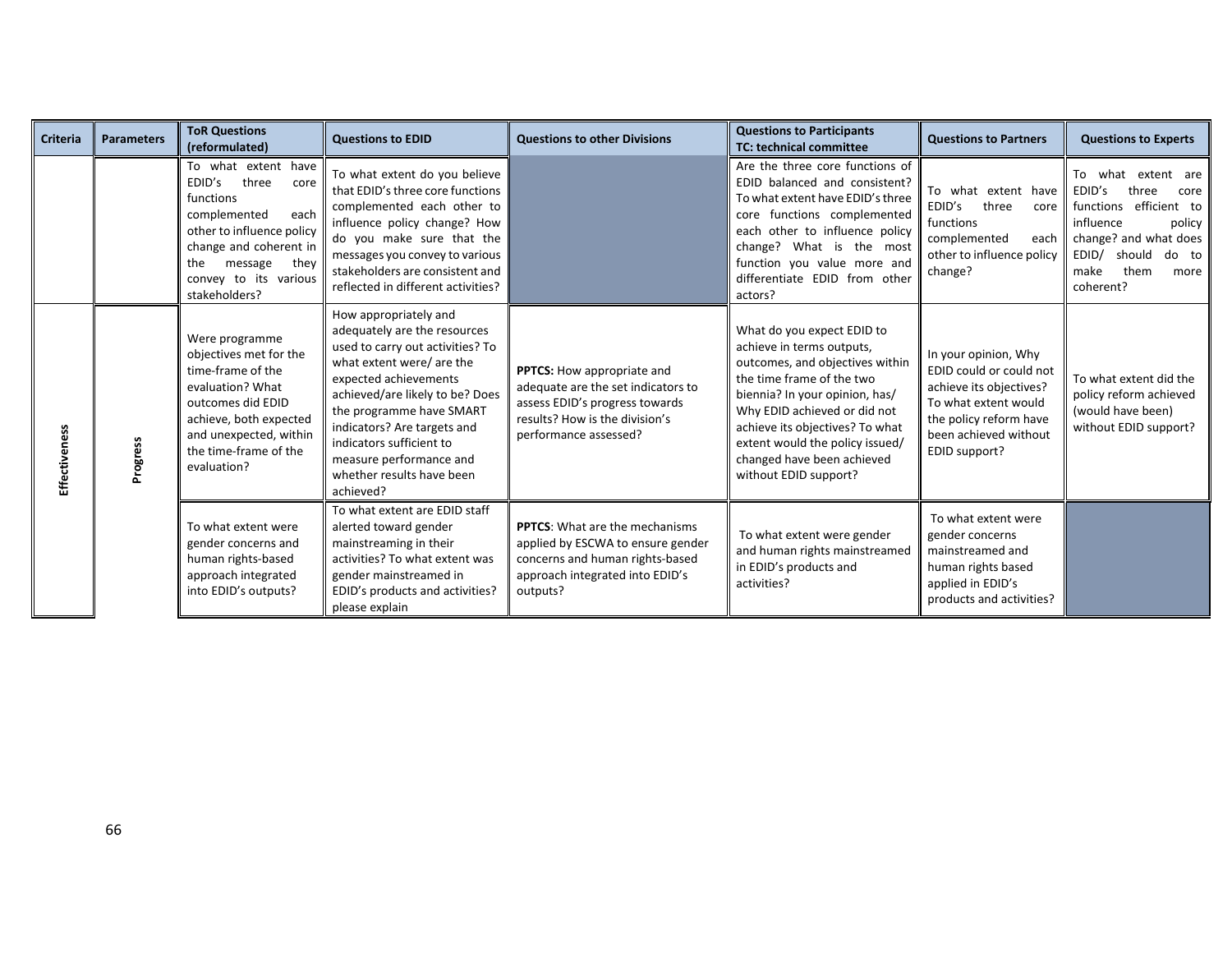| Criteria | Parameters | ToR Questions (reformulated) | Questions to EDID | Questions to other Divisions | Questions to Participants TC: technical committee | Questions to Partners | Questions to Experts |
|---|---|---|---|---|---|---|---|
| | | To what extent have EDID's three core functions complemented each other to influence policy change and coherent in the message they convey to its various stakeholders? | To what extent do you believe that EDID's three core functions complemented each other to influence policy change? How do you make sure that the messages you convey to various stakeholders are consistent and reflected in different activities? | | Are the three core functions of EDID balanced and consistent? To what extent have EDID's three core functions complemented each other to influence policy change? What is the most function you value more and differentiate EDID from other actors? | To what extent have EDID's three core functions complemented each other to influence policy change? | To what extent are EDID's three core functions efficient to influence policy change? and what does EDID/ should do to make them more coherent? |
| Effectiveness | Progress | Were programme objectives met for the time-frame of the evaluation? What outcomes did EDID achieve, both expected and unexpected, within the time-frame of the evaluation? | How appropriately and adequately are the resources used to carry out activities? To what extent were/ are the expected achievements achieved/are likely to be? Does the programme have SMART indicators? Are targets and indicators sufficient to measure performance and whether results have been achieved? | **PPTCS:** How appropriate and adequate are the set indicators to assess EDID's progress towards results? How is the division's performance assessed? | What do you expect EDID to achieve in terms outputs, outcomes, and objectives within the time frame of the two biennia? In your opinion, has/ Why EDID achieved or did not achieve its objectives? To what extent would the policy issued/ changed have been achieved without EDID support? | In your opinion, Why EDID could or could not achieve its objectives? To what extent would the policy reform have been achieved without EDID support? | To what extent did the policy reform achieved (would have been) without EDID support? |
| | | To what extent were gender concerns and human rights-based approach integrated into EDID's outputs? | To what extent are EDID staff alerted toward gender mainstreaming in their activities? To what extent was gender mainstreamed in EDID's products and activities? please explain | **PPTCS**: What are the mechanisms applied by ESCWA to ensure gender concerns and human rights-based approach integrated into EDID's outputs? | To what extent were gender and human rights mainstreamed in EDID's products and activities? | To what extent were gender concerns mainstreamed and human rights based applied in EDID's products and activities? | |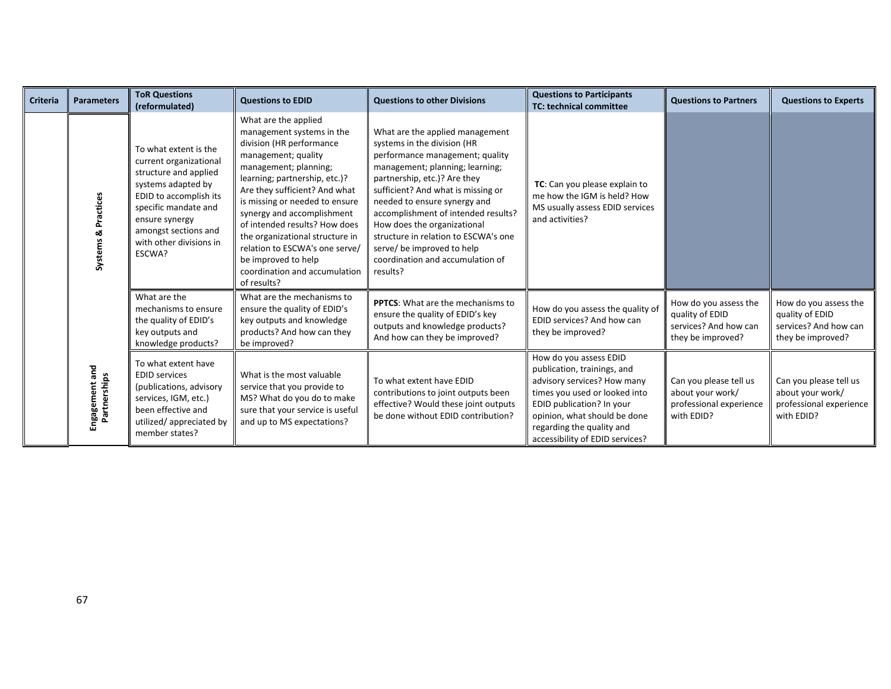| Criteria | Parameters | ToR Questions (reformulated) | Questions to EDID | Questions to other Divisions | Questions to Participants TC: technical committee | Questions to Partners | Questions to Experts |
|---|---|---|---|---|---|---|---|
| | Systems & Practices | To what extent is the current organizational structure and applied systems adapted by EDID to accomplish its specific mandate and ensure synergy amongst sections and with other divisions in ESCWA? | What are the applied management systems in the division (HR performance management; quality management; planning; learning; partnership, etc.)? Are they sufficient? And what is missing or needed to ensure synergy and accomplishment of intended results? How does the organizational structure in relation to ESCWA's one serve/ be improved to help coordination and accumulation of results? | What are the applied management systems in the division (HR performance management; quality management; planning; learning; partnership, etc.)? Are they sufficient? And what is missing or needed to ensure synergy and accomplishment of intended results? How does the organizational structure in relation to ESCWA's one serve/ be improved to help coordination and accumulation of results? | **TC**: Can you please explain to me how the IGM is held? How MS usually assess EDID services and activities? | | |
| | | What are the mechanisms to ensure the quality of EDID's key outputs and knowledge products? | What are the mechanisms to ensure the quality of EDID's key outputs and knowledge products? And how can they be improved? | **PPTCS**: What are the mechanisms to ensure the quality of EDID's key outputs and knowledge products? And how can they be improved? | How do you assess the quality of EDID services? And how can they be improved? | How do you assess the quality of EDID services? And how can they be improved? | How do you assess the quality of EDID services? And how can they be improved? |
| | Engagement and Partnerships | To what extent have EDID services (publications, advisory services, IGM, etc.) been effective and utilized/ appreciated by member states? | What is the most valuable service that you provide to MS? What do you do to make sure that your service is useful and up to MS expectations? | To what extent have EDID contributions to joint outputs been effective? Would these joint outputs be done without EDID contribution? | How do you assess EDID publication, trainings, and advisory services? How many times you used or looked into EDID publication? In your opinion, what should be done regarding the quality and accessibility of EDID services? | Can you please tell us about your work/ professional experience with EDID? | Can you please tell us about your work/ professional experience with EDID? |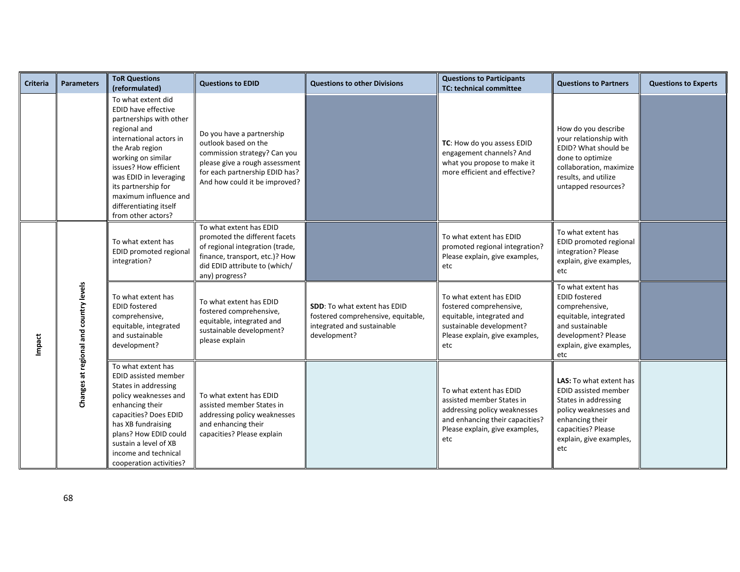| Criteria | Parameters | ToR Questions (reformulated) | Questions to EDID | Questions to other Divisions | Questions to Participants TC: technical committee | Questions to Partners | Questions to Experts |
|---|---|---|---|---|---|---|---|
| | | To what extent did EDID have effective partnerships with other regional and international actors in the Arab region working on similar issues? How efficient was EDID in leveraging its partnership for maximum influence and differentiating itself from other actors? | Do you have a partnership outlook based on the commission strategy? Can you please give a rough assessment for each partnership EDID has? And how could it be improved? | | **TC**: How do you assess EDID engagement channels? And what you propose to make it more efficient and effective? | How do you describe your relationship with EDID? What should be done to optimize collaboration, maximize results, and utilize untapped resources? | |
| Impact | Changes at regional and country levels | To what extent has EDID promoted regional integration? | To what extent has EDID promoted the different facets of regional integration (trade, finance, transport, etc.)? How did EDID attribute to (which/ any) progress? | | To what extent has EDID promoted regional integration? Please explain, give examples, etc | To what extent has EDID promoted regional integration? Please explain, give examples, etc | |
| | | To what extent has EDID fostered comprehensive, equitable, integrated and sustainable development? | To what extent has EDID fostered comprehensive, equitable, integrated and sustainable development? please explain | **SDD**: To what extent has EDID fostered comprehensive, equitable, integrated and sustainable development? | To what extent has EDID fostered comprehensive, equitable, integrated and sustainable development? Please explain, give examples, etc | To what extent has EDID fostered comprehensive, equitable, integrated and sustainable development? Please explain, give examples, etc | |
| | | To what extent has EDID assisted member States in addressing policy weaknesses and enhancing their capacities? Does EDID has XB fundraising plans? How EDID could sustain a level of XB income and technical cooperation activities? | To what extent has EDID assisted member States in addressing policy weaknesses and enhancing their capacities? Please explain | | To what extent has EDID assisted member States in addressing policy weaknesses and enhancing their capacities? Please explain, give examples, etc | **LAS:** To what extent has EDID assisted member States in addressing policy weaknesses and enhancing their capacities? Please explain, give examples, etc | |